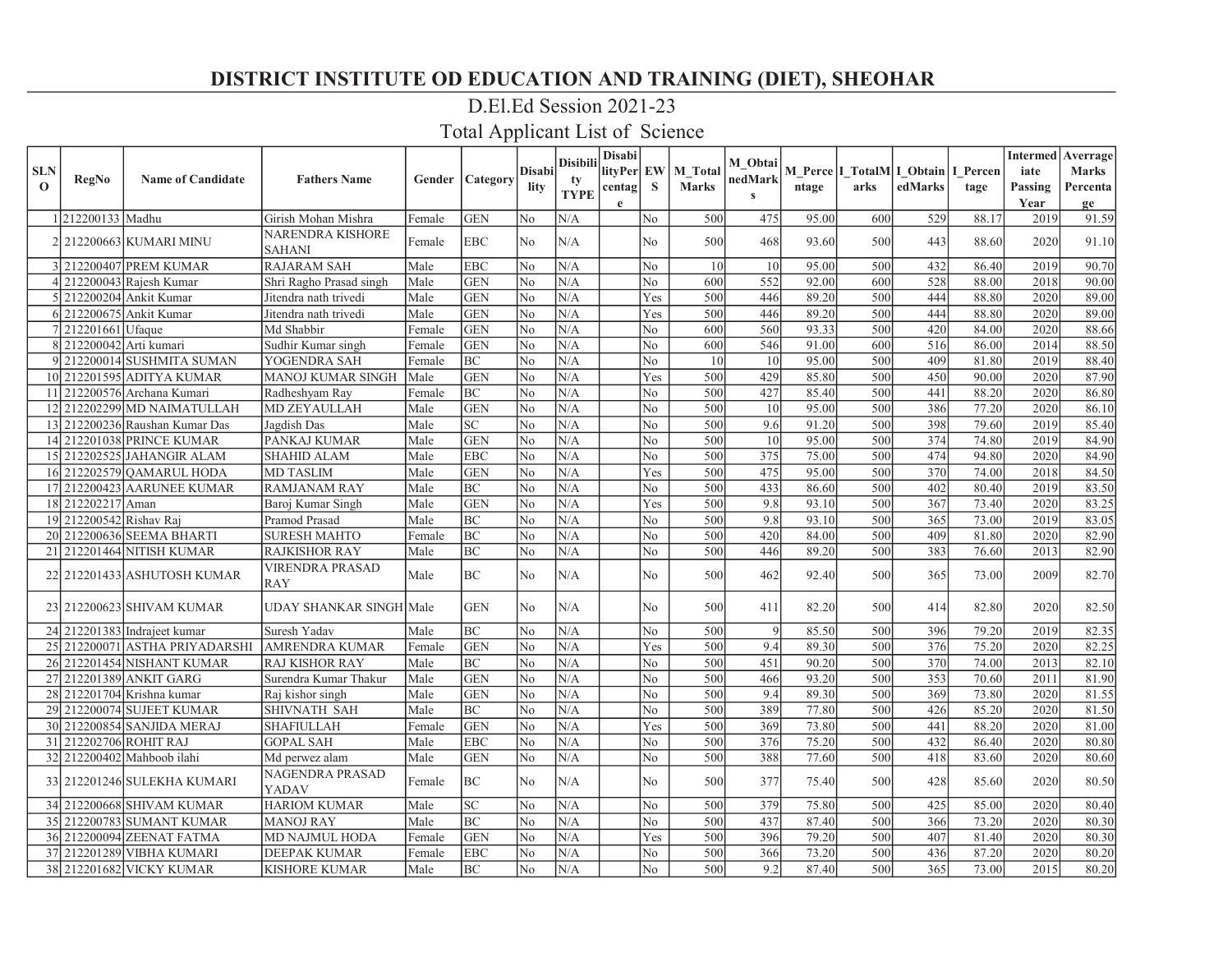# DISTRICT INSTITUTE OD EDUCATION AND TRAINING (DIET), SHEOHAR

## D.El.Ed Session 2021-23

## Total Applicant List of Science

| SLNO | RegNo | Name of Candidate | Fathers Name | Gender | Category | Disability | Disibility TYPE | DisabilityPercentage | EWS | M_Total Marks | M_ObtainedMarks | M_Percentage | I_TotalMarks | I_ObtainedMarks | I_Percentage | Intermediate Passing Year | Averrage Marks Percentage |
|---|---|---|---|---|---|---|---|---|---|---|---|---|---|---|---|---|---|
| 1 | 212200133 | Madhu | Girish Mohan Mishra | Female | GEN | No | N/A | | No | 500 | 475 | 95.00 | 600 | 529 | 88.17 | 2019 | 91.59 |
| 2 | 212200663 | KUMARI MINU | NARENDRA KISHORE SAHANI | Female | EBC | No | N/A | | No | 500 | 468 | 93.60 | 500 | 443 | 88.60 | 2020 | 91.10 |
| 3 | 212200407 | PREM KUMAR | RAJARAM SAH | Male | EBC | No | N/A | | No | 10 | 10 | 95.00 | 500 | 432 | 86.40 | 2019 | 90.70 |
| 4 | 212200043 | Rajesh Kumar | Shri Ragho Prasad singh | Male | GEN | No | N/A | | No | 600 | 552 | 92.00 | 600 | 528 | 88.00 | 2018 | 90.00 |
| 5 | 212200204 | Ankit Kumar | Jitendra nath trivedi | Male | GEN | No | N/A | | Yes | 500 | 446 | 89.20 | 500 | 444 | 88.80 | 2020 | 89.00 |
| 6 | 212200675 | Ankit Kumar | Jitendra nath trivedi | Male | GEN | No | N/A | | Yes | 500 | 446 | 89.20 | 500 | 444 | 88.80 | 2020 | 89.00 |
| 7 | 212201661 | Ufaque | Md Shabbir | Female | GEN | No | N/A | | No | 600 | 560 | 93.33 | 500 | 420 | 84.00 | 2020 | 88.66 |
| 8 | 212200042 | Arti kumari | Sudhir Kumar singh | Female | GEN | No | N/A | | No | 600 | 546 | 91.00 | 600 | 516 | 86.00 | 2014 | 88.50 |
| 9 | 212200014 | SUSHMITA SUMAN | YOGENDRA SAH | Female | BC | No | N/A | | No | 10 | 10 | 95.00 | 500 | 409 | 81.80 | 2019 | 88.40 |
| 10 | 212201595 | ADITYA KUMAR | MANOJ KUMAR SINGH | Male | GEN | No | N/A | | Yes | 500 | 429 | 85.80 | 500 | 450 | 90.00 | 2020 | 87.90 |
| 11 | 212200576 | Archana Kumari | Radheshyam Ray | Female | BC | No | N/A | | No | 500 | 427 | 85.40 | 500 | 441 | 88.20 | 2020 | 86.80 |
| 12 | 212202299 | MD NAIMATULLAH | MD ZEYAULLAH | Male | GEN | No | N/A | | No | 500 | 10 | 95.00 | 500 | 386 | 77.20 | 2020 | 86.10 |
| 13 | 212200236 | Raushan Kumar Das | Jagdish Das | Male | SC | No | N/A | | No | 500 | 9.6 | 91.20 | 500 | 398 | 79.60 | 2019 | 85.40 |
| 14 | 212201038 | PRINCE KUMAR | PANKAJ KUMAR | Male | GEN | No | N/A | | No | 500 | 10 | 95.00 | 500 | 374 | 74.80 | 2019 | 84.90 |
| 15 | 212202525 | JAHANGIR ALAM | SHAHID ALAM | Male | EBC | No | N/A | | No | 500 | 375 | 75.00 | 500 | 474 | 94.80 | 2020 | 84.90 |
| 16 | 212202579 | QAMARUL HODA | MD TASLIM | Male | GEN | No | N/A | | Yes | 500 | 475 | 95.00 | 500 | 370 | 74.00 | 2018 | 84.50 |
| 17 | 212200423 | AARUNEE KUMAR | RAMJANAM RAY | Male | BC | No | N/A | | No | 500 | 433 | 86.60 | 500 | 402 | 80.40 | 2019 | 83.50 |
| 18 | 212202217 | Aman | Baroj Kumar Singh | Male | GEN | No | N/A | | Yes | 500 | 9.8 | 93.10 | 500 | 367 | 73.40 | 2020 | 83.25 |
| 19 | 212200542 | Rishav Raj | Pramod Prasad | Male | BC | No | N/A | | No | 500 | 9.8 | 93.10 | 500 | 365 | 73.00 | 2019 | 83.05 |
| 20 | 212200636 | SEEMA BHARTI | SURESH MAHTO | Female | BC | No | N/A | | No | 500 | 420 | 84.00 | 500 | 409 | 81.80 | 2020 | 82.90 |
| 21 | 212201464 | NITISH KUMAR | RAJKISHOR RAY | Male | BC | No | N/A | | No | 500 | 446 | 89.20 | 500 | 383 | 76.60 | 2013 | 82.90 |
| 22 | 212201433 | ASHUTOSH KUMAR | VIRENDRA PRASAD RAY | Male | BC | No | N/A | | No | 500 | 462 | 92.40 | 500 | 365 | 73.00 | 2009 | 82.70 |
| 23 | 212200623 | SHIVAM KUMAR | UDAY SHANKAR SINGH | Male | GEN | No | N/A | | No | 500 | 411 | 82.20 | 500 | 414 | 82.80 | 2020 | 82.50 |
| 24 | 212201383 | Indrajeet kumar | Suresh Yadav | Male | BC | No | N/A | | No | 500 | 9 | 85.50 | 500 | 396 | 79.20 | 2019 | 82.35 |
| 25 | 212200071 | ASTHA PRIYADARSHI | AMRENDRA KUMAR | Female | GEN | No | N/A | | Yes | 500 | 9.4 | 89.30 | 500 | 376 | 75.20 | 2020 | 82.25 |
| 26 | 212201454 | NISHANT KUMAR | RAJ KISHOR RAY | Male | BC | No | N/A | | No | 500 | 451 | 90.20 | 500 | 370 | 74.00 | 2013 | 82.10 |
| 27 | 212201389 | ANKIT GARG | Surendra Kumar Thakur | Male | GEN | No | N/A | | No | 500 | 466 | 93.20 | 500 | 353 | 70.60 | 2011 | 81.90 |
| 28 | 212201704 | Krishna kumar | Raj kishor singh | Male | GEN | No | N/A | | No | 500 | 9.4 | 89.30 | 500 | 369 | 73.80 | 2020 | 81.55 |
| 29 | 212200074 | SUJEET KUMAR | SHIVNATH SAH | Male | BC | No | N/A | | No | 500 | 389 | 77.80 | 500 | 426 | 85.20 | 2020 | 81.50 |
| 30 | 212200854 | SANJIDA MERAJ | SHAFIULLAH | Female | GEN | No | N/A | | Yes | 500 | 369 | 73.80 | 500 | 441 | 88.20 | 2020 | 81.00 |
| 31 | 212202706 | ROHIT RAJ | GOPAL SAH | Male | EBC | No | N/A | | No | 500 | 376 | 75.20 | 500 | 432 | 86.40 | 2020 | 80.80 |
| 32 | 212200402 | Mahboob ilahi | Md perwez alam | Male | GEN | No | N/A | | No | 500 | 388 | 77.60 | 500 | 418 | 83.60 | 2020 | 80.60 |
| 33 | 212201246 | SULEKHA KUMARI | NAGENDRA PRASAD YADAV | Female | BC | No | N/A | | No | 500 | 377 | 75.40 | 500 | 428 | 85.60 | 2020 | 80.50 |
| 34 | 212200668 | SHIVAM KUMAR | HARIOM KUMAR | Male | SC | No | N/A | | No | 500 | 379 | 75.80 | 500 | 425 | 85.00 | 2020 | 80.40 |
| 35 | 212200783 | SUMANT KUMAR | MANOJ RAY | Male | BC | No | N/A | | No | 500 | 437 | 87.40 | 500 | 366 | 73.20 | 2020 | 80.30 |
| 36 | 212200094 | ZEENAT FATMA | MD NAJMUL HODA | Female | GEN | No | N/A | | Yes | 500 | 396 | 79.20 | 500 | 407 | 81.40 | 2020 | 80.30 |
| 37 | 212201289 | VIBHA KUMARI | DEEPAK KUMAR | Female | EBC | No | N/A | | No | 500 | 366 | 73.20 | 500 | 436 | 87.20 | 2020 | 80.20 |
| 38 | 212201682 | VICKY KUMAR | KISHORE KUMAR | Male | BC | No | N/A | | No | 500 | 9.2 | 87.40 | 500 | 365 | 73.00 | 2015 | 80.20 |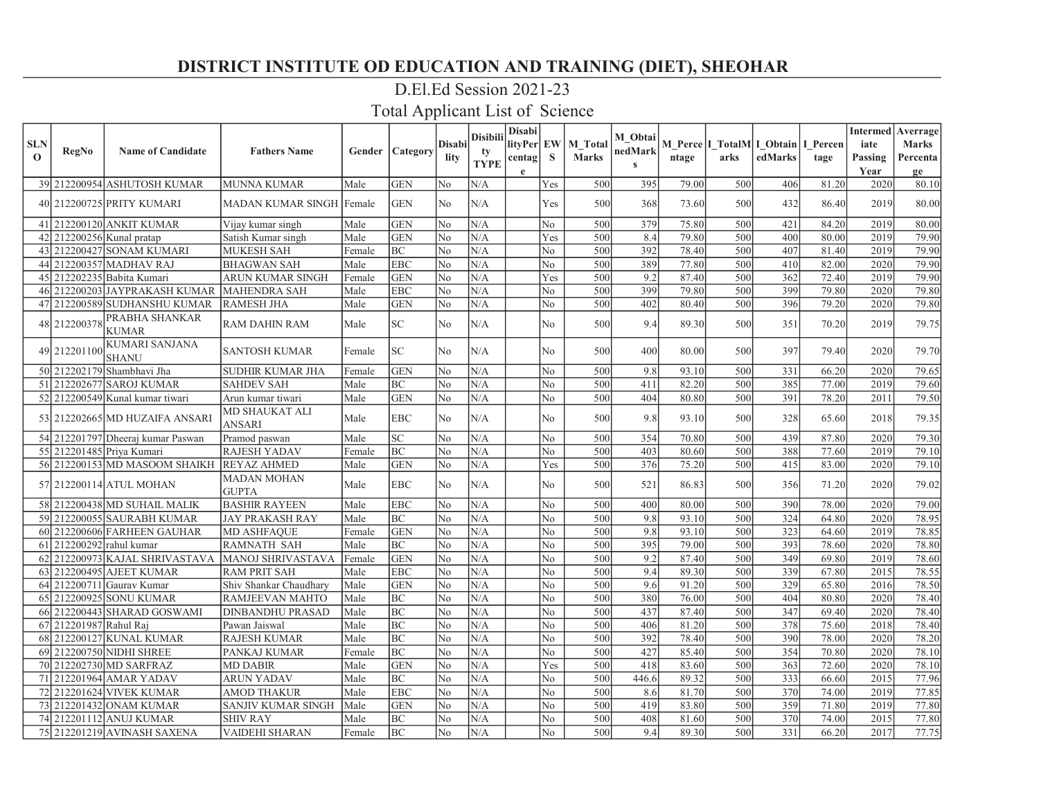# DISTRICT INSTITUTE OD EDUCATION AND TRAINING (DIET), SHEOHAR

## D.El.Ed Session 2021-23

## Total Applicant List of Science

| SLNO | RegNo | Name of Candidate | Fathers Name | Gender | Category | Disability | Disibility TYPE | DisabilityPercentage | EWS | M_Total Marks | M_ObtainedMarks | M_Percentage | I_TotalMarks | I_ObtainedMarks | I_Percentage | Intermediate Passing Year | Averrage Marks Percentage |
|---|---|---|---|---|---|---|---|---|---|---|---|---|---|---|---|---|---|
| 39 | 212200954 | ASHUTOSH KUMAR | MUNNA KUMAR | Male | GEN | No | N/A | | Yes | 500 | 395 | 79.00 | 500 | 406 | 81.20 | 2020 | 80.10 |
| 40 | 212200725 | PRITY KUMARI | MADAN KUMAR SINGH | Female | GEN | No | N/A | | Yes | 500 | 368 | 73.60 | 500 | 432 | 86.40 | 2019 | 80.00 |
| 41 | 212200120 | ANKIT KUMAR | Vijay kumar singh | Male | GEN | No | N/A | | No | 500 | 379 | 75.80 | 500 | 421 | 84.20 | 2019 | 80.00 |
| 42 | 212200256 | Kunal pratap | Satish Kumar singh | Male | GEN | No | N/A | | Yes | 500 | 8.4 | 79.80 | 500 | 400 | 80.00 | 2019 | 79.90 |
| 43 | 212200427 | SONAM KUMARI | MUKESH SAH | Female | BC | No | N/A | | No | 500 | 392 | 78.40 | 500 | 407 | 81.40 | 2019 | 79.90 |
| 44 | 212200357 | MADHAV RAJ | BHAGWAN SAH | Male | EBC | No | N/A | | No | 500 | 389 | 77.80 | 500 | 410 | 82.00 | 2020 | 79.90 |
| 45 | 212202235 | Babita Kumari | ARUN KUMAR SINGH | Female | GEN | No | N/A | | Yes | 500 | 9.2 | 87.40 | 500 | 362 | 72.40 | 2019 | 79.90 |
| 46 | 212200203 | JAYPRAKASH KUMAR | MAHENDRA SAH | Male | EBC | No | N/A | | No | 500 | 399 | 79.80 | 500 | 399 | 79.80 | 2020 | 79.80 |
| 47 | 212200589 | SUDHANSHU KUMAR | RAMESH JHA | Male | GEN | No | N/A | | No | 500 | 402 | 80.40 | 500 | 396 | 79.20 | 2020 | 79.80 |
| 48 | 212200378 | PRABHA SHANKAR KUMAR | RAM DAHIN RAM | Male | SC | No | N/A | | No | 500 | 9.4 | 89.30 | 500 | 351 | 70.20 | 2019 | 79.75 |
| 49 | 212201100 | KUMARI SANJANA SHANU | SANTOSH KUMAR | Female | SC | No | N/A | | No | 500 | 400 | 80.00 | 500 | 397 | 79.40 | 2020 | 79.70 |
| 50 | 212202179 | Shambhavi Jha | SUDHIR KUMAR JHA | Female | GEN | No | N/A | | No | 500 | 9.8 | 93.10 | 500 | 331 | 66.20 | 2020 | 79.65 |
| 51 | 212202677 | SAROJ KUMAR | SAHDEV SAH | Male | BC | No | N/A | | No | 500 | 411 | 82.20 | 500 | 385 | 77.00 | 2019 | 79.60 |
| 52 | 212200549 | Kunal kumar tiwari | Arun kumar tiwari | Male | GEN | No | N/A | | No | 500 | 404 | 80.80 | 500 | 391 | 78.20 | 2011 | 79.50 |
| 53 | 212202665 | MD HUZAIFA ANSARI | MD SHAUKAT ALI ANSARI | Male | EBC | No | N/A | | No | 500 | 9.8 | 93.10 | 500 | 328 | 65.60 | 2018 | 79.35 |
| 54 | 212201797 | Dheeraj kumar Paswan | Pramod paswan | Male | SC | No | N/A | | No | 500 | 354 | 70.80 | 500 | 439 | 87.80 | 2020 | 79.30 |
| 55 | 212201485 | Priya Kumari | RAJESH YADAV | Female | BC | No | N/A | | No | 500 | 403 | 80.60 | 500 | 388 | 77.60 | 2019 | 79.10 |
| 56 | 212200153 | MD MASOOM SHAIKH | REYAZ AHMED | Male | GEN | No | N/A | | Yes | 500 | 376 | 75.20 | 500 | 415 | 83.00 | 2020 | 79.10 |
| 57 | 212200114 | ATUL MOHAN | MADAN MOHAN GUPTA | Male | EBC | No | N/A | | No | 500 | 521 | 86.83 | 500 | 356 | 71.20 | 2020 | 79.02 |
| 58 | 212200438 | MD SUHAIL MALIK | BASHIR RAYEEN | Male | EBC | No | N/A | | No | 500 | 400 | 80.00 | 500 | 390 | 78.00 | 2020 | 79.00 |
| 59 | 212200055 | SAURABH KUMAR | JAY PRAKASH RAY | Male | BC | No | N/A | | No | 500 | 9.8 | 93.10 | 500 | 324 | 64.80 | 2020 | 78.95 |
| 60 | 212200606 | FARHEEN GAUHAR | MD ASHFAQUE | Female | GEN | No | N/A | | No | 500 | 9.8 | 93.10 | 500 | 323 | 64.60 | 2019 | 78.85 |
| 61 | 212200292 | rahul kumar | RAMNATH SAH | Male | BC | No | N/A | | No | 500 | 395 | 79.00 | 500 | 393 | 78.60 | 2020 | 78.80 |
| 62 | 212200973 | KAJAL SHRIVASTAVA | MANOJ SHRIVASTAVA | Female | GEN | No | N/A | | No | 500 | 9.2 | 87.40 | 500 | 349 | 69.80 | 2019 | 78.60 |
| 63 | 212200495 | AJEET KUMAR | RAM PRIT SAH | Male | EBC | No | N/A | | No | 500 | 9.4 | 89.30 | 500 | 339 | 67.80 | 2015 | 78.55 |
| 64 | 212200711 | Gaurav Kumar | Shiv Shankar Chaudhary | Male | GEN | No | N/A | | No | 500 | 9.6 | 91.20 | 500 | 329 | 65.80 | 2016 | 78.50 |
| 65 | 212200925 | SONU KUMAR | RAMJEEVAN MAHTO | Male | BC | No | N/A | | No | 500 | 380 | 76.00 | 500 | 404 | 80.80 | 2020 | 78.40 |
| 66 | 212200443 | SHARAD GOSWAMI | DINBANDHU PRASAD | Male | BC | No | N/A | | No | 500 | 437 | 87.40 | 500 | 347 | 69.40 | 2020 | 78.40 |
| 67 | 212201987 | Rahul Raj | Pawan Jaiswal | Male | BC | No | N/A | | No | 500 | 406 | 81.20 | 500 | 378 | 75.60 | 2018 | 78.40 |
| 68 | 212200127 | KUNAL KUMAR | RAJESH KUMAR | Male | BC | No | N/A | | No | 500 | 392 | 78.40 | 500 | 390 | 78.00 | 2020 | 78.20 |
| 69 | 212200750 | NIDHI SHREE | PANKAJ KUMAR | Female | BC | No | N/A | | No | 500 | 427 | 85.40 | 500 | 354 | 70.80 | 2020 | 78.10 |
| 70 | 212202730 | MD SARFRAZ | MD DABIR | Male | GEN | No | N/A | | Yes | 500 | 418 | 83.60 | 500 | 363 | 72.60 | 2020 | 78.10 |
| 71 | 212201964 | AMAR YADAV | ARUN YADAV | Male | BC | No | N/A | | No | 500 | 446.6 | 89.32 | 500 | 333 | 66.60 | 2015 | 77.96 |
| 72 | 212201624 | VIVEK KUMAR | AMOD THAKUR | Male | EBC | No | N/A | | No | 500 | 8.6 | 81.70 | 500 | 370 | 74.00 | 2019 | 77.85 |
| 73 | 212201432 | ONAM KUMAR | SANJIV KUMAR SINGH | Male | GEN | No | N/A | | No | 500 | 419 | 83.80 | 500 | 359 | 71.80 | 2019 | 77.80 |
| 74 | 212201112 | ANUJ KUMAR | SHIV RAY | Male | BC | No | N/A | | No | 500 | 408 | 81.60 | 500 | 370 | 74.00 | 2015 | 77.80 |
| 75 | 212201219 | AVINASH SAXENA | VAIDEHI SHARAN | Female | BC | No | N/A | | No | 500 | 9.4 | 89.30 | 500 | 331 | 66.20 | 2017 | 77.75 |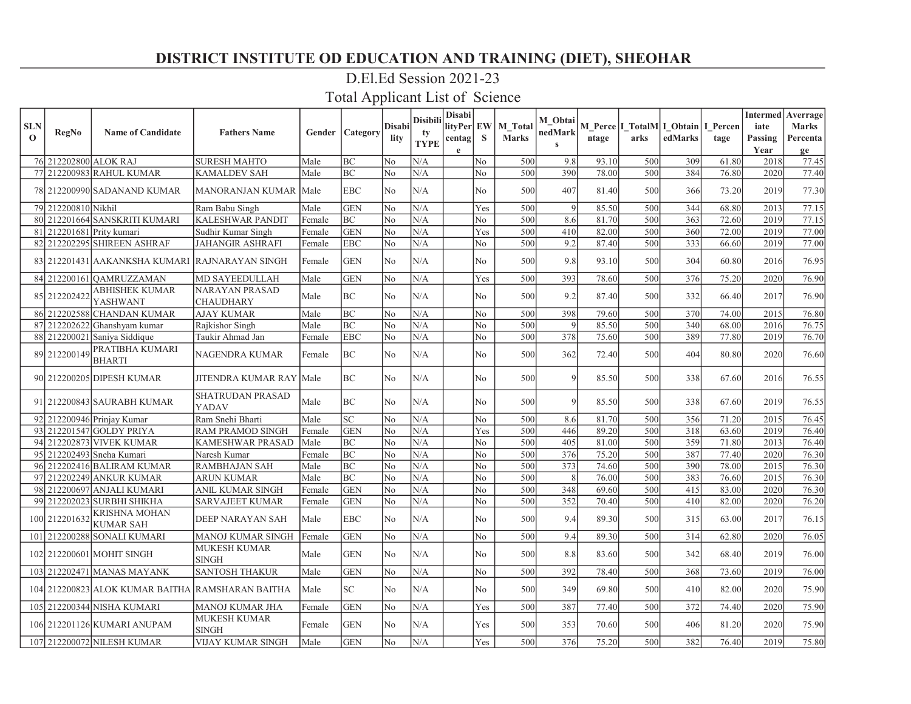# DISTRICT INSTITUTE OD EDUCATION AND TRAINING (DIET), SHEOHAR

## D.El.Ed Session 2021-23

## Total Applicant List of Science

| SLNO | RegNo | Name of Candidate | Fathers Name | Gender | Category | Disability | Disibility TYPE | DisabilityPercentage | EWS | M_Total Marks | M_ObtainedMarks | M_Percentage | I_TotalMarks | I_ObtainedMarks | I_Percentage | Intermediate Passing Year | Averrage Marks Percentage |
|---|---|---|---|---|---|---|---|---|---|---|---|---|---|---|---|---|---|
| 76 | 212202800 | ALOK RAJ | SURESH MAHTO | Male | BC | No | N/A | | No | 500 | 9.8 | 93.10 | 500 | 309 | 61.80 | 2018 | 77.45 |
| 77 | 212200983 | RAHUL KUMAR | KAMALDEV SAH | Male | BC | No | N/A | | No | 500 | 390 | 78.00 | 500 | 384 | 76.80 | 2020 | 77.40 |
| 78 | 212200990 | SADANAND KUMAR | MANORANJAN KUMAR | Male | EBC | No | N/A | | No | 500 | 407 | 81.40 | 500 | 366 | 73.20 | 2019 | 77.30 |
| 79 | 212200810 | Nikhil | Ram Babu Singh | Male | GEN | No | N/A | | Yes | 500 | 9 | 85.50 | 500 | 344 | 68.80 | 2013 | 77.15 |
| 80 | 212201664 | SANSKRITI KUMARI | KALESHWAR PANDIT | Female | BC | No | N/A | | No | 500 | 8.6 | 81.70 | 500 | 363 | 72.60 | 2019 | 77.15 |
| 81 | 212201681 | Prity kumari | Sudhir Kumar Singh | Female | GEN | No | N/A | | Yes | 500 | 410 | 82.00 | 500 | 360 | 72.00 | 2019 | 77.00 |
| 82 | 212202295 | SHIREEN ASHRAF | JAHANGIR ASHRAFI | Female | EBC | No | N/A | | No | 500 | 9.2 | 87.40 | 500 | 333 | 66.60 | 2019 | 77.00 |
| 83 | 212201431 | AAKANKSHA KUMARI | RAJNARAYAN SINGH | Female | GEN | No | N/A | | No | 500 | 9.8 | 93.10 | 500 | 304 | 60.80 | 2016 | 76.95 |
| 84 | 212200161 | QAMRUZZAMAN | MD SAYEEDULLAH | Male | GEN | No | N/A | | Yes | 500 | 393 | 78.60 | 500 | 376 | 75.20 | 2020 | 76.90 |
| 85 | 212202422 | ABHISHEK KUMAR YASHWANT | NARAYAN PRASAD CHAUDHARY | Male | BC | No | N/A | | No | 500 | 9.2 | 87.40 | 500 | 332 | 66.40 | 2017 | 76.90 |
| 86 | 212202588 | CHANDAN KUMAR | AJAY KUMAR | Male | BC | No | N/A | | No | 500 | 398 | 79.60 | 500 | 370 | 74.00 | 2015 | 76.80 |
| 87 | 212202622 | Ghanshyam kumar | Rajkishor Singh | Male | BC | No | N/A | | No | 500 | 9 | 85.50 | 500 | 340 | 68.00 | 2016 | 76.75 |
| 88 | 212200021 | Saniya Siddique | Taukir Ahmad Jan | Female | EBC | No | N/A | | No | 500 | 378 | 75.60 | 500 | 389 | 77.80 | 2019 | 76.70 |
| 89 | 212200149 | PRATIBHA KUMARI BHARTI | NAGENDRA KUMAR | Female | BC | No | N/A | | No | 500 | 362 | 72.40 | 500 | 404 | 80.80 | 2020 | 76.60 |
| 90 | 212200205 | DIPESH KUMAR | JITENDRA KUMAR RAY | Male | BC | No | N/A | | No | 500 | 9 | 85.50 | 500 | 338 | 67.60 | 2016 | 76.55 |
| 91 | 212200843 | SAURABH KUMAR | SHATRUDAN PRASAD YADAV | Male | BC | No | N/A | | No | 500 | 9 | 85.50 | 500 | 338 | 67.60 | 2019 | 76.55 |
| 92 | 212200946 | Prinjay Kumar | Ram Snehi Bharti | Male | SC | No | N/A | | No | 500 | 8.6 | 81.70 | 500 | 356 | 71.20 | 2015 | 76.45 |
| 93 | 212201547 | GOLDY PRIYA | RAM PRAMOD SINGH | Female | GEN | No | N/A | | Yes | 500 | 446 | 89.20 | 500 | 318 | 63.60 | 2019 | 76.40 |
| 94 | 212202873 | VIVEK KUMAR | KAMESHWAR PRASAD | Male | BC | No | N/A | | No | 500 | 405 | 81.00 | 500 | 359 | 71.80 | 2013 | 76.40 |
| 95 | 212202493 | Sneha Kumari | Naresh Kumar | Female | BC | No | N/A | | No | 500 | 376 | 75.20 | 500 | 387 | 77.40 | 2020 | 76.30 |
| 96 | 212202416 | BALIRAM KUMAR | RAMBHAJAN SAH | Male | BC | No | N/A | | No | 500 | 373 | 74.60 | 500 | 390 | 78.00 | 2015 | 76.30 |
| 97 | 212202249 | ANKUR KUMAR | ARUN KUMAR | Male | BC | No | N/A | | No | 500 | 8 | 76.00 | 500 | 383 | 76.60 | 2015 | 76.30 |
| 98 | 212200697 | ANJALI KUMARI | ANIL KUMAR SINGH | Female | GEN | No | N/A | | No | 500 | 348 | 69.60 | 500 | 415 | 83.00 | 2020 | 76.30 |
| 99 | 212202023 | SURBHI SHIKHA | SARVAJEET KUMAR | Female | GEN | No | N/A | | No | 500 | 352 | 70.40 | 500 | 410 | 82.00 | 2020 | 76.20 |
| 100 | 212201632 | KRISHNA MOHAN KUMAR SAH | DEEP NARAYAN SAH | Male | EBC | No | N/A | | No | 500 | 9.4 | 89.30 | 500 | 315 | 63.00 | 2017 | 76.15 |
| 101 | 212200288 | SONALI KUMARI | MANOJ KUMAR SINGH | Female | GEN | No | N/A | | No | 500 | 9.4 | 89.30 | 500 | 314 | 62.80 | 2020 | 76.05 |
| 102 | 212200601 | MOHIT SINGH | MUKESH KUMAR SINGH | Male | GEN | No | N/A | | No | 500 | 8.8 | 83.60 | 500 | 342 | 68.40 | 2019 | 76.00 |
| 103 | 212202471 | MANAS MAYANK | SANTOSH THAKUR | Male | GEN | No | N/A | | No | 500 | 392 | 78.40 | 500 | 368 | 73.60 | 2019 | 76.00 |
| 104 | 212200823 | ALOK KUMAR BAITHA | RAMSHARAN BAITHA | Male | SC | No | N/A | | No | 500 | 349 | 69.80 | 500 | 410 | 82.00 | 2020 | 75.90 |
| 105 | 212200344 | NISHA KUMARI | MANOJ KUMAR JHA | Female | GEN | No | N/A | | Yes | 500 | 387 | 77.40 | 500 | 372 | 74.40 | 2020 | 75.90 |
| 106 | 212201126 | KUMARI ANUPAM | MUKESH KUMAR SINGH | Female | GEN | No | N/A | | Yes | 500 | 353 | 70.60 | 500 | 406 | 81.20 | 2020 | 75.90 |
| 107 | 212200072 | NILESH KUMAR | VIJAY KUMAR SINGH | Male | GEN | No | N/A | | Yes | 500 | 376 | 75.20 | 500 | 382 | 76.40 | 2019 | 75.80 |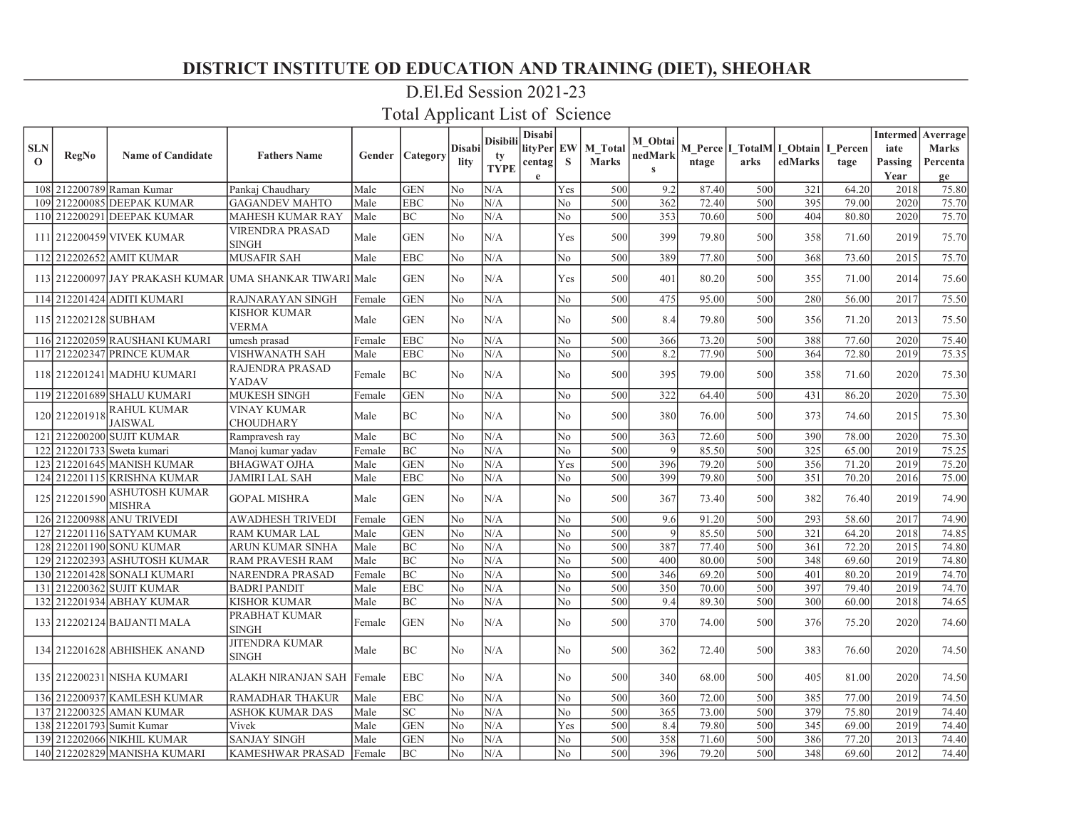# DISTRICT INSTITUTE OD EDUCATION AND TRAINING (DIET), SHEOHAR

## D.El.Ed Session 2021-23

## Total Applicant List of Science

| SLNO | RegNo | Name of Candidate | Fathers Name | Gender | Category | Disability | Disibility TYPE | DisabilityPercentage | EWS | M_Total Marks | M_ObtainedMarks | M_Percentage | I_TotalMarks | I_ObtainedMarks | I_Percentage | Intermediate Passing Year | Averrage Marks Percentage |
|---|---|---|---|---|---|---|---|---|---|---|---|---|---|---|---|---|---|
| 108 | 212200789 | Raman Kumar | Pankaj Chaudhary | Male | GEN | No | N/A | | Yes | 500 | 9.2 | 87.40 | 500 | 321 | 64.20 | 2018 | 75.80 |
| 109 | 212200085 | DEEPAK KUMAR | GAGANDEV MAHTO | Male | EBC | No | N/A | | No | 500 | 362 | 72.40 | 500 | 395 | 79.00 | 2020 | 75.70 |
| 110 | 212200291 | DEEPAK KUMAR | MAHESH KUMAR RAY | Male | BC | No | N/A | | No | 500 | 353 | 70.60 | 500 | 404 | 80.80 | 2020 | 75.70 |
| 111 | 212200459 | VIVEK KUMAR | VIRENDRA PRASAD SINGH | Male | GEN | No | N/A | | Yes | 500 | 399 | 79.80 | 500 | 358 | 71.60 | 2019 | 75.70 |
| 112 | 212202652 | AMIT KUMAR | MUSAFIR SAH | Male | EBC | No | N/A | | No | 500 | 389 | 77.80 | 500 | 368 | 73.60 | 2015 | 75.70 |
| 113 | 212200097 | JAY PRAKASH KUMAR | UMA SHANKAR TIWARI | Male | GEN | No | N/A | | Yes | 500 | 401 | 80.20 | 500 | 355 | 71.00 | 2014 | 75.60 |
| 114 | 212201424 | ADITI KUMARI | RAJNARAYAN SINGH | Female | GEN | No | N/A | | No | 500 | 475 | 95.00 | 500 | 280 | 56.00 | 2017 | 75.50 |
| 115 | 212202128 | SUBHAM | KISHOR KUMAR VERMA | Male | GEN | No | N/A | | No | 500 | 8.4 | 79.80 | 500 | 356 | 71.20 | 2013 | 75.50 |
| 116 | 212202059 | RAUSHANI KUMARI | umesh prasad | Female | EBC | No | N/A | | No | 500 | 366 | 73.20 | 500 | 388 | 77.60 | 2020 | 75.40 |
| 117 | 212202347 | PRINCE KUMAR | VISHWANATH SAH | Male | EBC | No | N/A | | No | 500 | 8.2 | 77.90 | 500 | 364 | 72.80 | 2019 | 75.35 |
| 118 | 212201241 | MADHU KUMARI | RAJENDRA PRASAD YADAV | Female | BC | No | N/A | | No | 500 | 395 | 79.00 | 500 | 358 | 71.60 | 2020 | 75.30 |
| 119 | 212201689 | SHALU KUMARI | MUKESH SINGH | Female | GEN | No | N/A | | No | 500 | 322 | 64.40 | 500 | 431 | 86.20 | 2020 | 75.30 |
| 120 | 212201918 | RAHUL KUMAR JAISWAL | VINAY KUMAR CHOUDHARY | Male | BC | No | N/A | | No | 500 | 380 | 76.00 | 500 | 373 | 74.60 | 2015 | 75.30 |
| 121 | 212200200 | SUJIT KUMAR | Rampravesh ray | Male | BC | No | N/A | | No | 500 | 363 | 72.60 | 500 | 390 | 78.00 | 2020 | 75.30 |
| 122 | 212201733 | Sweta kumari | Manoj kumar yadav | Female | BC | No | N/A | | No | 500 | 9 | 85.50 | 500 | 325 | 65.00 | 2019 | 75.25 |
| 123 | 212201645 | MANISH KUMAR | BHAGWAT OJHA | Male | GEN | No | N/A | | Yes | 500 | 396 | 79.20 | 500 | 356 | 71.20 | 2019 | 75.20 |
| 124 | 212201115 | KRISHNA KUMAR | JAMIRI LAL SAH | Male | EBC | No | N/A | | No | 500 | 399 | 79.80 | 500 | 351 | 70.20 | 2016 | 75.00 |
| 125 | 212201590 | ASHUTOSH KUMAR MISHRA | GOPAL MISHRA | Male | GEN | No | N/A | | No | 500 | 367 | 73.40 | 500 | 382 | 76.40 | 2019 | 74.90 |
| 126 | 212200988 | ANU TRIVEDI | AWADHESH TRIVEDI | Female | GEN | No | N/A | | No | 500 | 9.6 | 91.20 | 500 | 293 | 58.60 | 2017 | 74.90 |
| 127 | 212201116 | SATYAM KUMAR | RAM KUMAR LAL | Male | GEN | No | N/A | | No | 500 | 9 | 85.50 | 500 | 321 | 64.20 | 2018 | 74.85 |
| 128 | 212201190 | SONU KUMAR | ARUN KUMAR SINHA | Male | BC | No | N/A | | No | 500 | 387 | 77.40 | 500 | 361 | 72.20 | 2015 | 74.80 |
| 129 | 212202393 | ASHUTOSH KUMAR | RAM PRAVESH RAM | Male | BC | No | N/A | | No | 500 | 400 | 80.00 | 500 | 348 | 69.60 | 2019 | 74.80 |
| 130 | 212201428 | SONALI KUMARI | NARENDRA PRASAD | Female | BC | No | N/A | | No | 500 | 346 | 69.20 | 500 | 401 | 80.20 | 2019 | 74.70 |
| 131 | 212200362 | SUJIT KUMAR | BADRI PANDIT | Male | EBC | No | N/A | | No | 500 | 350 | 70.00 | 500 | 397 | 79.40 | 2019 | 74.70 |
| 132 | 212201934 | ABHAY KUMAR | KISHOR KUMAR | Male | BC | No | N/A | | No | 500 | 9.4 | 89.30 | 500 | 300 | 60.00 | 2018 | 74.65 |
| 133 | 212202124 | BAIJANTI MALA | PRABHAT KUMAR SINGH | Female | GEN | No | N/A | | No | 500 | 370 | 74.00 | 500 | 376 | 75.20 | 2020 | 74.60 |
| 134 | 212201628 | ABHISHEK ANAND | JITENDRA KUMAR SINGH | Male | BC | No | N/A | | No | 500 | 362 | 72.40 | 500 | 383 | 76.60 | 2020 | 74.50 |
| 135 | 212200231 | NISHA KUMARI | ALAKH NIRANJAN SAH | Female | EBC | No | N/A | | No | 500 | 340 | 68.00 | 500 | 405 | 81.00 | 2020 | 74.50 |
| 136 | 212200937 | KAMLESH KUMAR | RAMADHAR THAKUR | Male | EBC | No | N/A | | No | 500 | 360 | 72.00 | 500 | 385 | 77.00 | 2019 | 74.50 |
| 137 | 212200325 | AMAN KUMAR | ASHOK KUMAR DAS | Male | SC | No | N/A | | No | 500 | 365 | 73.00 | 500 | 379 | 75.80 | 2019 | 74.40 |
| 138 | 212201793 | Sumit Kumar | Vivek | Male | GEN | No | N/A | | Yes | 500 | 8.4 | 79.80 | 500 | 345 | 69.00 | 2019 | 74.40 |
| 139 | 212202066 | NIKHIL KUMAR | SANJAY SINGH | Male | GEN | No | N/A | | No | 500 | 358 | 71.60 | 500 | 386 | 77.20 | 2013 | 74.40 |
| 140 | 212202829 | MANISHA KUMARI | KAMESHWAR PRASAD | Female | BC | No | N/A | | No | 500 | 396 | 79.20 | 500 | 348 | 69.60 | 2012 | 74.40 |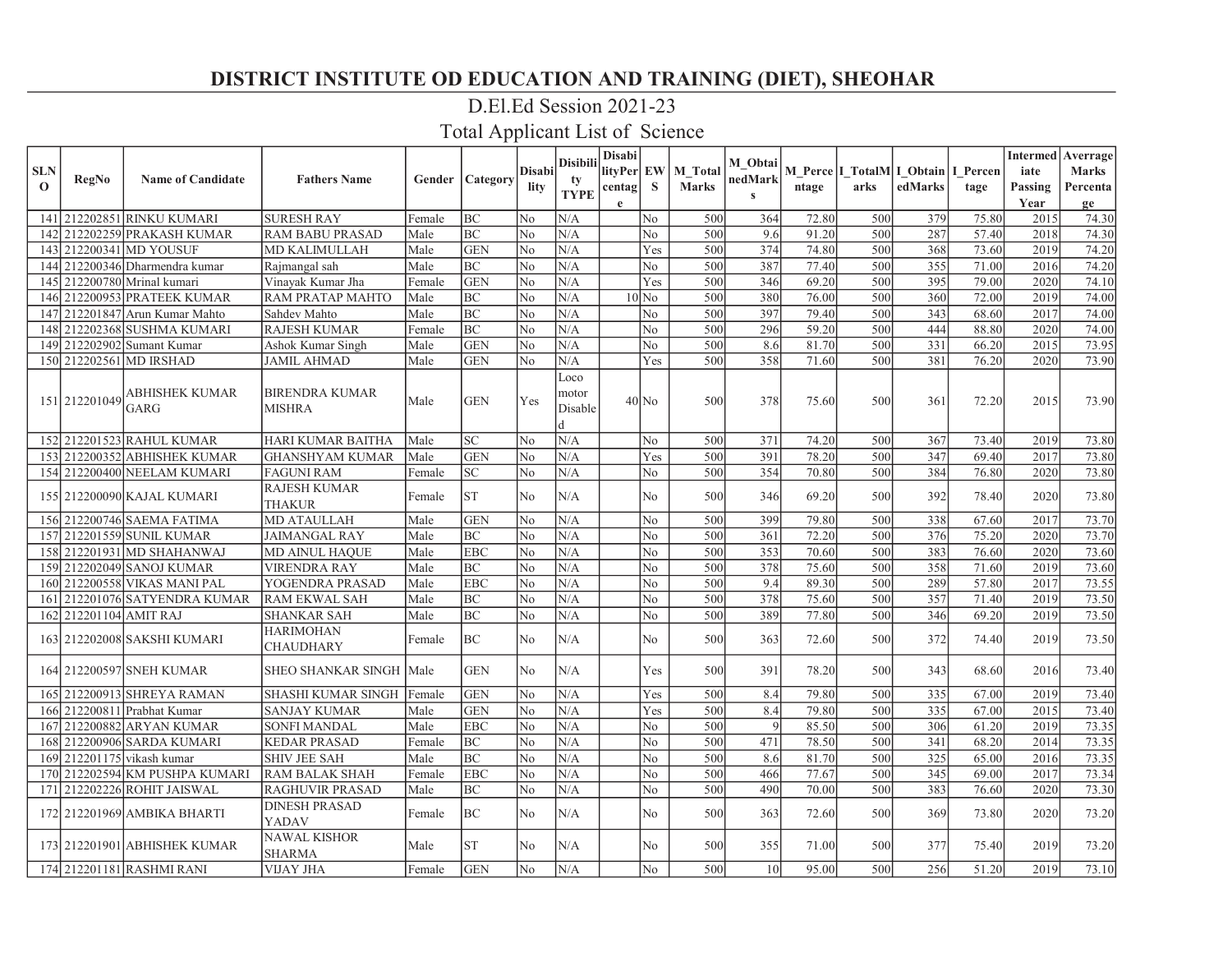# DISTRICT INSTITUTE OD EDUCATION AND TRAINING (DIET), SHEOHAR

## D.El.Ed Session 2021-23

## Total Applicant List of Science

| SLNO | RegNo | Name of Candidate | Fathers Name | Gender | Category | Disability | Disibility TYPE | DisabilityPercentage | EWS | M_Total Marks | M_ObtainedMarks | M_Percentage | I_TotalMarks | I_ObtainedMarks | I_Percentage | Intermediate Passing Year | Averrage Marks Percentage |
|---|---|---|---|---|---|---|---|---|---|---|---|---|---|---|---|---|---|
| 141 | 212202851 | RINKU KUMARI | SURESH RAY | Female | BC | No | N/A | | No | 500 | 364 | 72.80 | 500 | 379 | 75.80 | 2015 | 74.30 |
| 142 | 212202259 | PRAKASH KUMAR | RAM BABU PRASAD | Male | BC | No | N/A | | No | 500 | 9.6 | 91.20 | 500 | 287 | 57.40 | 2018 | 74.30 |
| 143 | 212200341 | MD YOUSUF | MD KALIMULLAH | Male | GEN | No | N/A | | Yes | 500 | 374 | 74.80 | 500 | 368 | 73.60 | 2019 | 74.20 |
| 144 | 212200346 | Dharmendra kumar | Rajmangal sah | Male | BC | No | N/A | | No | 500 | 387 | 77.40 | 500 | 355 | 71.00 | 2016 | 74.20 |
| 145 | 212200780 | Mrinal kumari | Vinayak Kumar Jha | Female | GEN | No | N/A | | Yes | 500 | 346 | 69.20 | 500 | 395 | 79.00 | 2020 | 74.10 |
| 146 | 212200953 | PRATEEK KUMAR | RAM PRATAP MAHTO | Male | BC | No | N/A | 10 | No | 500 | 380 | 76.00 | 500 | 360 | 72.00 | 2019 | 74.00 |
| 147 | 212201847 | Arun Kumar Mahto | Sahdev Mahto | Male | BC | No | N/A | | No | 500 | 397 | 79.40 | 500 | 343 | 68.60 | 2017 | 74.00 |
| 148 | 212202368 | SUSHMA KUMARI | RAJESH KUMAR | Female | BC | No | N/A | | No | 500 | 296 | 59.20 | 500 | 444 | 88.80 | 2020 | 74.00 |
| 149 | 212202902 | Sumant Kumar | Ashok Kumar Singh | Male | GEN | No | N/A | | No | 500 | 8.6 | 81.70 | 500 | 331 | 66.20 | 2015 | 73.95 |
| 150 | 212202561 | MD IRSHAD | JAMIL AHMAD | Male | GEN | No | N/A | | Yes | 500 | 358 | 71.60 | 500 | 381 | 76.20 | 2020 | 73.90 |
| 151 | 212201049 | ABHISHEK KUMAR GARG | BIRENDRA KUMAR MISHRA | Male | GEN | Yes | Loco motor Disabled | 40 | No | 500 | 378 | 75.60 | 500 | 361 | 72.20 | 2015 | 73.90 |
| 152 | 212201523 | RAHUL KUMAR | HARI KUMAR BAITHA | Male | SC | No | N/A | | No | 500 | 371 | 74.20 | 500 | 367 | 73.40 | 2019 | 73.80 |
| 153 | 212200352 | ABHISHEK KUMAR | GHANSHYAM KUMAR | Male | GEN | No | N/A | | Yes | 500 | 391 | 78.20 | 500 | 347 | 69.40 | 2017 | 73.80 |
| 154 | 212200400 | NEELAM KUMARI | FAGUNI RAM | Female | SC | No | N/A | | No | 500 | 354 | 70.80 | 500 | 384 | 76.80 | 2020 | 73.80 |
| 155 | 212200090 | KAJAL KUMARI | RAJESH KUMAR THAKUR | Female | ST | No | N/A | | No | 500 | 346 | 69.20 | 500 | 392 | 78.40 | 2020 | 73.80 |
| 156 | 212200746 | SAEMA FATIMA | MD ATAULLAH | Male | GEN | No | N/A | | No | 500 | 399 | 79.80 | 500 | 338 | 67.60 | 2017 | 73.70 |
| 157 | 212201559 | SUNIL KUMAR | JAIMANGAL RAY | Male | BC | No | N/A | | No | 500 | 361 | 72.20 | 500 | 376 | 75.20 | 2020 | 73.70 |
| 158 | 212201931 | MD SHAHANWAJ | MD AINUL HAQUE | Male | EBC | No | N/A | | No | 500 | 353 | 70.60 | 500 | 383 | 76.60 | 2020 | 73.60 |
| 159 | 212202049 | SANOJ KUMAR | VIRENDRA RAY | Male | BC | No | N/A | | No | 500 | 378 | 75.60 | 500 | 358 | 71.60 | 2019 | 73.60 |
| 160 | 212200558 | VIKAS MANI PAL | YOGENDRA PRASAD | Male | EBC | No | N/A | | No | 500 | 9.4 | 89.30 | 500 | 289 | 57.80 | 2017 | 73.55 |
| 161 | 212201076 | SATYENDRA KUMAR | RAM EKWAL SAH | Male | BC | No | N/A | | No | 500 | 378 | 75.60 | 500 | 357 | 71.40 | 2019 | 73.50 |
| 162 | 212201104 | AMIT RAJ | SHANKAR SAH | Male | BC | No | N/A | | No | 500 | 389 | 77.80 | 500 | 346 | 69.20 | 2019 | 73.50 |
| 163 | 212202008 | SAKSHI KUMARI | HARIMOHAN CHAUDHARY | Female | BC | No | N/A | | No | 500 | 363 | 72.60 | 500 | 372 | 74.40 | 2019 | 73.50 |
| 164 | 212200597 | SNEH KUMAR | SHEO SHANKAR SINGH | Male | GEN | No | N/A | | Yes | 500 | 391 | 78.20 | 500 | 343 | 68.60 | 2016 | 73.40 |
| 165 | 212200913 | SHREYA RAMAN | SHASHI KUMAR SINGH | Female | GEN | No | N/A | | Yes | 500 | 8.4 | 79.80 | 500 | 335 | 67.00 | 2019 | 73.40 |
| 166 | 212200811 | Prabhat Kumar | SANJAY KUMAR | Male | GEN | No | N/A | | Yes | 500 | 8.4 | 79.80 | 500 | 335 | 67.00 | 2015 | 73.40 |
| 167 | 212200882 | ARYAN KUMAR | SONFI MANDAL | Male | EBC | No | N/A | | No | 500 | 9 | 85.50 | 500 | 306 | 61.20 | 2019 | 73.35 |
| 168 | 212200906 | SARDA KUMARI | KEDAR PRASAD | Female | BC | No | N/A | | No | 500 | 471 | 78.50 | 500 | 341 | 68.20 | 2014 | 73.35 |
| 169 | 212201175 | vikash kumar | SHIV JEE SAH | Male | BC | No | N/A | | No | 500 | 8.6 | 81.70 | 500 | 325 | 65.00 | 2016 | 73.35 |
| 170 | 212202594 | KM PUSHPA KUMARI | RAM BALAK SHAH | Female | EBC | No | N/A | | No | 500 | 466 | 77.67 | 500 | 345 | 69.00 | 2017 | 73.34 |
| 171 | 212202226 | ROHIT JAISWAL | RAGHUVIR PRASAD | Male | BC | No | N/A | | No | 500 | 490 | 70.00 | 500 | 383 | 76.60 | 2020 | 73.30 |
| 172 | 212201969 | AMBIKA BHARTI | DINESH PRASAD YADAV | Female | BC | No | N/A | | No | 500 | 363 | 72.60 | 500 | 369 | 73.80 | 2020 | 73.20 |
| 173 | 212201901 | ABHISHEK KUMAR | NAWAL KISHOR SHARMA | Male | ST | No | N/A | | No | 500 | 355 | 71.00 | 500 | 377 | 75.40 | 2019 | 73.20 |
| 174 | 212201181 | RASHMI RANI | VIJAY JHA | Female | GEN | No | N/A | | No | 500 | 10 | 95.00 | 500 | 256 | 51.20 | 2019 | 73.10 |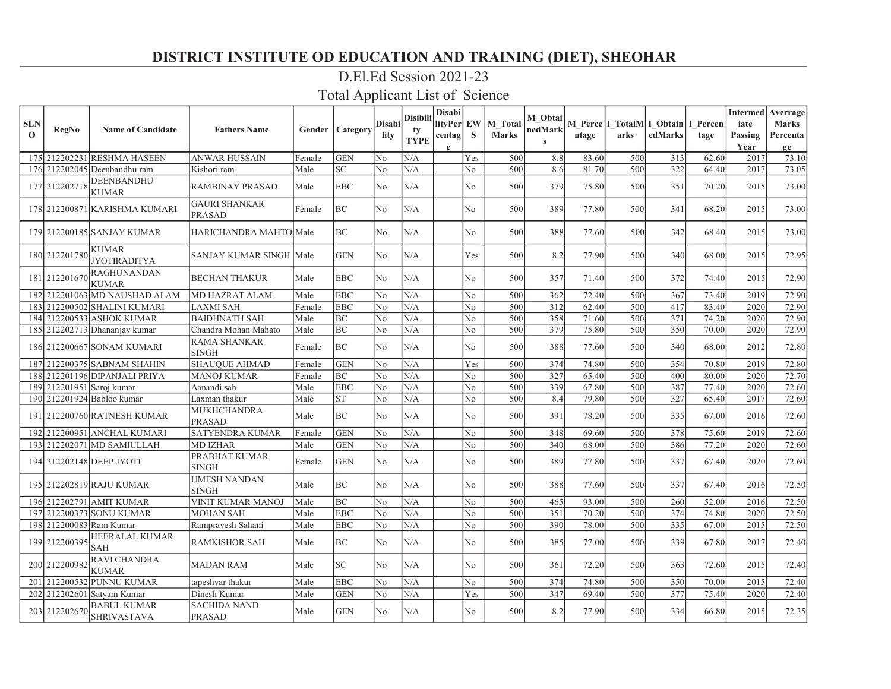# DISTRICT INSTITUTE OD EDUCATION AND TRAINING (DIET), SHEOHAR

## D.El.Ed Session 2021-23

## Total Applicant List of Science

| SLNO | RegNo | Name of Candidate | Fathers Name | Gender | Category | Disability | Disibility TYPE | DisabilityPercentage | EWS | M_Total Marks | M_ObtainedMarks | M_Percentage | I_TotalMarks | I_ObtainedMarks | I_Percentage | Intermediate Passing Year | Averrage Marks Percentage |
|---|---|---|---|---|---|---|---|---|---|---|---|---|---|---|---|---|---|
| 175 | 212202231 | RESHMA HASEEN | ANWAR HUSSAIN | Female | GEN | No | N/A | | Yes | 500 | 8.8 | 83.60 | 500 | 313 | 62.60 | 2017 | 73.10 |
| 176 | 212202045 | Deenbandhu ram | Kishori ram | Male | SC | No | N/A | | No | 500 | 8.6 | 81.70 | 500 | 322 | 64.40 | 2017 | 73.05 |
| 177 | 212202718 | DEENBANDHU KUMAR | RAMBINAY PRASAD | Male | EBC | No | N/A | | No | 500 | 379 | 75.80 | 500 | 351 | 70.20 | 2015 | 73.00 |
| 178 | 212200871 | KARISHMA KUMARI | GAURI SHANKAR PRASAD | Female | BC | No | N/A | | No | 500 | 389 | 77.80 | 500 | 341 | 68.20 | 2015 | 73.00 |
| 179 | 212200185 | SANJAY KUMAR | HARICHANDRA MAHTO | Male | BC | No | N/A | | No | 500 | 388 | 77.60 | 500 | 342 | 68.40 | 2015 | 73.00 |
| 180 | 212201780 | KUMAR JYOTIRADITYA | SANJAY KUMAR SINGH | Male | GEN | No | N/A | | Yes | 500 | 8.2 | 77.90 | 500 | 340 | 68.00 | 2015 | 72.95 |
| 181 | 212201670 | RAGHUNANDAN KUMAR | BECHAN THAKUR | Male | EBC | No | N/A | | No | 500 | 357 | 71.40 | 500 | 372 | 74.40 | 2015 | 72.90 |
| 182 | 212201063 | MD NAUSHAD ALAM | MD HAZRAT ALAM | Male | EBC | No | N/A | | No | 500 | 362 | 72.40 | 500 | 367 | 73.40 | 2019 | 72.90 |
| 183 | 212200502 | SHALINI KUMARI | LAXMI SAH | Female | EBC | No | N/A | | No | 500 | 312 | 62.40 | 500 | 417 | 83.40 | 2020 | 72.90 |
| 184 | 212200533 | ASHOK KUMAR | BAIDHNATH SAH | Male | BC | No | N/A | | No | 500 | 358 | 71.60 | 500 | 371 | 74.20 | 2020 | 72.90 |
| 185 | 212202713 | Dhananjay kumar | Chandra Mohan Mahato | Male | BC | No | N/A | | No | 500 | 379 | 75.80 | 500 | 350 | 70.00 | 2020 | 72.90 |
| 186 | 212200667 | SONAM KUMARI | RAMA SHANKAR SINGH | Female | BC | No | N/A | | No | 500 | 388 | 77.60 | 500 | 340 | 68.00 | 2012 | 72.80 |
| 187 | 212200375 | SABNAM SHAHIN | SHAUQUE AHMAD | Female | GEN | No | N/A | | Yes | 500 | 374 | 74.80 | 500 | 354 | 70.80 | 2019 | 72.80 |
| 188 | 212201196 | DIPANJALI PRIYA | MANOJ KUMAR | Female | BC | No | N/A | | No | 500 | 327 | 65.40 | 500 | 400 | 80.00 | 2020 | 72.70 |
| 189 | 212201951 | Saroj kumar | Aanandi sah | Male | EBC | No | N/A | | No | 500 | 339 | 67.80 | 500 | 387 | 77.40 | 2020 | 72.60 |
| 190 | 212201924 | Babloo kumar | Laxman thakur | Male | ST | No | N/A | | No | 500 | 8.4 | 79.80 | 500 | 327 | 65.40 | 2017 | 72.60 |
| 191 | 212200760 | RATNESH KUMAR | MUKHCHANDRA PRASAD | Male | BC | No | N/A | | No | 500 | 391 | 78.20 | 500 | 335 | 67.00 | 2016 | 72.60 |
| 192 | 212200951 | ANCHAL KUMARI | SATYENDRA KUMAR | Female | GEN | No | N/A | | No | 500 | 348 | 69.60 | 500 | 378 | 75.60 | 2019 | 72.60 |
| 193 | 212202071 | MD SAMIULLAH | MD IZHAR | Male | GEN | No | N/A | | No | 500 | 340 | 68.00 | 500 | 386 | 77.20 | 2020 | 72.60 |
| 194 | 212202148 | DEEP JYOTI | PRABHAT KUMAR SINGH | Female | GEN | No | N/A | | No | 500 | 389 | 77.80 | 500 | 337 | 67.40 | 2020 | 72.60 |
| 195 | 212202819 | RAJU KUMAR | UMESH NANDAN SINGH | Male | BC | No | N/A | | No | 500 | 388 | 77.60 | 500 | 337 | 67.40 | 2016 | 72.50 |
| 196 | 212202791 | AMIT KUMAR | VINIT KUMAR MANOJ | Male | BC | No | N/A | | No | 500 | 465 | 93.00 | 500 | 260 | 52.00 | 2016 | 72.50 |
| 197 | 212200373 | SONU KUMAR | MOHAN SAH | Male | EBC | No | N/A | | No | 500 | 351 | 70.20 | 500 | 374 | 74.80 | 2020 | 72.50 |
| 198 | 212200083 | Ram Kumar | Rampravesh Sahani | Male | EBC | No | N/A | | No | 500 | 390 | 78.00 | 500 | 335 | 67.00 | 2015 | 72.50 |
| 199 | 212200395 | HEERALAL KUMAR SAH | RAMKISHOR SAH | Male | BC | No | N/A | | No | 500 | 385 | 77.00 | 500 | 339 | 67.80 | 2017 | 72.40 |
| 200 | 212200982 | RAVI CHANDRA KUMAR | MADAN RAM | Male | SC | No | N/A | | No | 500 | 361 | 72.20 | 500 | 363 | 72.60 | 2015 | 72.40 |
| 201 | 212200532 | PUNNU KUMAR | tapeshvar thakur | Male | EBC | No | N/A | | No | 500 | 374 | 74.80 | 500 | 350 | 70.00 | 2015 | 72.40 |
| 202 | 212202601 | Satyam Kumar | Dinesh Kumar | Male | GEN | No | N/A | | Yes | 500 | 347 | 69.40 | 500 | 377 | 75.40 | 2020 | 72.40 |
| 203 | 212202670 | BABUL KUMAR SHRIVASTAVA | SACHIDA NAND PRASAD | Male | GEN | No | N/A | | No | 500 | 8.2 | 77.90 | 500 | 334 | 66.80 | 2015 | 72.35 |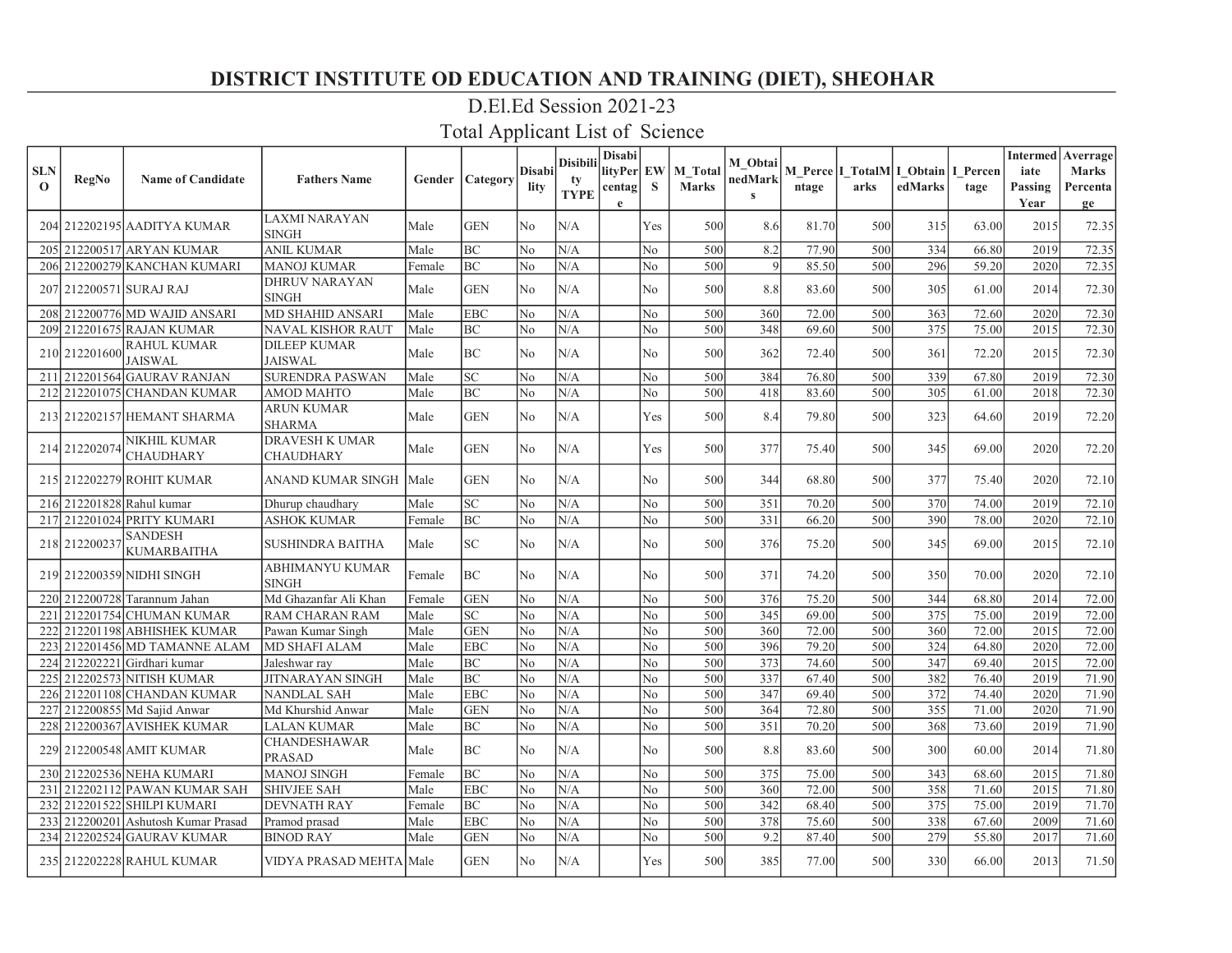# DISTRICT INSTITUTE OD EDUCATION AND TRAINING (DIET), SHEOHAR

## D.El.Ed Session 2021-23

## Total Applicant List of Science

| SLNO | RegNo | Name of Candidate | Fathers Name | Gender | Category | Disability | Disibility TYPE | DisabilityPercentage | EWS | M_Total Marks | M_ObtainedMarks | M_Percentage | I_TotalMarks | I_ObtainedMarks | I_Percentage | Intermediate Passing Year | Averrage Marks Percentage |
|---|---|---|---|---|---|---|---|---|---|---|---|---|---|---|---|---|---|
| 204 | 212202195 | AADITYA KUMAR | LAXMI NARAYAN SINGH | Male | GEN | No | N/A | | Yes | 500 | 8.6 | 81.70 | 500 | 315 | 63.00 | 2015 | 72.35 |
| 205 | 212200517 | ARYAN KUMAR | ANIL KUMAR | Male | BC | No | N/A | | No | 500 | 8.2 | 77.90 | 500 | 334 | 66.80 | 2019 | 72.35 |
| 206 | 212200279 | KANCHAN KUMARI | MANOJ KUMAR | Female | BC | No | N/A | | No | 500 | 9 | 85.50 | 500 | 296 | 59.20 | 2020 | 72.35 |
| 207 | 212200571 | SURAJ RAJ | DHRUV NARAYAN SINGH | Male | GEN | No | N/A | | No | 500 | 8.8 | 83.60 | 500 | 305 | 61.00 | 2014 | 72.30 |
| 208 | 212200776 | MD WAJID ANSARI | MD SHAHID ANSARI | Male | EBC | No | N/A | | No | 500 | 360 | 72.00 | 500 | 363 | 72.60 | 2020 | 72.30 |
| 209 | 212201675 | RAJAN KUMAR | NAVAL KISHOR RAUT | Male | BC | No | N/A | | No | 500 | 348 | 69.60 | 500 | 375 | 75.00 | 2015 | 72.30 |
| 210 | 212201600 | RAHUL KUMAR JAISWAL | DILEEP KUMAR JAISWAL | Male | BC | No | N/A | | No | 500 | 362 | 72.40 | 500 | 361 | 72.20 | 2015 | 72.30 |
| 211 | 212201564 | GAURAV RANJAN | SURENDRA PASWAN | Male | SC | No | N/A | | No | 500 | 384 | 76.80 | 500 | 339 | 67.80 | 2019 | 72.30 |
| 212 | 212201075 | CHANDAN KUMAR | AMOD MAHTO | Male | BC | No | N/A | | No | 500 | 418 | 83.60 | 500 | 305 | 61.00 | 2018 | 72.30 |
| 213 | 212202157 | HEMANT SHARMA | ARUN KUMAR SHARMA | Male | GEN | No | N/A | | Yes | 500 | 8.4 | 79.80 | 500 | 323 | 64.60 | 2019 | 72.20 |
| 214 | 212202074 | NIKHIL KUMAR CHAUDHARY | DRAVESH K UMAR CHAUDHARY | Male | GEN | No | N/A | | Yes | 500 | 377 | 75.40 | 500 | 345 | 69.00 | 2020 | 72.20 |
| 215 | 212202279 | ROHIT KUMAR | ANAND KUMAR SINGH | Male | GEN | No | N/A | | No | 500 | 344 | 68.80 | 500 | 377 | 75.40 | 2020 | 72.10 |
| 216 | 212201828 | Rahul kumar | Dhurup chaudhary | Male | SC | No | N/A | | No | 500 | 351 | 70.20 | 500 | 370 | 74.00 | 2019 | 72.10 |
| 217 | 212201024 | PRITY KUMARI | ASHOK KUMAR | Female | BC | No | N/A | | No | 500 | 331 | 66.20 | 500 | 390 | 78.00 | 2020 | 72.10 |
| 218 | 212200237 | SANDESH KUMARBAITHA | SUSHINDRA BAITHA | Male | SC | No | N/A | | No | 500 | 376 | 75.20 | 500 | 345 | 69.00 | 2015 | 72.10 |
| 219 | 212200359 | NIDHI SINGH | ABHIMANYU KUMAR SINGH | Female | BC | No | N/A | | No | 500 | 371 | 74.20 | 500 | 350 | 70.00 | 2020 | 72.10 |
| 220 | 212200728 | Tarannum Jahan | Md Ghazanfar Ali Khan | Female | GEN | No | N/A | | No | 500 | 376 | 75.20 | 500 | 344 | 68.80 | 2014 | 72.00 |
| 221 | 212201754 | CHUMAN KUMAR | RAM CHARAN RAM | Male | SC | No | N/A | | No | 500 | 345 | 69.00 | 500 | 375 | 75.00 | 2019 | 72.00 |
| 222 | 212201198 | ABHISHEK KUMAR | Pawan Kumar Singh | Male | GEN | No | N/A | | No | 500 | 360 | 72.00 | 500 | 360 | 72.00 | 2015 | 72.00 |
| 223 | 212201456 | MD TAMANNE ALAM | MD SHAFI ALAM | Male | EBC | No | N/A | | No | 500 | 396 | 79.20 | 500 | 324 | 64.80 | 2020 | 72.00 |
| 224 | 212202221 | Girdhari kumar | Jaleshwar ray | Male | BC | No | N/A | | No | 500 | 373 | 74.60 | 500 | 347 | 69.40 | 2015 | 72.00 |
| 225 | 212202573 | NITISH KUMAR | JITNARAYAN SINGH | Male | BC | No | N/A | | No | 500 | 337 | 67.40 | 500 | 382 | 76.40 | 2019 | 71.90 |
| 226 | 212201108 | CHANDAN KUMAR | NANDLAL SAH | Male | EBC | No | N/A | | No | 500 | 347 | 69.40 | 500 | 372 | 74.40 | 2020 | 71.90 |
| 227 | 212200855 | Md Sajid Anwar | Md Khurshid Anwar | Male | GEN | No | N/A | | No | 500 | 364 | 72.80 | 500 | 355 | 71.00 | 2020 | 71.90 |
| 228 | 212200367 | AVISHEK KUMAR | LALAN KUMAR | Male | BC | No | N/A | | No | 500 | 351 | 70.20 | 500 | 368 | 73.60 | 2019 | 71.90 |
| 229 | 212200548 | AMIT KUMAR | CHANDESHAWAR PRASAD | Male | BC | No | N/A | | No | 500 | 8.8 | 83.60 | 500 | 300 | 60.00 | 2014 | 71.80 |
| 230 | 212202536 | NEHA KUMARI | MANOJ SINGH | Female | BC | No | N/A | | No | 500 | 375 | 75.00 | 500 | 343 | 68.60 | 2015 | 71.80 |
| 231 | 212202112 | PAWAN KUMAR SAH | SHIVJEE SAH | Male | EBC | No | N/A | | No | 500 | 360 | 72.00 | 500 | 358 | 71.60 | 2015 | 71.80 |
| 232 | 212201522 | SHILPI KUMARI | DEVNATH RAY | Female | BC | No | N/A | | No | 500 | 342 | 68.40 | 500 | 375 | 75.00 | 2019 | 71.70 |
| 233 | 212200201 | Ashutosh Kumar Prasad | Pramod prasad | Male | EBC | No | N/A | | No | 500 | 378 | 75.60 | 500 | 338 | 67.60 | 2009 | 71.60 |
| 234 | 212202524 | GAURAV KUMAR | BINOD RAY | Male | GEN | No | N/A | | No | 500 | 9.2 | 87.40 | 500 | 279 | 55.80 | 2017 | 71.60 |
| 235 | 212202228 | RAHUL KUMAR | VIDYA PRASAD MEHTA | Male | GEN | No | N/A | | Yes | 500 | 385 | 77.00 | 500 | 330 | 66.00 | 2013 | 71.50 |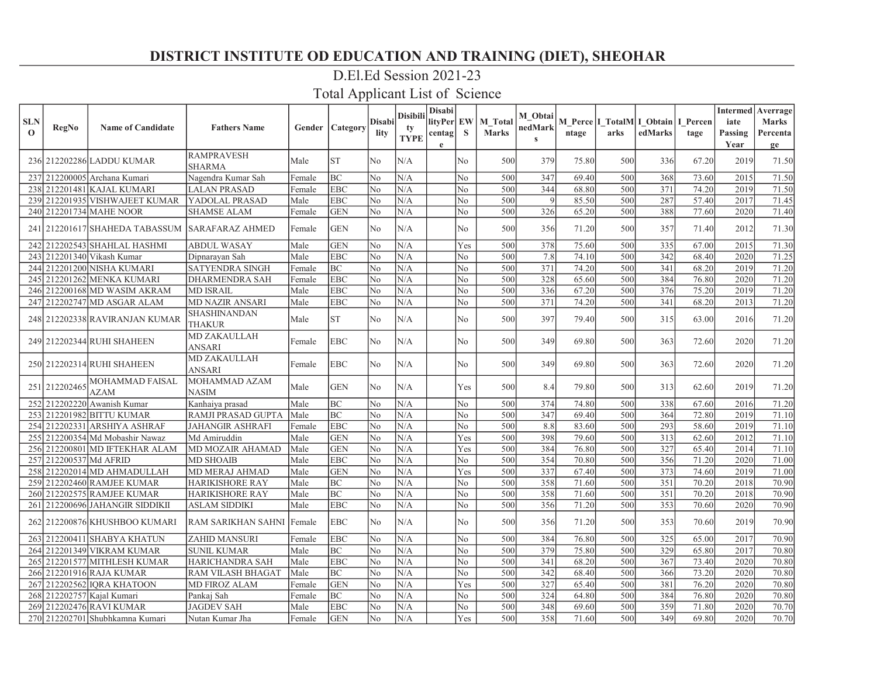# DISTRICT INSTITUTE OD EDUCATION AND TRAINING (DIET), SHEOHAR

## D.El.Ed Session 2021-23

## Total Applicant List of Science

| SLNO | RegNo | Name of Candidate | Fathers Name | Gender | Category | Disability | Disibility TYPE | DisabilityPercentage | EWS | M_Total Marks | M_ObtainedMarks | M_Percentage | I_TotalMarks | I_ObtainedMarks | I_Percentage | Intermediate Passing Year | Averrage Marks Percentage |
|---|---|---|---|---|---|---|---|---|---|---|---|---|---|---|---|---|---|
| 236 | 212202286 | LADDU KUMAR | RAMPRAVESH SHARMA | Male | ST | No | N/A | | No | 500 | 379 | 75.80 | 500 | 336 | 67.20 | 2019 | 71.50 |
| 237 | 212200005 | Archana Kumari | Nagendra Kumar Sah | Female | BC | No | N/A | | No | 500 | 347 | 69.40 | 500 | 368 | 73.60 | 2015 | 71.50 |
| 238 | 212201481 | KAJAL KUMARI | LALAN PRASAD | Female | EBC | No | N/A | | No | 500 | 344 | 68.80 | 500 | 371 | 74.20 | 2019 | 71.50 |
| 239 | 212201935 | VISHWAJEET KUMAR | YADOLAL PRASAD | Male | EBC | No | N/A | | No | 500 | 9 | 85.50 | 500 | 287 | 57.40 | 2017 | 71.45 |
| 240 | 212201734 | MAHE NOOR | SHAMSE ALAM | Female | GEN | No | N/A | | No | 500 | 326 | 65.20 | 500 | 388 | 77.60 | 2020 | 71.40 |
| 241 | 212201617 | SHAHEDA TABASSUM | SARAFARAZ AHMED | Female | GEN | No | N/A | | No | 500 | 356 | 71.20 | 500 | 357 | 71.40 | 2012 | 71.30 |
| 242 | 212202543 | SHAHLAL HASHMI | ABDUL WASAY | Male | GEN | No | N/A | | Yes | 500 | 378 | 75.60 | 500 | 335 | 67.00 | 2015 | 71.30 |
| 243 | 212201340 | Vikash Kumar | Dipnarayan Sah | Male | EBC | No | N/A | | No | 500 | 7.8 | 74.10 | 500 | 342 | 68.40 | 2020 | 71.25 |
| 244 | 212201200 | NISHA KUMARI | SATYENDRA SINGH | Female | BC | No | N/A | | No | 500 | 371 | 74.20 | 500 | 341 | 68.20 | 2019 | 71.20 |
| 245 | 212201262 | MENKA KUMARI | DHARMENDRA SAH | Female | EBC | No | N/A | | No | 500 | 328 | 65.60 | 500 | 384 | 76.80 | 2020 | 71.20 |
| 246 | 212200168 | MD WASIM AKRAM | MD ISRAIL | Male | EBC | No | N/A | | No | 500 | 336 | 67.20 | 500 | 376 | 75.20 | 2019 | 71.20 |
| 247 | 212202747 | MD ASGAR ALAM | MD NAZIR ANSARI | Male | EBC | No | N/A | | No | 500 | 371 | 74.20 | 500 | 341 | 68.20 | 2013 | 71.20 |
| 248 | 212202338 | RAVIRANJAN KUMAR | SHASHINANDAN THAKUR | Male | ST | No | N/A | | No | 500 | 397 | 79.40 | 500 | 315 | 63.00 | 2016 | 71.20 |
| 249 | 212202344 | RUHI SHAHEEN | MD ZAKAULLAH ANSARI | Female | EBC | No | N/A | | No | 500 | 349 | 69.80 | 500 | 363 | 72.60 | 2020 | 71.20 |
| 250 | 212202314 | RUHI SHAHEEN | MD ZAKAULLAH ANSARI | Female | EBC | No | N/A | | No | 500 | 349 | 69.80 | 500 | 363 | 72.60 | 2020 | 71.20 |
| 251 | 212202465 | MOHAMMAD FAISAL AZAM | MOHAMMAD AZAM NASIM | Male | GEN | No | N/A | | Yes | 500 | 8.4 | 79.80 | 500 | 313 | 62.60 | 2019 | 71.20 |
| 252 | 212202220 | Awanish Kumar | Kanhaiya prasad | Male | BC | No | N/A | | No | 500 | 374 | 74.80 | 500 | 338 | 67.60 | 2016 | 71.20 |
| 253 | 212201982 | BITTU KUMAR | RAMJI PRASAD GUPTA | Male | BC | No | N/A | | No | 500 | 347 | 69.40 | 500 | 364 | 72.80 | 2019 | 71.10 |
| 254 | 212202331 | ARSHIYA ASHRAF | JAHANGIR ASHRAFI | Female | EBC | No | N/A | | No | 500 | 8.8 | 83.60 | 500 | 293 | 58.60 | 2019 | 71.10 |
| 255 | 212200354 | Md Mobashir Nawaz | Md Amiruddin | Male | GEN | No | N/A | | Yes | 500 | 398 | 79.60 | 500 | 313 | 62.60 | 2012 | 71.10 |
| 256 | 212200801 | MD IFTEKHAR ALAM | MD MOZAIR AHAMAD | Male | GEN | No | N/A | | Yes | 500 | 384 | 76.80 | 500 | 327 | 65.40 | 2014 | 71.10 |
| 257 | 212200537 | Md AFRID | MD SHOAIB | Male | EBC | No | N/A | | No | 500 | 354 | 70.80 | 500 | 356 | 71.20 | 2020 | 71.00 |
| 258 | 212202014 | MD AHMADULLAH | MD MERAJ AHMAD | Male | GEN | No | N/A | | Yes | 500 | 337 | 67.40 | 500 | 373 | 74.60 | 2019 | 71.00 |
| 259 | 212202460 | RAMJEE KUMAR | HARIKISHORE RAY | Male | BC | No | N/A | | No | 500 | 358 | 71.60 | 500 | 351 | 70.20 | 2018 | 70.90 |
| 260 | 212202575 | RAMJEE KUMAR | HARIKISHORE RAY | Male | BC | No | N/A | | No | 500 | 358 | 71.60 | 500 | 351 | 70.20 | 2018 | 70.90 |
| 261 | 212200696 | JAHANGIR SIDDIKII | ASLAM SIDDIKI | Male | EBC | No | N/A | | No | 500 | 356 | 71.20 | 500 | 353 | 70.60 | 2020 | 70.90 |
| 262 | 212200876 | KHUSHBOO KUMARI | RAM SARIKHAN SAHNI | Female | EBC | No | N/A | | No | 500 | 356 | 71.20 | 500 | 353 | 70.60 | 2019 | 70.90 |
| 263 | 212200411 | SHABYA KHATUN | ZAHID MANSURI | Female | EBC | No | N/A | | No | 500 | 384 | 76.80 | 500 | 325 | 65.00 | 2017 | 70.90 |
| 264 | 212201349 | VIKRAM KUMAR | SUNIL KUMAR | Male | BC | No | N/A | | No | 500 | 379 | 75.80 | 500 | 329 | 65.80 | 2017 | 70.80 |
| 265 | 212201577 | MITHLESH KUMAR | HARICHANDRA SAH | Male | EBC | No | N/A | | No | 500 | 341 | 68.20 | 500 | 367 | 73.40 | 2020 | 70.80 |
| 266 | 212201916 | RAJA KUMAR | RAM VILASH BHAGAT | Male | BC | No | N/A | | No | 500 | 342 | 68.40 | 500 | 366 | 73.20 | 2020 | 70.80 |
| 267 | 212202562 | IQRA KHATOON | MD FIROZ ALAM | Female | GEN | No | N/A | | Yes | 500 | 327 | 65.40 | 500 | 381 | 76.20 | 2020 | 70.80 |
| 268 | 212202757 | Kajal Kumari | Pankaj Sah | Female | BC | No | N/A | | No | 500 | 324 | 64.80 | 500 | 384 | 76.80 | 2020 | 70.80 |
| 269 | 212202476 | RAVI KUMAR | JAGDEV SAH | Male | EBC | No | N/A | | No | 500 | 348 | 69.60 | 500 | 359 | 71.80 | 2020 | 70.70 |
| 270 | 212202701 | Shubhkamna Kumari | Nutan Kumar Jha | Female | GEN | No | N/A | | Yes | 500 | 358 | 71.60 | 500 | 349 | 69.80 | 2020 | 70.70 |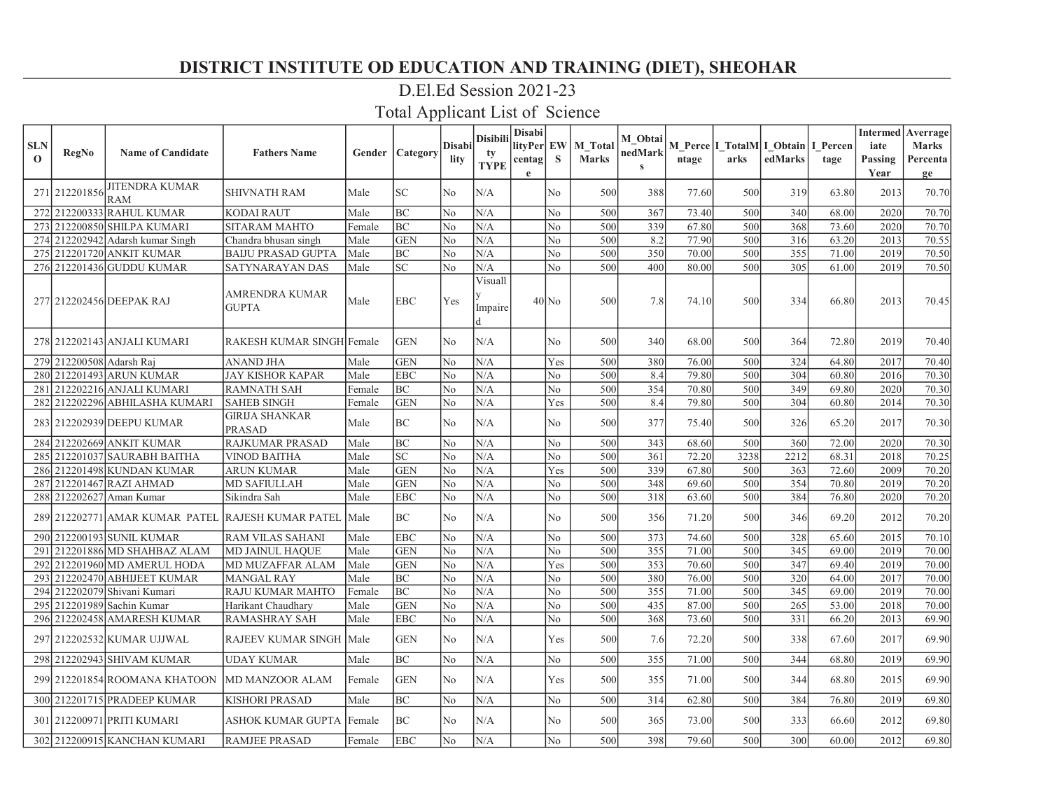# DISTRICT INSTITUTE OD EDUCATION AND TRAINING (DIET), SHEOHAR

## D.El.Ed Session 2021-23

## Total Applicant List of Science

| SLNO | RegNo | Name of Candidate | Fathers Name | Gender | Category | Disability | Disibility TYPE | DisabilityPercentage | EWS | M_Total Marks | M_ObtainedMarks | M_Percentage | I_TotalMarks | I_ObtainedMarks | I_Percentage | Intermediate Passing Year | Averrage Marks Percentage |
|---|---|---|---|---|---|---|---|---|---|---|---|---|---|---|---|---|---|
| 271 | 212201856 | JITENDRA KUMAR RAM | SHIVNATH RAM | Male | SC | No | N/A | | No | 500 | 388 | 77.60 | 500 | 319 | 63.80 | 2013 | 70.70 |
| 272 | 212200333 | RAHUL KUMAR | KODAI RAUT | Male | BC | No | N/A | | No | 500 | 367 | 73.40 | 500 | 340 | 68.00 | 2020 | 70.70 |
| 273 | 212200850 | SHILPA KUMARI | SITARAM MAHTO | Female | BC | No | N/A | | No | 500 | 339 | 67.80 | 500 | 368 | 73.60 | 2020 | 70.70 |
| 274 | 212202942 | Adarsh kumar Singh | Chandra bhusan singh | Male | GEN | No | N/A | | No | 500 | 8.2 | 77.90 | 500 | 316 | 63.20 | 2013 | 70.55 |
| 275 | 212201720 | ANKIT KUMAR | BAIJU PRASAD GUPTA | Male | BC | No | N/A | | No | 500 | 350 | 70.00 | 500 | 355 | 71.00 | 2019 | 70.50 |
| 276 | 212201436 | GUDDU KUMAR | SATYNARAYAN DAS | Male | SC | No | N/A | | No | 500 | 400 | 80.00 | 500 | 305 | 61.00 | 2019 | 70.50 |
| 277 | 212202456 | DEEPAK RAJ | AMRENDRA KUMAR GUPTA | Male | EBC | Yes | Visually Impaired | 40 | No | 500 | 7.8 | 74.10 | 500 | 334 | 66.80 | 2013 | 70.45 |
| 278 | 212202143 | ANJALI KUMARI | RAKESH KUMAR SINGH | Female | GEN | No | N/A | | No | 500 | 340 | 68.00 | 500 | 364 | 72.80 | 2019 | 70.40 |
| 279 | 212200508 | Adarsh Raj | ANAND JHA | Male | GEN | No | N/A | | Yes | 500 | 380 | 76.00 | 500 | 324 | 64.80 | 2017 | 70.40 |
| 280 | 212201493 | ARUN KUMAR | JAY KISHOR KAPAR | Male | EBC | No | N/A | | No | 500 | 8.4 | 79.80 | 500 | 304 | 60.80 | 2016 | 70.30 |
| 281 | 212202216 | ANJALI KUMARI | RAMNATH SAH | Female | BC | No | N/A | | No | 500 | 354 | 70.80 | 500 | 349 | 69.80 | 2020 | 70.30 |
| 282 | 212202296 | ABHILASHA KUMARI | SAHEB SINGH | Female | GEN | No | N/A | | Yes | 500 | 8.4 | 79.80 | 500 | 304 | 60.80 | 2014 | 70.30 |
| 283 | 212202939 | DEEPU KUMAR | GIRIJA SHANKAR PRASAD | Male | BC | No | N/A | | No | 500 | 377 | 75.40 | 500 | 326 | 65.20 | 2017 | 70.30 |
| 284 | 212202669 | ANKIT KUMAR | RAJKUMAR PRASAD | Male | BC | No | N/A | | No | 500 | 343 | 68.60 | 500 | 360 | 72.00 | 2020 | 70.30 |
| 285 | 212201037 | SAURABH BAITHA | VINOD BAITHA | Male | SC | No | N/A | | No | 500 | 361 | 72.20 | 3238 | 2212 | 68.31 | 2018 | 70.25 |
| 286 | 212201498 | KUNDAN KUMAR | ARUN KUMAR | Male | GEN | No | N/A | | Yes | 500 | 339 | 67.80 | 500 | 363 | 72.60 | 2009 | 70.20 |
| 287 | 212201467 | RAZI AHMAD | MD SAFIULLAH | Male | GEN | No | N/A | | No | 500 | 348 | 69.60 | 500 | 354 | 70.80 | 2019 | 70.20 |
| 288 | 212202627 | Aman Kumar | Sikindra Sah | Male | EBC | No | N/A | | No | 500 | 318 | 63.60 | 500 | 384 | 76.80 | 2020 | 70.20 |
| 289 | 212202771 | AMAR KUMAR PATEL | RAJESH KUMAR PATEL | Male | BC | No | N/A | | No | 500 | 356 | 71.20 | 500 | 346 | 69.20 | 2012 | 70.20 |
| 290 | 212200193 | SUNIL KUMAR | RAM VILAS SAHANI | Male | EBC | No | N/A | | No | 500 | 373 | 74.60 | 500 | 328 | 65.60 | 2015 | 70.10 |
| 291 | 212201886 | MD SHAHBAZ ALAM | MD JAINUL HAQUE | Male | GEN | No | N/A | | No | 500 | 355 | 71.00 | 500 | 345 | 69.00 | 2019 | 70.00 |
| 292 | 212201960 | MD AMERUL HODA | MD MUZAFFAR ALAM | Male | GEN | No | N/A | | Yes | 500 | 353 | 70.60 | 500 | 347 | 69.40 | 2019 | 70.00 |
| 293 | 212202470 | ABHIJEET KUMAR | MANGAL RAY | Male | BC | No | N/A | | No | 500 | 380 | 76.00 | 500 | 320 | 64.00 | 2017 | 70.00 |
| 294 | 212202079 | Shivani Kumari | RAJU KUMAR MAHTO | Female | BC | No | N/A | | No | 500 | 355 | 71.00 | 500 | 345 | 69.00 | 2019 | 70.00 |
| 295 | 212201989 | Sachin Kumar | Harikant Chaudhary | Male | GEN | No | N/A | | No | 500 | 435 | 87.00 | 500 | 265 | 53.00 | 2018 | 70.00 |
| 296 | 212202458 | AMARESH KUMAR | RAMASHRAY SAH | Male | EBC | No | N/A | | No | 500 | 368 | 73.60 | 500 | 331 | 66.20 | 2013 | 69.90 |
| 297 | 212202532 | KUMAR UJJWAL | RAJEEV KUMAR SINGH | Male | GEN | No | N/A | | Yes | 500 | 7.6 | 72.20 | 500 | 338 | 67.60 | 2017 | 69.90 |
| 298 | 212202943 | SHIVAM KUMAR | UDAY KUMAR | Male | BC | No | N/A | | No | 500 | 355 | 71.00 | 500 | 344 | 68.80 | 2019 | 69.90 |
| 299 | 212201854 | ROOMANA KHATOON | MD MANZOOR ALAM | Female | GEN | No | N/A | | Yes | 500 | 355 | 71.00 | 500 | 344 | 68.80 | 2015 | 69.90 |
| 300 | 212201715 | PRADEEP KUMAR | KISHORI PRASAD | Male | BC | No | N/A | | No | 500 | 314 | 62.80 | 500 | 384 | 76.80 | 2019 | 69.80 |
| 301 | 212200971 | PRITI KUMARI | ASHOK KUMAR GUPTA | Female | BC | No | N/A | | No | 500 | 365 | 73.00 | 500 | 333 | 66.60 | 2012 | 69.80 |
| 302 | 212200915 | KANCHAN KUMARI | RAMJEE PRASAD | Female | EBC | No | N/A | | No | 500 | 398 | 79.60 | 500 | 300 | 60.00 | 2012 | 69.80 |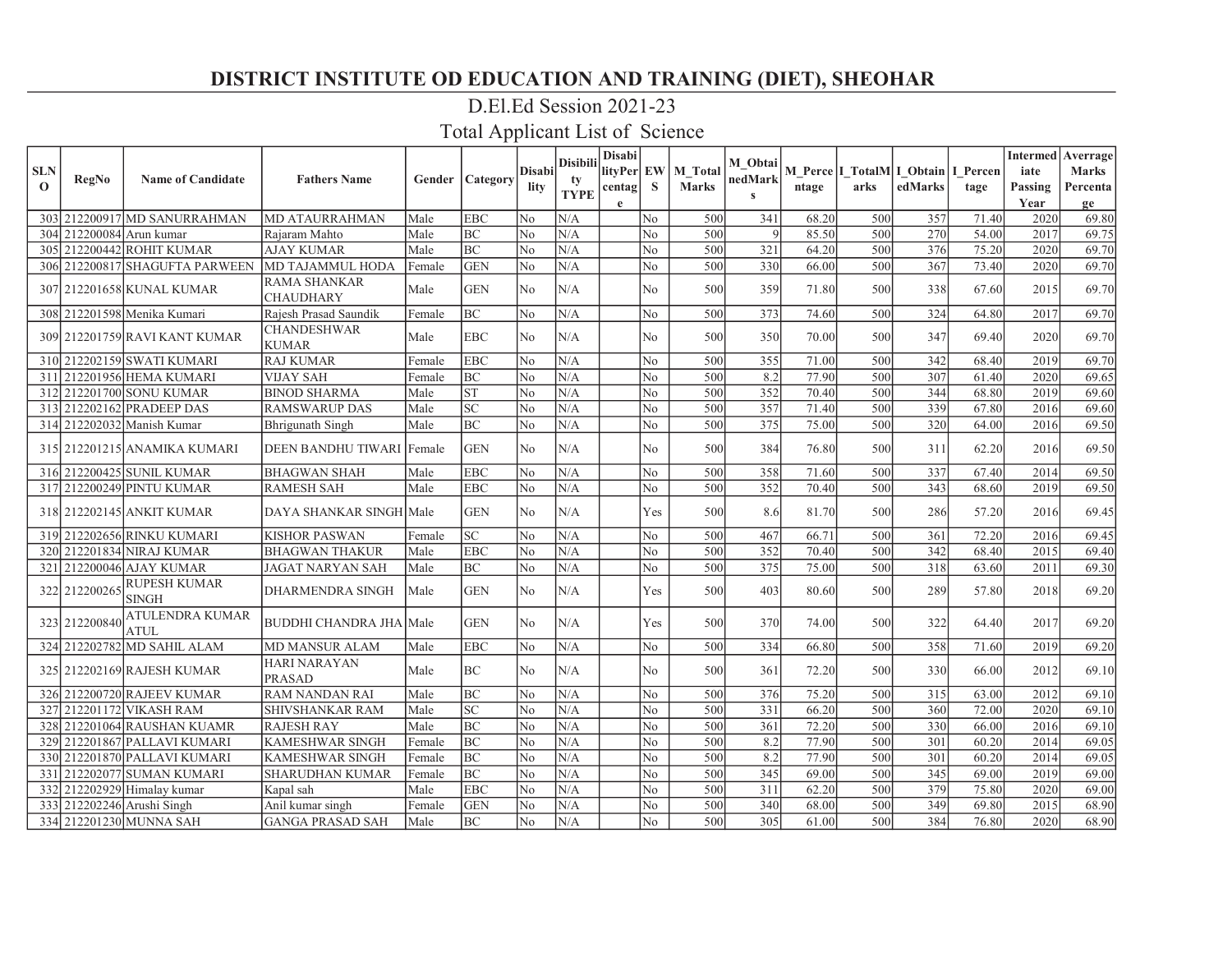# DISTRICT INSTITUTE OD EDUCATION AND TRAINING (DIET), SHEOHAR

## D.El.Ed Session 2021-23

## Total Applicant List of Science

| SLNO | RegNo | Name of Candidate | Fathers Name | Gender | Category | Disability | Disibility TYPE | DisabilityPercentage | EWS | M_Total Marks | M_ObtainedMarks | M_Percentage | I_TotalMarks | I_ObtainedMarks | I_Percentage | Intermediate Passing Year | Averrage Marks Percentage |
|---|---|---|---|---|---|---|---|---|---|---|---|---|---|---|---|---|---|
| 303 | 212200917 | MD SANURRAHMAN | MD ATAURRAHMAN | Male | EBC | No | N/A | | No | 500 | 341 | 68.20 | 500 | 357 | 71.40 | 2020 | 69.80 |
| 304 | 212200084 | Arun kumar | Rajaram Mahto | Male | BC | No | N/A | | No | 500 | 9 | 85.50 | 500 | 270 | 54.00 | 2017 | 69.75 |
| 305 | 212200442 | ROHIT KUMAR | AJAY KUMAR | Male | BC | No | N/A | | No | 500 | 321 | 64.20 | 500 | 376 | 75.20 | 2020 | 69.70 |
| 306 | 212200817 | SHAGUFTA PARWEEN | MD TAJAMMUL HODA | Female | GEN | No | N/A | | No | 500 | 330 | 66.00 | 500 | 367 | 73.40 | 2020 | 69.70 |
| 307 | 212201658 | KUNAL KUMAR | RAMA SHANKAR CHAUDHARY | Male | GEN | No | N/A | | No | 500 | 359 | 71.80 | 500 | 338 | 67.60 | 2015 | 69.70 |
| 308 | 212201598 | Menika Kumari | Rajesh Prasad Saundik | Female | BC | No | N/A | | No | 500 | 373 | 74.60 | 500 | 324 | 64.80 | 2017 | 69.70 |
| 309 | 212201759 | RAVI KANT KUMAR | CHANDESHWAR KUMAR | Male | EBC | No | N/A | | No | 500 | 350 | 70.00 | 500 | 347 | 69.40 | 2020 | 69.70 |
| 310 | 212202159 | SWATI KUMARI | RAJ KUMAR | Female | EBC | No | N/A | | No | 500 | 355 | 71.00 | 500 | 342 | 68.40 | 2019 | 69.70 |
| 311 | 212201956 | HEMA KUMARI | VIJAY SAH | Female | BC | No | N/A | | No | 500 | 8.2 | 77.90 | 500 | 307 | 61.40 | 2020 | 69.65 |
| 312 | 212201700 | SONU KUMAR | BINOD SHARMA | Male | ST | No | N/A | | No | 500 | 352 | 70.40 | 500 | 344 | 68.80 | 2019 | 69.60 |
| 313 | 212202162 | PRADEEP DAS | RAMSWARUP DAS | Male | SC | No | N/A | | No | 500 | 357 | 71.40 | 500 | 339 | 67.80 | 2016 | 69.60 |
| 314 | 212202032 | Manish Kumar | Bhrigunath Singh | Male | BC | No | N/A | | No | 500 | 375 | 75.00 | 500 | 320 | 64.00 | 2016 | 69.50 |
| 315 | 212201215 | ANAMIKA KUMARI | DEEN BANDHU TIWARI | Female | GEN | No | N/A | | No | 500 | 384 | 76.80 | 500 | 311 | 62.20 | 2016 | 69.50 |
| 316 | 212200425 | SUNIL KUMAR | BHAGWAN SHAH | Male | EBC | No | N/A | | No | 500 | 358 | 71.60 | 500 | 337 | 67.40 | 2014 | 69.50 |
| 317 | 212200249 | PINTU KUMAR | RAMESH SAH | Male | EBC | No | N/A | | No | 500 | 352 | 70.40 | 500 | 343 | 68.60 | 2019 | 69.50 |
| 318 | 212202145 | ANKIT KUMAR | DAYA SHANKAR SINGH | Male | GEN | No | N/A | | Yes | 500 | 8.6 | 81.70 | 500 | 286 | 57.20 | 2016 | 69.45 |
| 319 | 212202656 | RINKU KUMARI | KISHOR PASWAN | Female | SC | No | N/A | | No | 500 | 467 | 66.71 | 500 | 361 | 72.20 | 2016 | 69.45 |
| 320 | 212201834 | NIRAJ KUMAR | BHAGWAN THAKUR | Male | EBC | No | N/A | | No | 500 | 352 | 70.40 | 500 | 342 | 68.40 | 2015 | 69.40 |
| 321 | 212200046 | AJAY KUMAR | JAGAT NARYAN SAH | Male | BC | No | N/A | | No | 500 | 375 | 75.00 | 500 | 318 | 63.60 | 2011 | 69.30 |
| 322 | 212200265 | RUPESH KUMAR SINGH | DHARMENDRA SINGH | Male | GEN | No | N/A | | Yes | 500 | 403 | 80.60 | 500 | 289 | 57.80 | 2018 | 69.20 |
| 323 | 212200840 | ATULENDRA KUMAR ATUL | BUDDHI CHANDRA JHA | Male | GEN | No | N/A | | Yes | 500 | 370 | 74.00 | 500 | 322 | 64.40 | 2017 | 69.20 |
| 324 | 212202782 | MD SAHIL ALAM | MD MANSUR ALAM | Male | EBC | No | N/A | | No | 500 | 334 | 66.80 | 500 | 358 | 71.60 | 2019 | 69.20 |
| 325 | 212202169 | RAJESH KUMAR | HARI NARAYAN PRASAD | Male | BC | No | N/A | | No | 500 | 361 | 72.20 | 500 | 330 | 66.00 | 2012 | 69.10 |
| 326 | 212200720 | RAJEEV KUMAR | RAM NANDAN RAI | Male | BC | No | N/A | | No | 500 | 376 | 75.20 | 500 | 315 | 63.00 | 2012 | 69.10 |
| 327 | 212201172 | VIKASH RAM | SHIVSHANKAR RAM | Male | SC | No | N/A | | No | 500 | 331 | 66.20 | 500 | 360 | 72.00 | 2020 | 69.10 |
| 328 | 212201064 | RAUSHAN KUAMR | RAJESH RAY | Male | BC | No | N/A | | No | 500 | 361 | 72.20 | 500 | 330 | 66.00 | 2016 | 69.10 |
| 329 | 212201867 | PALLAVI KUMARI | KAMESHWAR SINGH | Female | BC | No | N/A | | No | 500 | 8.2 | 77.90 | 500 | 301 | 60.20 | 2014 | 69.05 |
| 330 | 212201870 | PALLAVI KUMARI | KAMESHWAR SINGH | Female | BC | No | N/A | | No | 500 | 8.2 | 77.90 | 500 | 301 | 60.20 | 2014 | 69.05 |
| 331 | 212202077 | SUMAN KUMARI | SHARUDHAN KUMAR | Female | BC | No | N/A | | No | 500 | 345 | 69.00 | 500 | 345 | 69.00 | 2019 | 69.00 |
| 332 | 212202929 | Himalay kumar | Kapal sah | Male | EBC | No | N/A | | No | 500 | 311 | 62.20 | 500 | 379 | 75.80 | 2020 | 69.00 |
| 333 | 212202246 | Arushi Singh | Anil kumar singh | Female | GEN | No | N/A | | No | 500 | 340 | 68.00 | 500 | 349 | 69.80 | 2015 | 68.90 |
| 334 | 212201230 | MUNNA SAH | GANGA PRASAD SAH | Male | BC | No | N/A | | No | 500 | 305 | 61.00 | 500 | 384 | 76.80 | 2020 | 68.90 |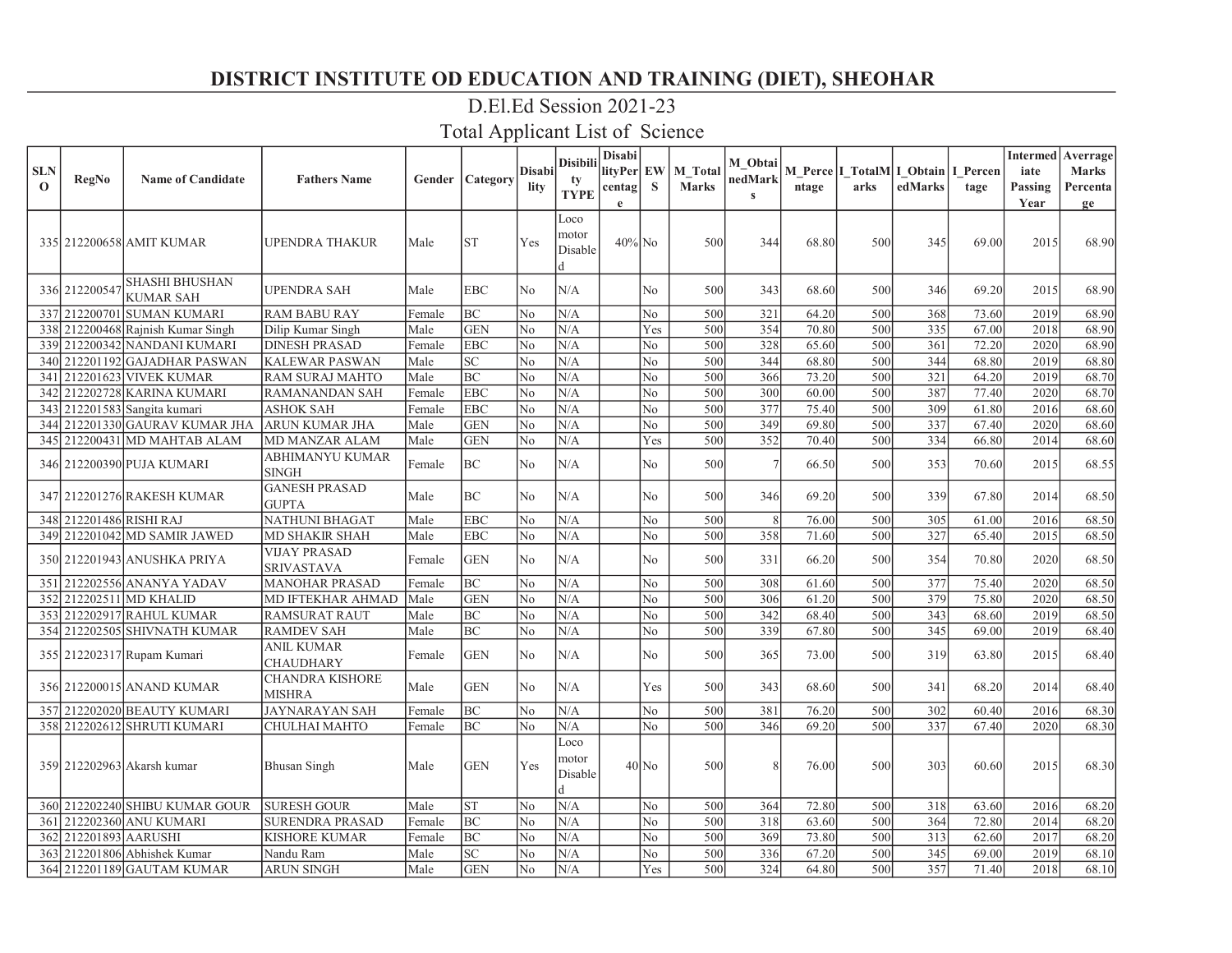# DISTRICT INSTITUTE OD EDUCATION AND TRAINING (DIET), SHEOHAR

## D.El.Ed Session 2021-23

## Total Applicant List of Science

| SLNO | RegNo | Name of Candidate | Fathers Name | Gender | Category | Disability | Disibility TYPE | DisabilityPercentage | EWS | M_Total Marks | M_ObtainedMarks | M_Percentage | I_TotalMarks | I_ObtainedMarks | I_Percentage | Intermediate Passing Year | Averrage Marks Percentage |
|---|---|---|---|---|---|---|---|---|---|---|---|---|---|---|---|---|---|
| 335 | 212200658 | AMIT KUMAR | UPENDRA THAKUR | Male | ST | Yes | Loco motor Disabled | 40% | No | 500 | 344 | 68.80 | 500 | 345 | 69.00 | 2015 | 68.90 |
| 336 | 212200547 | SHASHI BHUSHAN KUMAR SAH | UPENDRA SAH | Male | EBC | No | N/A | | No | 500 | 343 | 68.60 | 500 | 346 | 69.20 | 2015 | 68.90 |
| 337 | 212200701 | SUMAN KUMARI | RAM BABU RAY | Female | BC | No | N/A | | No | 500 | 321 | 64.20 | 500 | 368 | 73.60 | 2019 | 68.90 |
| 338 | 212200468 | Rajnish Kumar Singh | Dilip Kumar Singh | Male | GEN | No | N/A | | Yes | 500 | 354 | 70.80 | 500 | 335 | 67.00 | 2018 | 68.90 |
| 339 | 212200342 | NANDANI KUMARI | DINESH PRASAD | Female | EBC | No | N/A | | No | 500 | 328 | 65.60 | 500 | 361 | 72.20 | 2020 | 68.90 |
| 340 | 212201192 | GAJADHAR PASWAN | KALEWAR PASWAN | Male | SC | No | N/A | | No | 500 | 344 | 68.80 | 500 | 344 | 68.80 | 2019 | 68.80 |
| 341 | 212201623 | VIVEK KUMAR | RAM SURAJ MAHTO | Male | BC | No | N/A | | No | 500 | 366 | 73.20 | 500 | 321 | 64.20 | 2019 | 68.70 |
| 342 | 212202728 | KARINA KUMARI | RAMANANDAN SAH | Female | EBC | No | N/A | | No | 500 | 300 | 60.00 | 500 | 387 | 77.40 | 2020 | 68.70 |
| 343 | 212201583 | Sangita kumari | ASHOK SAH | Female | EBC | No | N/A | | No | 500 | 377 | 75.40 | 500 | 309 | 61.80 | 2016 | 68.60 |
| 344 | 212201330 | GAURAV KUMAR JHA | ARUN KUMAR JHA | Male | GEN | No | N/A | | No | 500 | 349 | 69.80 | 500 | 337 | 67.40 | 2020 | 68.60 |
| 345 | 212200431 | MD MAHTAB ALAM | MD MANZAR ALAM | Male | GEN | No | N/A | | Yes | 500 | 352 | 70.40 | 500 | 334 | 66.80 | 2014 | 68.60 |
| 346 | 212200390 | PUJA KUMARI | ABHIMANYU KUMAR SINGH | Female | BC | No | N/A | | No | 500 | 7 | 66.50 | 500 | 353 | 70.60 | 2015 | 68.55 |
| 347 | 212201276 | RAKESH KUMAR | GANESH PRASAD GUPTA | Male | BC | No | N/A | | No | 500 | 346 | 69.20 | 500 | 339 | 67.80 | 2014 | 68.50 |
| 348 | 212201486 | RISHI RAJ | NATHUNI BHAGAT | Male | EBC | No | N/A | | No | 500 | 8 | 76.00 | 500 | 305 | 61.00 | 2016 | 68.50 |
| 349 | 212201042 | MD SAMIR JAWED | MD SHAKIR SHAH | Male | EBC | No | N/A | | No | 500 | 358 | 71.60 | 500 | 327 | 65.40 | 2015 | 68.50 |
| 350 | 212201943 | ANUSHKA PRIYA | VIJAY PRASAD SRIVASTAVA | Female | GEN | No | N/A | | No | 500 | 331 | 66.20 | 500 | 354 | 70.80 | 2020 | 68.50 |
| 351 | 212202556 | ANANYA YADAV | MANOHAR PRASAD | Female | BC | No | N/A | | No | 500 | 308 | 61.60 | 500 | 377 | 75.40 | 2020 | 68.50 |
| 352 | 212202511 | MD KHALID | MD IFTEKHAR AHMAD | Male | GEN | No | N/A | | No | 500 | 306 | 61.20 | 500 | 379 | 75.80 | 2020 | 68.50 |
| 353 | 212202917 | RAHUL KUMAR | RAMSURAT RAUT | Male | BC | No | N/A | | No | 500 | 342 | 68.40 | 500 | 343 | 68.60 | 2019 | 68.50 |
| 354 | 212202505 | SHIVNATH KUMAR | RAMDEV SAH | Male | BC | No | N/A | | No | 500 | 339 | 67.80 | 500 | 345 | 69.00 | 2019 | 68.40 |
| 355 | 212202317 | Rupam Kumari | ANIL KUMAR CHAUDHARY | Female | GEN | No | N/A | | No | 500 | 365 | 73.00 | 500 | 319 | 63.80 | 2015 | 68.40 |
| 356 | 212200015 | ANAND KUMAR | CHANDRA KISHORE MISHRA | Male | GEN | No | N/A | | Yes | 500 | 343 | 68.60 | 500 | 341 | 68.20 | 2014 | 68.40 |
| 357 | 212202020 | BEAUTY KUMARI | JAYNARAYAN SAH | Female | BC | No | N/A | | No | 500 | 381 | 76.20 | 500 | 302 | 60.40 | 2016 | 68.30 |
| 358 | 212202612 | SHRUTI KUMARI | CHULHAI MAHTO | Female | BC | No | N/A | | No | 500 | 346 | 69.20 | 500 | 337 | 67.40 | 2020 | 68.30 |
| 359 | 212202963 | Akarsh kumar | Bhusan Singh | Male | GEN | Yes | Loco motor Disabled | 40 | No | 500 | 8 | 76.00 | 500 | 303 | 60.60 | 2015 | 68.30 |
| 360 | 212202240 | SHIBU KUMAR GOUR | SURESH GOUR | Male | ST | No | N/A | | No | 500 | 364 | 72.80 | 500 | 318 | 63.60 | 2016 | 68.20 |
| 361 | 212202360 | ANU KUMARI | SURENDRA PRASAD | Female | BC | No | N/A | | No | 500 | 318 | 63.60 | 500 | 364 | 72.80 | 2014 | 68.20 |
| 362 | 212201893 | AARUSHI | KISHORE KUMAR | Female | BC | No | N/A | | No | 500 | 369 | 73.80 | 500 | 313 | 62.60 | 2017 | 68.20 |
| 363 | 212201806 | Abhishek Kumar | Nandu Ram | Male | SC | No | N/A | | No | 500 | 336 | 67.20 | 500 | 345 | 69.00 | 2019 | 68.10 |
| 364 | 212201189 | GAUTAM KUMAR | ARUN SINGH | Male | GEN | No | N/A | | Yes | 500 | 324 | 64.80 | 500 | 357 | 71.40 | 2018 | 68.10 |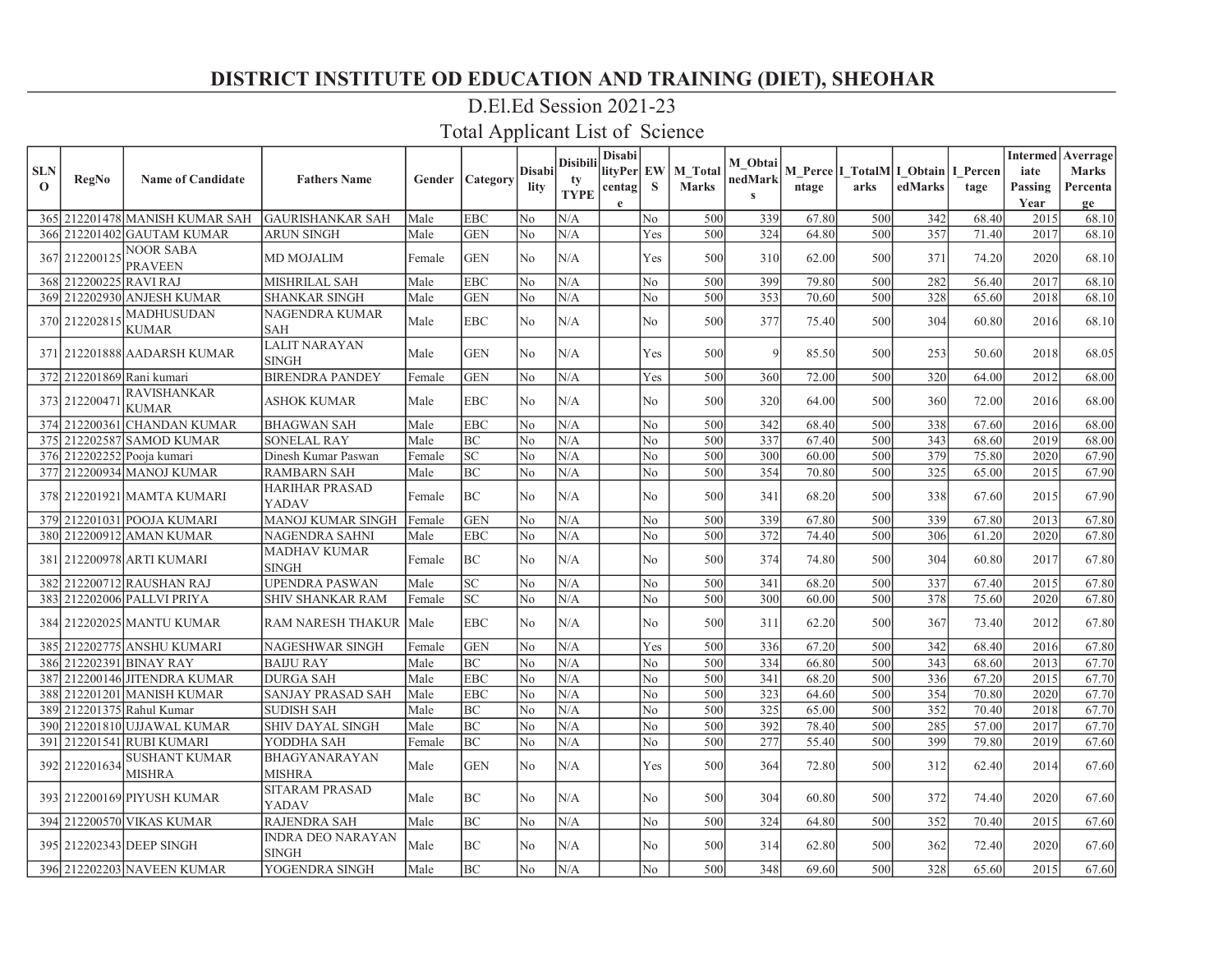# DISTRICT INSTITUTE OD EDUCATION AND TRAINING (DIET), SHEOHAR

## D.El.Ed Session 2021-23

## Total Applicant List of Science

| SLNO | RegNo | Name of Candidate | Fathers Name | Gender | Category | Disability | Disibility TYPE | DisabilityPercentage | EWS | M_Total Marks | M_ObtainedMarks | M_Percentage | I_TotalMarks | I_ObtainedMarks | I_Percentage | Intermediate Passing Year | Averrage Marks Percentage |
|---|---|---|---|---|---|---|---|---|---|---|---|---|---|---|---|---|---|
| 365 | 212201478 | MANISH KUMAR SAH | GAURISHANKAR SAH | Male | EBC | No | N/A | | No | 500 | 339 | 67.80 | 500 | 342 | 68.40 | 2015 | 68.10 |
| 366 | 212201402 | GAUTAM KUMAR | ARUN SINGH | Male | GEN | No | N/A | | Yes | 500 | 324 | 64.80 | 500 | 357 | 71.40 | 2017 | 68.10 |
| 367 | 212200125 | NOOR SABA PRAVEEN | MD MOJALIM | Female | GEN | No | N/A | | Yes | 500 | 310 | 62.00 | 500 | 371 | 74.20 | 2020 | 68.10 |
| 368 | 212200225 | RAVI RAJ | MISHRILAL SAH | Male | EBC | No | N/A | | No | 500 | 399 | 79.80 | 500 | 282 | 56.40 | 2017 | 68.10 |
| 369 | 212202930 | ANJESH KUMAR | SHANKAR SINGH | Male | GEN | No | N/A | | No | 500 | 353 | 70.60 | 500 | 328 | 65.60 | 2018 | 68.10 |
| 370 | 212202815 | MADHUSUDAN KUMAR | NAGENDRA KUMAR SAH | Male | EBC | No | N/A | | No | 500 | 377 | 75.40 | 500 | 304 | 60.80 | 2016 | 68.10 |
| 371 | 212201888 | AADARSH KUMAR | LALIT NARAYAN SINGH | Male | GEN | No | N/A | | Yes | 500 | 9 | 85.50 | 500 | 253 | 50.60 | 2018 | 68.05 |
| 372 | 212201869 | Rani kumari | BIRENDRA PANDEY | Female | GEN | No | N/A | | Yes | 500 | 360 | 72.00 | 500 | 320 | 64.00 | 2012 | 68.00 |
| 373 | 212200471 | RAVISHANKAR KUMAR | ASHOK KUMAR | Male | EBC | No | N/A | | No | 500 | 320 | 64.00 | 500 | 360 | 72.00 | 2016 | 68.00 |
| 374 | 212200361 | CHANDAN KUMAR | BHAGWAN SAH | Male | EBC | No | N/A | | No | 500 | 342 | 68.40 | 500 | 338 | 67.60 | 2016 | 68.00 |
| 375 | 212202587 | SAMOD KUMAR | SONELAL RAY | Male | BC | No | N/A | | No | 500 | 337 | 67.40 | 500 | 343 | 68.60 | 2019 | 68.00 |
| 376 | 212202252 | Pooja kumari | Dinesh Kumar Paswan | Female | SC | No | N/A | | No | 500 | 300 | 60.00 | 500 | 379 | 75.80 | 2020 | 67.90 |
| 377 | 212200934 | MANOJ KUMAR | RAMBARN SAH | Male | BC | No | N/A | | No | 500 | 354 | 70.80 | 500 | 325 | 65.00 | 2015 | 67.90 |
| 378 | 212201921 | MAMTA KUMARI | HARIHAR PRASAD YADAV | Female | BC | No | N/A | | No | 500 | 341 | 68.20 | 500 | 338 | 67.60 | 2015 | 67.90 |
| 379 | 212201031 | POOJA KUMARI | MANOJ KUMAR SINGH | Female | GEN | No | N/A | | No | 500 | 339 | 67.80 | 500 | 339 | 67.80 | 2013 | 67.80 |
| 380 | 212200912 | AMAN KUMAR | NAGENDRA SAHNI | Male | EBC | No | N/A | | No | 500 | 372 | 74.40 | 500 | 306 | 61.20 | 2020 | 67.80 |
| 381 | 212200978 | ARTI KUMARI | MADHAV KUMAR SINGH | Female | BC | No | N/A | | No | 500 | 374 | 74.80 | 500 | 304 | 60.80 | 2017 | 67.80 |
| 382 | 212200712 | RAUSHAN RAJ | UPENDRA PASWAN | Male | SC | No | N/A | | No | 500 | 341 | 68.20 | 500 | 337 | 67.40 | 2015 | 67.80 |
| 383 | 212202006 | PALLVI PRIYA | SHIV SHANKAR RAM | Female | SC | No | N/A | | No | 500 | 300 | 60.00 | 500 | 378 | 75.60 | 2020 | 67.80 |
| 384 | 212202025 | MANTU KUMAR | RAM NARESH THAKUR | Male | EBC | No | N/A | | No | 500 | 311 | 62.20 | 500 | 367 | 73.40 | 2012 | 67.80 |
| 385 | 212202775 | ANSHU KUMARI | NAGESHWAR SINGH | Female | GEN | No | N/A | | Yes | 500 | 336 | 67.20 | 500 | 342 | 68.40 | 2016 | 67.80 |
| 386 | 212202391 | BINAY RAY | BAIJU RAY | Male | BC | No | N/A | | No | 500 | 334 | 66.80 | 500 | 343 | 68.60 | 2013 | 67.70 |
| 387 | 212200146 | JITENDRA KUMAR | DURGA SAH | Male | EBC | No | N/A | | No | 500 | 341 | 68.20 | 500 | 336 | 67.20 | 2015 | 67.70 |
| 388 | 212201201 | MANISH KUMAR | SANJAY PRASAD SAH | Male | EBC | No | N/A | | No | 500 | 323 | 64.60 | 500 | 354 | 70.80 | 2020 | 67.70 |
| 389 | 212201375 | Rahul Kumar | SUDISH SAH | Male | BC | No | N/A | | No | 500 | 325 | 65.00 | 500 | 352 | 70.40 | 2018 | 67.70 |
| 390 | 212201810 | UJJAWAL KUMAR | SHIV DAYAL SINGH | Male | BC | No | N/A | | No | 500 | 392 | 78.40 | 500 | 285 | 57.00 | 2017 | 67.70 |
| 391 | 212201541 | RUBI KUMARI | YODDHA SAH | Female | BC | No | N/A | | No | 500 | 277 | 55.40 | 500 | 399 | 79.80 | 2019 | 67.60 |
| 392 | 212201634 | SUSHANT KUMAR MISHRA | BHAGYANARAYAN MISHRA | Male | GEN | No | N/A | | Yes | 500 | 364 | 72.80 | 500 | 312 | 62.40 | 2014 | 67.60 |
| 393 | 212200169 | PIYUSH KUMAR | SITARAM PRASAD YADAV | Male | BC | No | N/A | | No | 500 | 304 | 60.80 | 500 | 372 | 74.40 | 2020 | 67.60 |
| 394 | 212200570 | VIKAS KUMAR | RAJENDRA SAH | Male | BC | No | N/A | | No | 500 | 324 | 64.80 | 500 | 352 | 70.40 | 2015 | 67.60 |
| 395 | 212202343 | DEEP SINGH | INDRA DEO NARAYAN SINGH | Male | BC | No | N/A | | No | 500 | 314 | 62.80 | 500 | 362 | 72.40 | 2020 | 67.60 |
| 396 | 212202203 | NAVEEN KUMAR | YOGENDRA SINGH | Male | BC | No | N/A | | No | 500 | 348 | 69.60 | 500 | 328 | 65.60 | 2015 | 67.60 |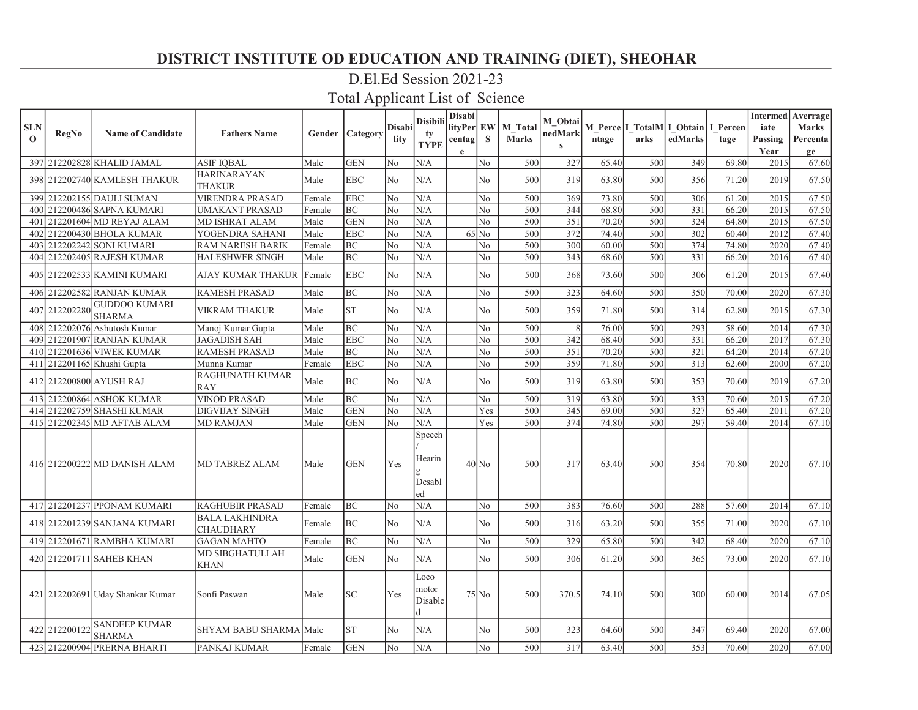# DISTRICT INSTITUTE OD EDUCATION AND TRAINING (DIET), SHEOHAR

## D.El.Ed Session 2021-23

## Total Applicant List of Science

| SLNO | RegNo | Name of Candidate | Fathers Name | Gender | Category | Disability | Disibility TYPE | DisabilityPercentage | EWS | M_Total Marks | M_ObtainedMarks | M_Percentage | I_TotalMarks | I_ObtainedMarks | I_Percentage | Intermediate Passing Year | Averrage Marks Percentage |
|---|---|---|---|---|---|---|---|---|---|---|---|---|---|---|---|---|---|
| 397 | 212202828 | KHALID JAMAL | ASIF IQBAL | Male | GEN | No | N/A | | No | 500 | 327 | 65.40 | 500 | 349 | 69.80 | 2015 | 67.60 |
| 398 | 212202740 | KAMLESH THAKUR | HARINARAYAN THAKUR | Male | EBC | No | N/A | | No | 500 | 319 | 63.80 | 500 | 356 | 71.20 | 2019 | 67.50 |
| 399 | 212202155 | DAULI SUMAN | VIRENDRA PRASAD | Female | EBC | No | N/A | | No | 500 | 369 | 73.80 | 500 | 306 | 61.20 | 2015 | 67.50 |
| 400 | 212200486 | SAPNA KUMARI | UMAKANT PRASAD | Female | BC | No | N/A | | No | 500 | 344 | 68.80 | 500 | 331 | 66.20 | 2015 | 67.50 |
| 401 | 212201604 | MD REYAJ ALAM | MD ISHRAT ALAM | Male | GEN | No | N/A | | No | 500 | 351 | 70.20 | 500 | 324 | 64.80 | 2015 | 67.50 |
| 402 | 212200430 | BHOLA KUMAR | YOGENDRA SAHANI | Male | EBC | No | N/A | 65 | No | 500 | 372 | 74.40 | 500 | 302 | 60.40 | 2012 | 67.40 |
| 403 | 212202242 | SONI KUMARI | RAM NARESH BARIK | Female | BC | No | N/A | | No | 500 | 300 | 60.00 | 500 | 374 | 74.80 | 2020 | 67.40 |
| 404 | 212202405 | RAJESH KUMAR | HALESHWER SINGH | Male | BC | No | N/A | | No | 500 | 343 | 68.60 | 500 | 331 | 66.20 | 2016 | 67.40 |
| 405 | 212202533 | KAMINI KUMARI | AJAY KUMAR THAKUR | Female | EBC | No | N/A | | No | 500 | 368 | 73.60 | 500 | 306 | 61.20 | 2015 | 67.40 |
| 406 | 212202582 | RANJAN KUMAR | RAMESH PRASAD | Male | BC | No | N/A | | No | 500 | 323 | 64.60 | 500 | 350 | 70.00 | 2020 | 67.30 |
| 407 | 212202280 | GUDDOO KUMARI SHARMA | VIKRAM THAKUR | Male | ST | No | N/A | | No | 500 | 359 | 71.80 | 500 | 314 | 62.80 | 2015 | 67.30 |
| 408 | 212202076 | Ashutosh Kumar | Manoj Kumar Gupta | Male | BC | No | N/A | | No | 500 | 8 | 76.00 | 500 | 293 | 58.60 | 2014 | 67.30 |
| 409 | 212201907 | RANJAN KUMAR | JAGADISH SAH | Male | EBC | No | N/A | | No | 500 | 342 | 68.40 | 500 | 331 | 66.20 | 2017 | 67.30 |
| 410 | 212201636 | VIWEK KUMAR | RAMESH PRASAD | Male | BC | No | N/A | | No | 500 | 351 | 70.20 | 500 | 321 | 64.20 | 2014 | 67.20 |
| 411 | 212201165 | Khushi Gupta | Munna Kumar | Female | EBC | No | N/A | | No | 500 | 359 | 71.80 | 500 | 313 | 62.60 | 2000 | 67.20 |
| 412 | 212200800 | AYUSH RAJ | RAGHUNATH KUMAR RAY | Male | BC | No | N/A | | No | 500 | 319 | 63.80 | 500 | 353 | 70.60 | 2019 | 67.20 |
| 413 | 212200864 | ASHOK KUMAR | VINOD PRASAD | Male | BC | No | N/A | | No | 500 | 319 | 63.80 | 500 | 353 | 70.60 | 2015 | 67.20 |
| 414 | 212202759 | SHASHI KUMAR | DIGVIJAY SINGH | Male | GEN | No | N/A | | Yes | 500 | 345 | 69.00 | 500 | 327 | 65.40 | 2011 | 67.20 |
| 415 | 212202345 | MD AFTAB ALAM | MD RAMJAN | Male | GEN | No | N/A | | Yes | 500 | 374 | 74.80 | 500 | 297 | 59.40 | 2014 | 67.10 |
| 416 | 212200222 | MD DANISH ALAM | MD TABREZ ALAM | Male | GEN | Yes | Speech / Hearing Desabled | 40 | No | 500 | 317 | 63.40 | 500 | 354 | 70.80 | 2020 | 67.10 |
| 417 | 212201237 | PPONAM KUMARI | RAGHUBIR PRASAD | Female | BC | No | N/A | | No | 500 | 383 | 76.60 | 500 | 288 | 57.60 | 2014 | 67.10 |
| 418 | 212201239 | SANJANA KUMARI | BALA LAKHINDRA CHAUDHARY | Female | BC | No | N/A | | No | 500 | 316 | 63.20 | 500 | 355 | 71.00 | 2020 | 67.10 |
| 419 | 212201671 | RAMBHA KUMARI | GAGAN MAHTO | Female | BC | No | N/A | | No | 500 | 329 | 65.80 | 500 | 342 | 68.40 | 2020 | 67.10 |
| 420 | 212201711 | SAHEB KHAN | MD SIBGHATULLAH KHAN | Male | GEN | No | N/A | | No | 500 | 306 | 61.20 | 500 | 365 | 73.00 | 2020 | 67.10 |
| 421 | 212202691 | Uday Shankar Kumar | Sonfi Paswan | Male | SC | Yes | Loco motor Disabled | 75 | No | 500 | 370.5 | 74.10 | 500 | 300 | 60.00 | 2014 | 67.05 |
| 422 | 212200122 | SANDEEP KUMAR SHARMA | SHYAM BABU SHARMA | Male | ST | No | N/A | | No | 500 | 323 | 64.60 | 500 | 347 | 69.40 | 2020 | 67.00 |
| 423 | 212200904 | PRERNA BHARTI | PANKAJ KUMAR | Female | GEN | No | N/A | | No | 500 | 317 | 63.40 | 500 | 353 | 70.60 | 2020 | 67.00 |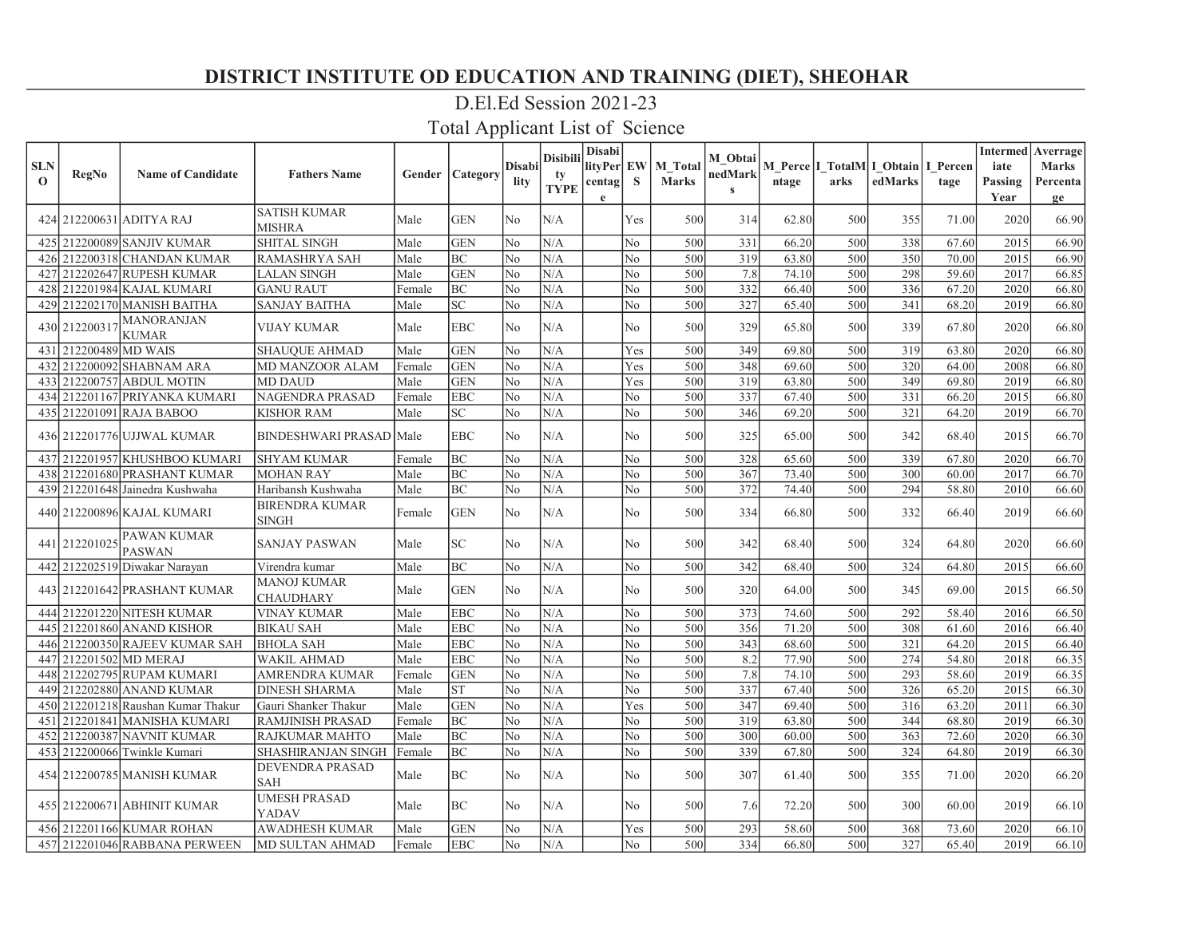# DISTRICT INSTITUTE OD EDUCATION AND TRAINING (DIET), SHEOHAR

## D.El.Ed Session 2021-23

## Total Applicant List of Science

| SLNO | RegNo | Name of Candidate | Fathers Name | Gender | Category | Disability | Disibility TYPE | DisabilityPercentage | EWS | M_Total Marks | M_ObtainedMarks | M_Percentage | I_TotalMarks | I_ObtainedMarks | I_Percentage | Intermediate Passing Year | Averrage Marks Percentage |
|---|---|---|---|---|---|---|---|---|---|---|---|---|---|---|---|---|---|
| 424 | 212200631 | ADITYA RAJ | SATISH KUMAR MISHRA | Male | GEN | No | N/A | | Yes | 500 | 314 | 62.80 | 500 | 355 | 71.00 | 2020 | 66.90 |
| 425 | 212200089 | SANJIV KUMAR | SHITAL SINGH | Male | GEN | No | N/A | | No | 500 | 331 | 66.20 | 500 | 338 | 67.60 | 2015 | 66.90 |
| 426 | 212200318 | CHANDAN KUMAR | RAMASHRYA SAH | Male | BC | No | N/A | | No | 500 | 319 | 63.80 | 500 | 350 | 70.00 | 2015 | 66.90 |
| 427 | 212202647 | RUPESH KUMAR | LALAN SINGH | Male | GEN | No | N/A | | No | 500 | 7.8 | 74.10 | 500 | 298 | 59.60 | 2017 | 66.85 |
| 428 | 212201984 | KAJAL KUMARI | GANU RAUT | Female | BC | No | N/A | | No | 500 | 332 | 66.40 | 500 | 336 | 67.20 | 2020 | 66.80 |
| 429 | 212202170 | MANISH BAITHA | SANJAY BAITHA | Male | SC | No | N/A | | No | 500 | 327 | 65.40 | 500 | 341 | 68.20 | 2019 | 66.80 |
| 430 | 212200317 | MANORANJAN KUMAR | VIJAY KUMAR | Male | EBC | No | N/A | | No | 500 | 329 | 65.80 | 500 | 339 | 67.80 | 2020 | 66.80 |
| 431 | 212200489 | MD WAIS | SHAUQUE AHMAD | Male | GEN | No | N/A | | Yes | 500 | 349 | 69.80 | 500 | 319 | 63.80 | 2020 | 66.80 |
| 432 | 212200092 | SHABNAM ARA | MD MANZOOR ALAM | Female | GEN | No | N/A | | Yes | 500 | 348 | 69.60 | 500 | 320 | 64.00 | 2008 | 66.80 |
| 433 | 212200757 | ABDUL MOTIN | MD DAUD | Male | GEN | No | N/A | | Yes | 500 | 319 | 63.80 | 500 | 349 | 69.80 | 2019 | 66.80 |
| 434 | 212201167 | PRIYANKA KUMARI | NAGENDRA PRASAD | Female | EBC | No | N/A | | No | 500 | 337 | 67.40 | 500 | 331 | 66.20 | 2015 | 66.80 |
| 435 | 212201091 | RAJA BABOO | KISHOR RAM | Male | SC | No | N/A | | No | 500 | 346 | 69.20 | 500 | 321 | 64.20 | 2019 | 66.70 |
| 436 | 212201776 | UJJWAL KUMAR | BINDESHWARI PRASAD | Male | EBC | No | N/A | | No | 500 | 325 | 65.00 | 500 | 342 | 68.40 | 2015 | 66.70 |
| 437 | 212201957 | KHUSHBOO KUMARI | SHYAM KUMAR | Female | BC | No | N/A | | No | 500 | 328 | 65.60 | 500 | 339 | 67.80 | 2020 | 66.70 |
| 438 | 212201680 | PRASHANT KUMAR | MOHAN RAY | Male | BC | No | N/A | | No | 500 | 367 | 73.40 | 500 | 300 | 60.00 | 2017 | 66.70 |
| 439 | 212201648 | Jainedra Kushwaha | Haribansh Kushwaha | Male | BC | No | N/A | | No | 500 | 372 | 74.40 | 500 | 294 | 58.80 | 2010 | 66.60 |
| 440 | 212200896 | KAJAL KUMARI | BIRENDRA KUMAR SINGH | Female | GEN | No | N/A | | No | 500 | 334 | 66.80 | 500 | 332 | 66.40 | 2019 | 66.60 |
| 441 | 212201025 | PAWAN KUMAR PASWAN | SANJAY PASWAN | Male | SC | No | N/A | | No | 500 | 342 | 68.40 | 500 | 324 | 64.80 | 2020 | 66.60 |
| 442 | 212202519 | Diwakar Narayan | Virendra kumar | Male | BC | No | N/A | | No | 500 | 342 | 68.40 | 500 | 324 | 64.80 | 2015 | 66.60 |
| 443 | 212201642 | PRASHANT KUMAR | MANOJ KUMAR CHAUDHARY | Male | GEN | No | N/A | | No | 500 | 320 | 64.00 | 500 | 345 | 69.00 | 2015 | 66.50 |
| 444 | 212201220 | NITESH KUMAR | VINAY KUMAR | Male | EBC | No | N/A | | No | 500 | 373 | 74.60 | 500 | 292 | 58.40 | 2016 | 66.50 |
| 445 | 212201860 | ANAND KISHOR | BIKAU SAH | Male | EBC | No | N/A | | No | 500 | 356 | 71.20 | 500 | 308 | 61.60 | 2016 | 66.40 |
| 446 | 212200350 | RAJEEV KUMAR SAH | BHOLA SAH | Male | EBC | No | N/A | | No | 500 | 343 | 68.60 | 500 | 321 | 64.20 | 2015 | 66.40 |
| 447 | 212201502 | MD MERAJ | WAKIL AHMAD | Male | EBC | No | N/A | | No | 500 | 8.2 | 77.90 | 500 | 274 | 54.80 | 2018 | 66.35 |
| 448 | 212202795 | RUPAM KUMARI | AMRENDRA KUMAR | Female | GEN | No | N/A | | No | 500 | 7.8 | 74.10 | 500 | 293 | 58.60 | 2019 | 66.35 |
| 449 | 212202880 | ANAND KUMAR | DINESH SHARMA | Male | ST | No | N/A | | No | 500 | 337 | 67.40 | 500 | 326 | 65.20 | 2015 | 66.30 |
| 450 | 212201218 | Raushan Kumar Thakur | Gauri Shanker Thakur | Male | GEN | No | N/A | | Yes | 500 | 347 | 69.40 | 500 | 316 | 63.20 | 2011 | 66.30 |
| 451 | 212201841 | MANISHA KUMARI | RAMJINISH PRASAD | Female | BC | No | N/A | | No | 500 | 319 | 63.80 | 500 | 344 | 68.80 | 2019 | 66.30 |
| 452 | 212200387 | NAVNIT KUMAR | RAJKUMAR MAHTO | Male | BC | No | N/A | | No | 500 | 300 | 60.00 | 500 | 363 | 72.60 | 2020 | 66.30 |
| 453 | 212200066 | Twinkle Kumari | SHASHIRANJAN SINGH | Female | BC | No | N/A | | No | 500 | 339 | 67.80 | 500 | 324 | 64.80 | 2019 | 66.30 |
| 454 | 212200785 | MANISH KUMAR | DEVENDRA PRASAD SAH | Male | BC | No | N/A | | No | 500 | 307 | 61.40 | 500 | 355 | 71.00 | 2020 | 66.20 |
| 455 | 212200671 | ABHINIT KUMAR | UMESH PRASAD YADAV | Male | BC | No | N/A | | No | 500 | 7.6 | 72.20 | 500 | 300 | 60.00 | 2019 | 66.10 |
| 456 | 212201166 | KUMAR ROHAN | AWADHESH KUMAR | Male | GEN | No | N/A | | Yes | 500 | 293 | 58.60 | 500 | 368 | 73.60 | 2020 | 66.10 |
| 457 | 212201046 | RABBANA PERWEEN | MD SULTAN AHMAD | Female | EBC | No | N/A | | No | 500 | 334 | 66.80 | 500 | 327 | 65.40 | 2019 | 66.10 |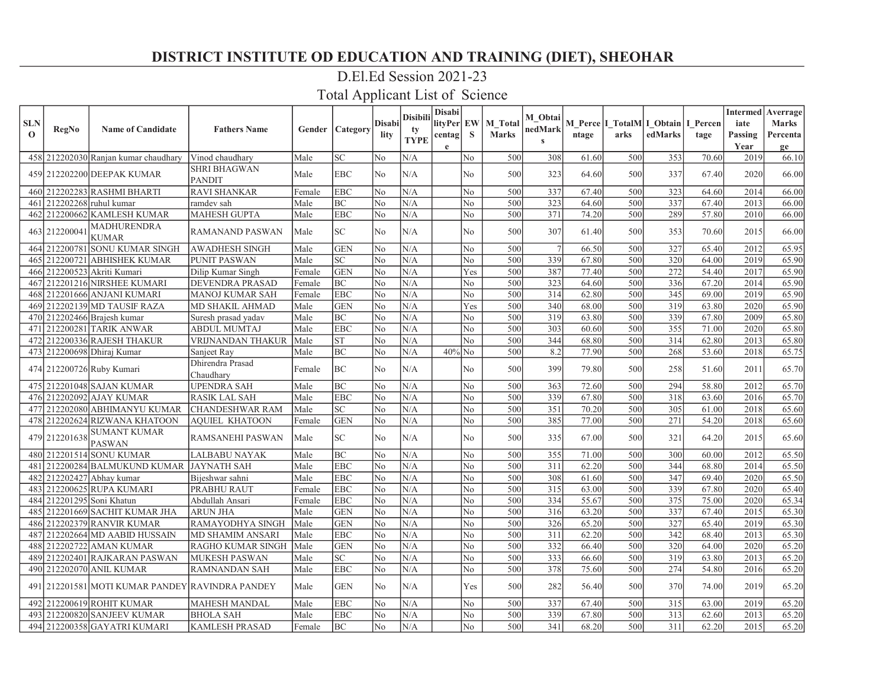# DISTRICT INSTITUTE OD EDUCATION AND TRAINING (DIET), SHEOHAR

## D.El.Ed Session 2021-23

## Total Applicant List of Science

| SLNO | RegNo | Name of Candidate | Fathers Name | Gender | Category | Disability | Disibility TYPE | DisabilityPercentage | EWS | M_Total Marks | M_ObtainedMarks | M_Percentage | I_TotalMarks | I_ObtainedMarks | I_Percentage | Intermediate Passing Year | Averrage Marks Percentage |
|---|---|---|---|---|---|---|---|---|---|---|---|---|---|---|---|---|---|
| 458 | 212202030 | Ranjan kumar chaudhary | Vinod chaudhary | Male | SC | No | N/A | | No | 500 | 308 | 61.60 | 500 | 353 | 70.60 | 2019 | 66.10 |
| 459 | 212202200 | DEEPAK KUMAR | SHRI BHAGWAN PANDIT | Male | EBC | No | N/A | | No | 500 | 323 | 64.60 | 500 | 337 | 67.40 | 2020 | 66.00 |
| 460 | 212202283 | RASHMI BHARTI | RAVI SHANKAR | Female | EBC | No | N/A | | No | 500 | 337 | 67.40 | 500 | 323 | 64.60 | 2014 | 66.00 |
| 461 | 212202268 | ruhul kumar | ramdev sah | Male | BC | No | N/A | | No | 500 | 323 | 64.60 | 500 | 337 | 67.40 | 2013 | 66.00 |
| 462 | 212200662 | KAMLESH KUMAR | MAHESH GUPTA | Male | EBC | No | N/A | | No | 500 | 371 | 74.20 | 500 | 289 | 57.80 | 2010 | 66.00 |
| 463 | 212200041 | MADHURENDRA KUMAR | RAMANAND PASWAN | Male | SC | No | N/A | | No | 500 | 307 | 61.40 | 500 | 353 | 70.60 | 2015 | 66.00 |
| 464 | 212200781 | SONU KUMAR SINGH | AWADHESH SINGH | Male | GEN | No | N/A | | No | 500 | 7 | 66.50 | 500 | 327 | 65.40 | 2012 | 65.95 |
| 465 | 212200721 | ABHISHEK KUMAR | PUNIT PASWAN | Male | SC | No | N/A | | No | 500 | 339 | 67.80 | 500 | 320 | 64.00 | 2019 | 65.90 |
| 466 | 212200523 | Akriti Kumari | Dilip Kumar Singh | Female | GEN | No | N/A | | Yes | 500 | 387 | 77.40 | 500 | 272 | 54.40 | 2017 | 65.90 |
| 467 | 212201216 | NIRSHEE KUMARI | DEVENDRA PRASAD | Female | BC | No | N/A | | No | 500 | 323 | 64.60 | 500 | 336 | 67.20 | 2014 | 65.90 |
| 468 | 212201666 | ANJANI KUMARI | MANOJ KUMAR SAH | Female | EBC | No | N/A | | No | 500 | 314 | 62.80 | 500 | 345 | 69.00 | 2019 | 65.90 |
| 469 | 212202139 | MD TAUSIF RAZA | MD SHAKIL AHMAD | Male | GEN | No | N/A | | Yes | 500 | 340 | 68.00 | 500 | 319 | 63.80 | 2020 | 65.90 |
| 470 | 212202466 | Brajesh kumar | Suresh prasad yadav | Male | BC | No | N/A | | No | 500 | 319 | 63.80 | 500 | 339 | 67.80 | 2009 | 65.80 |
| 471 | 212200281 | TARIK ANWAR | ABDUL MUMTAJ | Male | EBC | No | N/A | | No | 500 | 303 | 60.60 | 500 | 355 | 71.00 | 2020 | 65.80 |
| 472 | 212200336 | RAJESH THAKUR | VRIJNANDAN THAKUR | Male | ST | No | N/A | | No | 500 | 344 | 68.80 | 500 | 314 | 62.80 | 2013 | 65.80 |
| 473 | 212200698 | Dhiraj Kumar | Sanjeet Ray | Male | BC | No | N/A | 40% | No | 500 | 8.2 | 77.90 | 500 | 268 | 53.60 | 2018 | 65.75 |
| 474 | 212200726 | Ruby Kumari | Dhirendra Prasad Chaudhary | Female | BC | No | N/A | | No | 500 | 399 | 79.80 | 500 | 258 | 51.60 | 2011 | 65.70 |
| 475 | 212201048 | SAJAN KUMAR | UPENDRA SAH | Male | BC | No | N/A | | No | 500 | 363 | 72.60 | 500 | 294 | 58.80 | 2012 | 65.70 |
| 476 | 212202092 | AJAY KUMAR | RASIK LAL SAH | Male | EBC | No | N/A | | No | 500 | 339 | 67.80 | 500 | 318 | 63.60 | 2016 | 65.70 |
| 477 | 212202080 | ABHIMANYU KUMAR | CHANDESHWAR RAM | Male | SC | No | N/A | | No | 500 | 351 | 70.20 | 500 | 305 | 61.00 | 2018 | 65.60 |
| 478 | 212202624 | RIZWANA KHATOON | AQUIEL KHATOON | Female | GEN | No | N/A | | No | 500 | 385 | 77.00 | 500 | 271 | 54.20 | 2018 | 65.60 |
| 479 | 212201638 | SUMANT KUMAR PASWAN | RAMSANEHI PASWAN | Male | SC | No | N/A | | No | 500 | 335 | 67.00 | 500 | 321 | 64.20 | 2015 | 65.60 |
| 480 | 212201514 | SONU KUMAR | LALBABU NAYAK | Male | BC | No | N/A | | No | 500 | 355 | 71.00 | 500 | 300 | 60.00 | 2012 | 65.50 |
| 481 | 212200284 | BALMUKUND KUMAR | JAYNATH SAH | Male | EBC | No | N/A | | No | 500 | 311 | 62.20 | 500 | 344 | 68.80 | 2014 | 65.50 |
| 482 | 212202427 | Abhay kumar | Bijeshwar sahni | Male | EBC | No | N/A | | No | 500 | 308 | 61.60 | 500 | 347 | 69.40 | 2020 | 65.50 |
| 483 | 212200625 | RUPA KUMARI | PRABHU RAUT | Female | EBC | No | N/A | | No | 500 | 315 | 63.00 | 500 | 339 | 67.80 | 2020 | 65.40 |
| 484 | 212201295 | Soni Khatun | Abdullah Ansari | Female | EBC | No | N/A | | No | 500 | 334 | 55.67 | 500 | 375 | 75.00 | 2020 | 65.34 |
| 485 | 212201669 | SACHIT KUMAR JHA | ARUN JHA | Male | GEN | No | N/A | | No | 500 | 316 | 63.20 | 500 | 337 | 67.40 | 2015 | 65.30 |
| 486 | 212202379 | RANVIR KUMAR | RAMAYODHYA SINGH | Male | GEN | No | N/A | | No | 500 | 326 | 65.20 | 500 | 327 | 65.40 | 2019 | 65.30 |
| 487 | 212202664 | MD AABID HUSSAIN | MD SHAMIM ANSARI | Male | EBC | No | N/A | | No | 500 | 311 | 62.20 | 500 | 342 | 68.40 | 2013 | 65.30 |
| 488 | 212202722 | AMAN KUMAR | RAGHO KUMAR SINGH | Male | GEN | No | N/A | | No | 500 | 332 | 66.40 | 500 | 320 | 64.00 | 2020 | 65.20 |
| 489 | 212202401 | RAJKARAN PASWAN | MUKESH PASWAN | Male | SC | No | N/A | | No | 500 | 333 | 66.60 | 500 | 319 | 63.80 | 2013 | 65.20 |
| 490 | 212202070 | ANIL KUMAR | RAMNANDAN SAH | Male | EBC | No | N/A | | No | 500 | 378 | 75.60 | 500 | 274 | 54.80 | 2016 | 65.20 |
| 491 | 212201581 | MOTI KUMAR PANDEY | RAVINDRA PANDEY | Male | GEN | No | N/A | | Yes | 500 | 282 | 56.40 | 500 | 370 | 74.00 | 2019 | 65.20 |
| 492 | 212200619 | ROHIT KUMAR | MAHESH MANDAL | Male | EBC | No | N/A | | No | 500 | 337 | 67.40 | 500 | 315 | 63.00 | 2019 | 65.20 |
| 493 | 212200820 | SANJEEV KUMAR | BHOLA SAH | Male | EBC | No | N/A | | No | 500 | 339 | 67.80 | 500 | 313 | 62.60 | 2013 | 65.20 |
| 494 | 212200358 | GAYATRI KUMARI | KAMLESH PRASAD | Female | BC | No | N/A | | No | 500 | 341 | 68.20 | 500 | 311 | 62.20 | 2015 | 65.20 |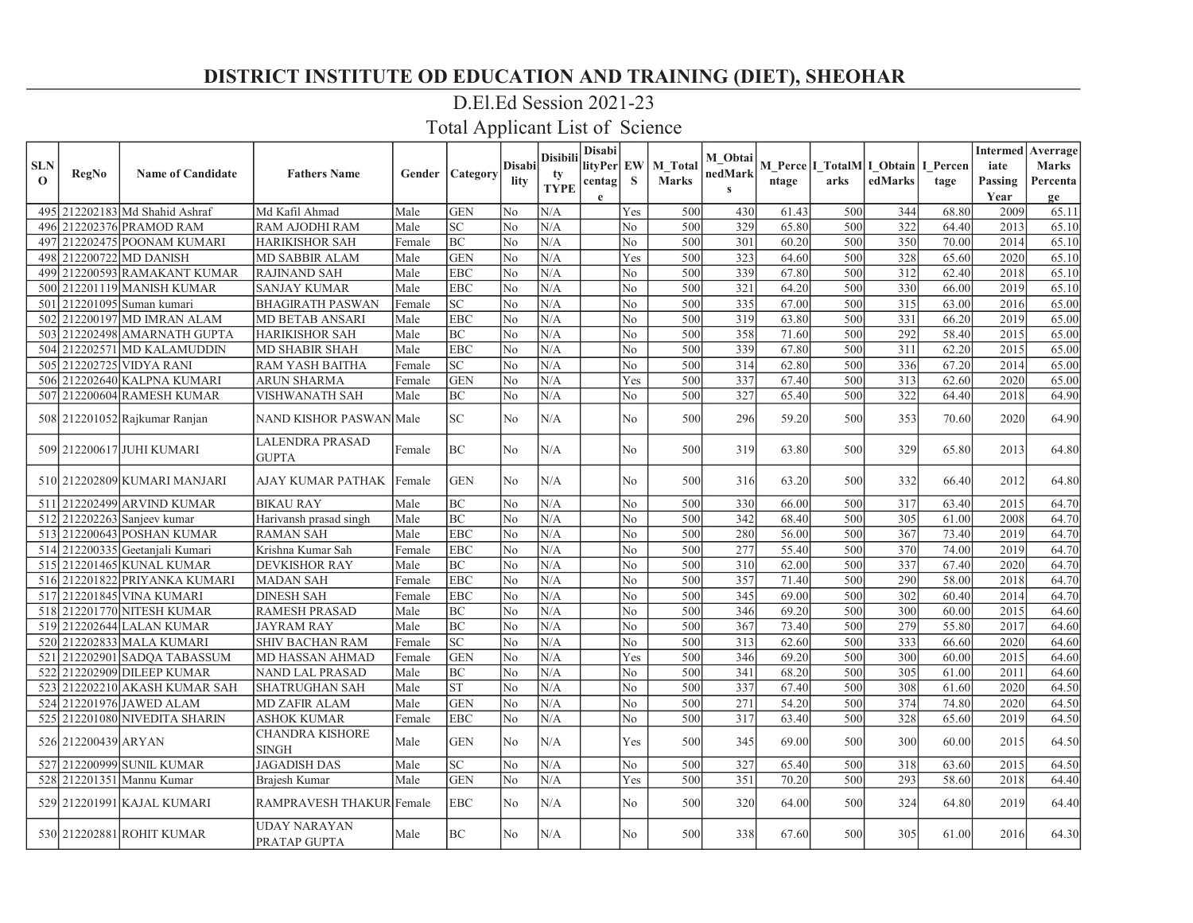# DISTRICT INSTITUTE OD EDUCATION AND TRAINING (DIET), SHEOHAR

## D.El.Ed Session 2021-23

## Total Applicant List of Science

| SLNO | RegNo | Name of Candidate | Fathers Name | Gender | Category | Disability | Disibility TYPE | DisabilityPercentage | EWS | M_Total Marks | M_ObtainedMarks | M_Percentage | I_TotalMarks | I_ObtainedMarks | I_Percentage | Intermediate Passing Year | Averrage Marks Percentage |
|---|---|---|---|---|---|---|---|---|---|---|---|---|---|---|---|---|---|
| 495 | 212202183 | Md Shahid Ashraf | Md Kafil Ahmad | Male | GEN | No | N/A | | Yes | 500 | 430 | 61.43 | 500 | 344 | 68.80 | 2009 | 65.11 |
| 496 | 212202376 | PRAMOD RAM | RAM AJODHI RAM | Male | SC | No | N/A | | No | 500 | 329 | 65.80 | 500 | 322 | 64.40 | 2013 | 65.10 |
| 497 | 212202475 | POONAM KUMARI | HARIKISHOR SAH | Female | BC | No | N/A | | No | 500 | 301 | 60.20 | 500 | 350 | 70.00 | 2014 | 65.10 |
| 498 | 212200722 | MD DANISH | MD SABBIR ALAM | Male | GEN | No | N/A | | Yes | 500 | 323 | 64.60 | 500 | 328 | 65.60 | 2020 | 65.10 |
| 499 | 212200593 | RAMAKANT KUMAR | RAJINAND SAH | Male | EBC | No | N/A | | No | 500 | 339 | 67.80 | 500 | 312 | 62.40 | 2018 | 65.10 |
| 500 | 212201119 | MANISH KUMAR | SANJAY KUMAR | Male | EBC | No | N/A | | No | 500 | 321 | 64.20 | 500 | 330 | 66.00 | 2019 | 65.10 |
| 501 | 212201095 | Suman kumari | BHAGIRATH PASWAN | Female | SC | No | N/A | | No | 500 | 335 | 67.00 | 500 | 315 | 63.00 | 2016 | 65.00 |
| 502 | 212200197 | MD IMRAN ALAM | MD BETAB ANSARI | Male | EBC | No | N/A | | No | 500 | 319 | 63.80 | 500 | 331 | 66.20 | 2019 | 65.00 |
| 503 | 212202498 | AMARNATH GUPTA | HARIKISHOR SAH | Male | BC | No | N/A | | No | 500 | 358 | 71.60 | 500 | 292 | 58.40 | 2015 | 65.00 |
| 504 | 212202571 | MD KALAMUDDIN | MD SHABIR SHAH | Male | EBC | No | N/A | | No | 500 | 339 | 67.80 | 500 | 311 | 62.20 | 2015 | 65.00 |
| 505 | 212202725 | VIDYA RANI | RAM YASH BAITHA | Female | SC | No | N/A | | No | 500 | 314 | 62.80 | 500 | 336 | 67.20 | 2014 | 65.00 |
| 506 | 212202640 | KALPNA KUMARI | ARUN SHARMA | Female | GEN | No | N/A | | Yes | 500 | 337 | 67.40 | 500 | 313 | 62.60 | 2020 | 65.00 |
| 507 | 212200604 | RAMESH KUMAR | VISHWANATH SAH | Male | BC | No | N/A | | No | 500 | 327 | 65.40 | 500 | 322 | 64.40 | 2018 | 64.90 |
| 508 | 212201052 | Rajkumar Ranjan | NAND KISHOR PASWAN | Male | SC | No | N/A | | No | 500 | 296 | 59.20 | 500 | 353 | 70.60 | 2020 | 64.90 |
| 509 | 212200617 | JUHI KUMARI | LALENDRA PRASAD GUPTA | Female | BC | No | N/A | | No | 500 | 319 | 63.80 | 500 | 329 | 65.80 | 2013 | 64.80 |
| 510 | 212202809 | KUMARI MANJARI | AJAY KUMAR PATHAK | Female | GEN | No | N/A | | No | 500 | 316 | 63.20 | 500 | 332 | 66.40 | 2012 | 64.80 |
| 511 | 212202499 | ARVIND KUMAR | BIKAU RAY | Male | BC | No | N/A | | No | 500 | 330 | 66.00 | 500 | 317 | 63.40 | 2015 | 64.70 |
| 512 | 212202263 | Sanjeev kumar | Harivansh prasad singh | Male | BC | No | N/A | | No | 500 | 342 | 68.40 | 500 | 305 | 61.00 | 2008 | 64.70 |
| 513 | 212200643 | POSHAN KUMAR | RAMAN SAH | Male | EBC | No | N/A | | No | 500 | 280 | 56.00 | 500 | 367 | 73.40 | 2019 | 64.70 |
| 514 | 212200335 | Geetanjali Kumari | Krishna Kumar Sah | Female | EBC | No | N/A | | No | 500 | 277 | 55.40 | 500 | 370 | 74.00 | 2019 | 64.70 |
| 515 | 212201465 | KUNAL KUMAR | DEVKISHOR RAY | Male | BC | No | N/A | | No | 500 | 310 | 62.00 | 500 | 337 | 67.40 | 2020 | 64.70 |
| 516 | 212201822 | PRIYANKA KUMARI | MADAN SAH | Female | EBC | No | N/A | | No | 500 | 357 | 71.40 | 500 | 290 | 58.00 | 2018 | 64.70 |
| 517 | 212201845 | VINA KUMARI | DINESH SAH | Female | EBC | No | N/A | | No | 500 | 345 | 69.00 | 500 | 302 | 60.40 | 2014 | 64.70 |
| 518 | 212201770 | NITESH KUMAR | RAMESH PRASAD | Male | BC | No | N/A | | No | 500 | 346 | 69.20 | 500 | 300 | 60.00 | 2015 | 64.60 |
| 519 | 212202644 | LALAN KUMAR | JAYRAM RAY | Male | BC | No | N/A | | No | 500 | 367 | 73.40 | 500 | 279 | 55.80 | 2017 | 64.60 |
| 520 | 212202833 | MALA KUMARI | SHIV BACHAN RAM | Female | SC | No | N/A | | No | 500 | 313 | 62.60 | 500 | 333 | 66.60 | 2020 | 64.60 |
| 521 | 212202901 | SADQA TABASSUM | MD HASSAN AHMAD | Female | GEN | No | N/A | | Yes | 500 | 346 | 69.20 | 500 | 300 | 60.00 | 2015 | 64.60 |
| 522 | 212202909 | DILEEP KUMAR | NAND LAL PRASAD | Male | BC | No | N/A | | No | 500 | 341 | 68.20 | 500 | 305 | 61.00 | 2011 | 64.60 |
| 523 | 212202210 | AKASH KUMAR SAH | SHATRUGHAN SAH | Male | ST | No | N/A | | No | 500 | 337 | 67.40 | 500 | 308 | 61.60 | 2020 | 64.50 |
| 524 | 212201976 | JAWED ALAM | MD ZAFIR ALAM | Male | GEN | No | N/A | | No | 500 | 271 | 54.20 | 500 | 374 | 74.80 | 2020 | 64.50 |
| 525 | 212201080 | NIVEDITA SHARIN | ASHOK KUMAR | Female | EBC | No | N/A | | No | 500 | 317 | 63.40 | 500 | 328 | 65.60 | 2019 | 64.50 |
| 526 | 212200439 | ARYAN | CHANDRA KISHORE SINGH | Male | GEN | No | N/A | | Yes | 500 | 345 | 69.00 | 500 | 300 | 60.00 | 2015 | 64.50 |
| 527 | 212200999 | SUNIL KUMAR | JAGADISH DAS | Male | SC | No | N/A | | No | 500 | 327 | 65.40 | 500 | 318 | 63.60 | 2015 | 64.50 |
| 528 | 212201351 | Mannu Kumar | Brajesh Kumar | Male | GEN | No | N/A | | Yes | 500 | 351 | 70.20 | 500 | 293 | 58.60 | 2018 | 64.40 |
| 529 | 212201991 | KAJAL KUMARI | RAMPRAVESH THAKUR | Female | EBC | No | N/A | | No | 500 | 320 | 64.00 | 500 | 324 | 64.80 | 2019 | 64.40 |
| 530 | 212202881 | ROHIT KUMAR | UDAY NARAYAN PRATAP GUPTA | Male | BC | No | N/A | | No | 500 | 338 | 67.60 | 500 | 305 | 61.00 | 2016 | 64.30 |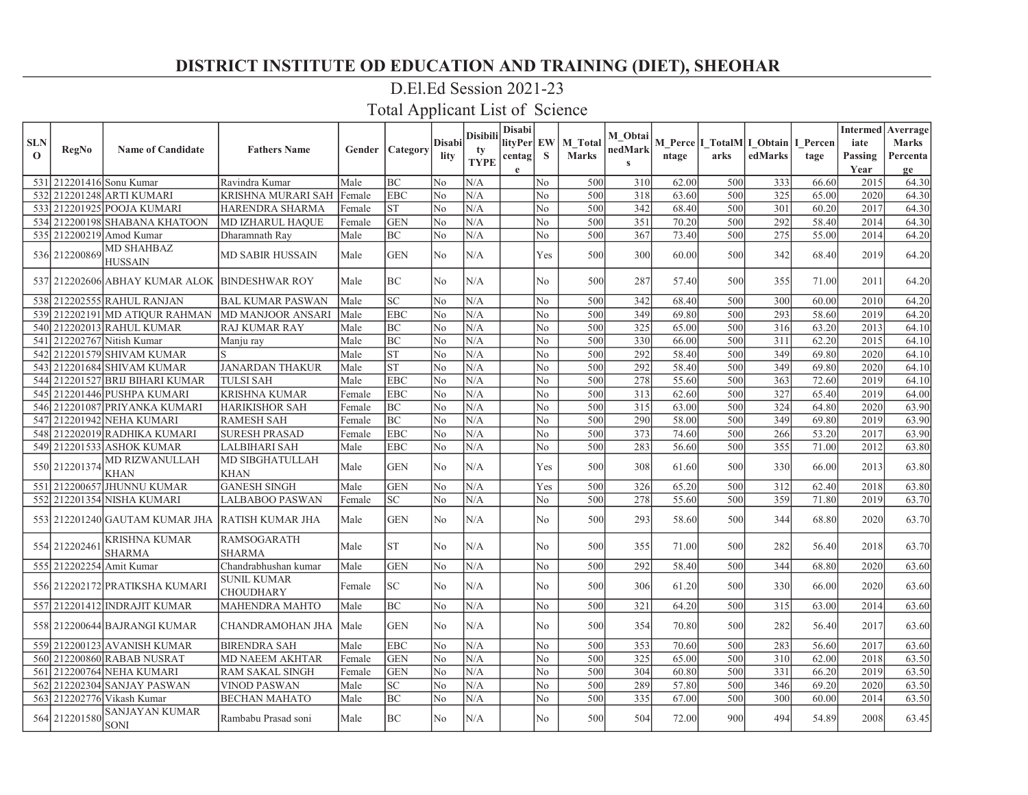# DISTRICT INSTITUTE OD EDUCATION AND TRAINING (DIET), SHEOHAR

## D.El.Ed Session 2021-23

## Total Applicant List of Science

| SLNO | RegNo | Name of Candidate | Fathers Name | Gender | Category | Disability | Disibility TYPE | DisabilityPercentage | EWS | M_Total Marks | M_ObtainedMarks | M_Percentage | I_TotalMarks | I_ObtainedMarks | I_Percentage | Intermediate Passing Year | Averrage Marks Percentage |
|---|---|---|---|---|---|---|---|---|---|---|---|---|---|---|---|---|---|
| 531 | 212201416 | Sonu Kumar | Ravindra Kumar | Male | BC | No | N/A | | No | 500 | 310 | 62.00 | 500 | 333 | 66.60 | 2015 | 64.30 |
| 532 | 212201248 | ARTI KUMARI | KRISHNA MURARI SAH | Female | EBC | No | N/A | | No | 500 | 318 | 63.60 | 500 | 325 | 65.00 | 2020 | 64.30 |
| 533 | 212201925 | POOJA KUMARI | HARENDRA SHARMA | Female | ST | No | N/A | | No | 500 | 342 | 68.40 | 500 | 301 | 60.20 | 2017 | 64.30 |
| 534 | 212200198 | SHABANA KHATOON | MD IZHARUL HAQUE | Female | GEN | No | N/A | | No | 500 | 351 | 70.20 | 500 | 292 | 58.40 | 2014 | 64.30 |
| 535 | 212200219 | Amod Kumar | Dharamnath Ray | Male | BC | No | N/A | | No | 500 | 367 | 73.40 | 500 | 275 | 55.00 | 2014 | 64.20 |
| 536 | 212200869 | MD SHAHBAZ HUSSAIN | MD SABIR HUSSAIN | Male | GEN | No | N/A | | Yes | 500 | 300 | 60.00 | 500 | 342 | 68.40 | 2019 | 64.20 |
| 537 | 212202606 | ABHAY KUMAR ALOK | BINDESHWAR ROY | Male | BC | No | N/A | | No | 500 | 287 | 57.40 | 500 | 355 | 71.00 | 2011 | 64.20 |
| 538 | 212202555 | RAHUL RANJAN | BAL KUMAR PASWAN | Male | SC | No | N/A | | No | 500 | 342 | 68.40 | 500 | 300 | 60.00 | 2010 | 64.20 |
| 539 | 212202191 | MD ATIQUR RAHMAN | MD MANJOOR ANSARI | Male | EBC | No | N/A | | No | 500 | 349 | 69.80 | 500 | 293 | 58.60 | 2019 | 64.20 |
| 540 | 212202013 | RAHUL KUMAR | RAJ KUMAR RAY | Male | BC | No | N/A | | No | 500 | 325 | 65.00 | 500 | 316 | 63.20 | 2013 | 64.10 |
| 541 | 212202767 | Nitish Kumar | Manju ray | Male | BC | No | N/A | | No | 500 | 330 | 66.00 | 500 | 311 | 62.20 | 2015 | 64.10 |
| 542 | 212201579 | SHIVAM KUMAR | S | Male | ST | No | N/A | | No | 500 | 292 | 58.40 | 500 | 349 | 69.80 | 2020 | 64.10 |
| 543 | 212201684 | SHIVAM KUMAR | JANARDAN THAKUR | Male | ST | No | N/A | | No | 500 | 292 | 58.40 | 500 | 349 | 69.80 | 2020 | 64.10 |
| 544 | 212201527 | BRIJ BIHARI KUMAR | TULSI SAH | Male | EBC | No | N/A | | No | 500 | 278 | 55.60 | 500 | 363 | 72.60 | 2019 | 64.10 |
| 545 | 212201446 | PUSHPA KUMARI | KRISHNA KUMAR | Female | EBC | No | N/A | | No | 500 | 313 | 62.60 | 500 | 327 | 65.40 | 2019 | 64.00 |
| 546 | 212201087 | PRIYANKA KUMARI | HARIKISHOR SAH | Female | BC | No | N/A | | No | 500 | 315 | 63.00 | 500 | 324 | 64.80 | 2020 | 63.90 |
| 547 | 212201942 | NEHA KUMARI | RAMESH SAH | Female | BC | No | N/A | | No | 500 | 290 | 58.00 | 500 | 349 | 69.80 | 2019 | 63.90 |
| 548 | 212202019 | RADHIKA KUMARI | SURESH PRASAD | Female | EBC | No | N/A | | No | 500 | 373 | 74.60 | 500 | 266 | 53.20 | 2017 | 63.90 |
| 549 | 212201533 | ASHOK KUMAR | LALBIHARI SAH | Male | EBC | No | N/A | | No | 500 | 283 | 56.60 | 500 | 355 | 71.00 | 2012 | 63.80 |
| 550 | 212201374 | MD RIZWANULLAH KHAN | MD SIBGHATULLAH KHAN | Male | GEN | No | N/A | | Yes | 500 | 308 | 61.60 | 500 | 330 | 66.00 | 2013 | 63.80 |
| 551 | 212200657 | JHUNNU KUMAR | GANESH SINGH | Male | GEN | No | N/A | | Yes | 500 | 326 | 65.20 | 500 | 312 | 62.40 | 2018 | 63.80 |
| 552 | 212201354 | NISHA KUMARI | LALBABOO PASWAN | Female | SC | No | N/A | | No | 500 | 278 | 55.60 | 500 | 359 | 71.80 | 2019 | 63.70 |
| 553 | 212201240 | GAUTAM KUMAR JHA | RATISH KUMAR JHA | Male | GEN | No | N/A | | No | 500 | 293 | 58.60 | 500 | 344 | 68.80 | 2020 | 63.70 |
| 554 | 212202461 | KRISHNA KUMAR SHARMA | RAMSOGARATH SHARMA | Male | ST | No | N/A | | No | 500 | 355 | 71.00 | 500 | 282 | 56.40 | 2018 | 63.70 |
| 555 | 212202254 | Amit Kumar | Chandrabhushan kumar | Male | GEN | No | N/A | | No | 500 | 292 | 58.40 | 500 | 344 | 68.80 | 2020 | 63.60 |
| 556 | 212202172 | PRATIKSHA KUMARI | SUNIL KUMAR CHOUDHARY | Female | SC | No | N/A | | No | 500 | 306 | 61.20 | 500 | 330 | 66.00 | 2020 | 63.60 |
| 557 | 212201412 | INDRAJIT KUMAR | MAHENDRA MAHTO | Male | BC | No | N/A | | No | 500 | 321 | 64.20 | 500 | 315 | 63.00 | 2014 | 63.60 |
| 558 | 212200644 | BAJRANGI KUMAR | CHANDRAMOHAN JHA | Male | GEN | No | N/A | | No | 500 | 354 | 70.80 | 500 | 282 | 56.40 | 2017 | 63.60 |
| 559 | 212200123 | AVANISH KUMAR | BIRENDRA SAH | Male | EBC | No | N/A | | No | 500 | 353 | 70.60 | 500 | 283 | 56.60 | 2017 | 63.60 |
| 560 | 212200860 | RABAB NUSRAT | MD NAEEM AKHTAR | Female | GEN | No | N/A | | No | 500 | 325 | 65.00 | 500 | 310 | 62.00 | 2018 | 63.50 |
| 561 | 212200764 | NEHA KUMARI | RAM SAKAL SINGH | Female | GEN | No | N/A | | No | 500 | 304 | 60.80 | 500 | 331 | 66.20 | 2019 | 63.50 |
| 562 | 212202304 | SANJAY PASWAN | VINOD PASWAN | Male | SC | No | N/A | | No | 500 | 289 | 57.80 | 500 | 346 | 69.20 | 2020 | 63.50 |
| 563 | 212202776 | Vikash Kumar | BECHAN MAHATO | Male | BC | No | N/A | | No | 500 | 335 | 67.00 | 500 | 300 | 60.00 | 2014 | 63.50 |
| 564 | 212201580 | SANJAYAN KUMAR SONI | Rambabu Prasad soni | Male | BC | No | N/A | | No | 500 | 504 | 72.00 | 900 | 494 | 54.89 | 2008 | 63.45 |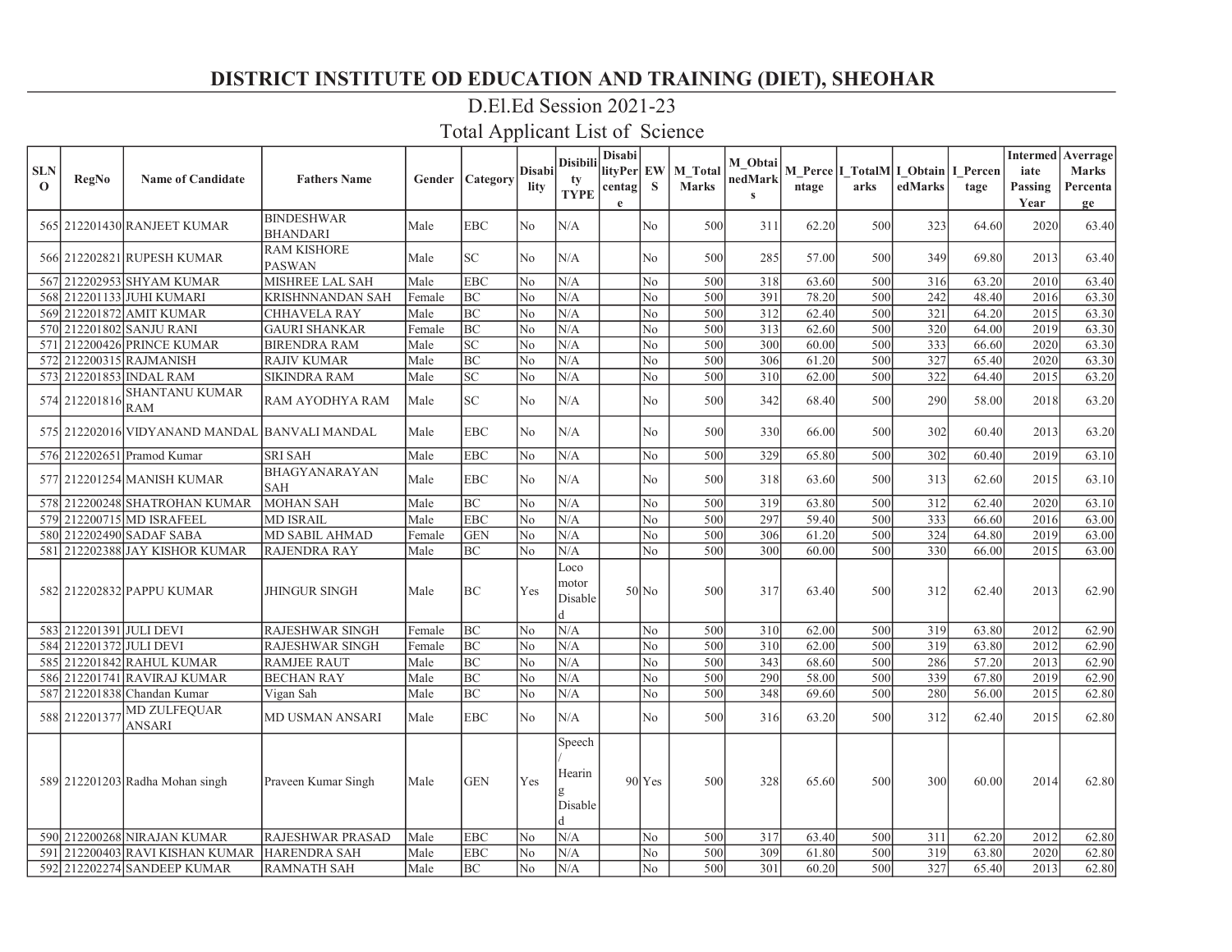# DISTRICT INSTITUTE OD EDUCATION AND TRAINING (DIET), SHEOHAR

## D.El.Ed Session 2021-23

## Total Applicant List of Science

| SLNO | RegNo | Name of Candidate | Fathers Name | Gender | Category | Disability | Disibility TYPE | DisabilityPercentage | EWS | M_Total Marks | M_ObtainedMarks | M_Percentage | I_TotalMarks | I_ObtainedMarks | I_Percentage | Intermediate Passing Year | Averrage Marks Percentage |
|---|---|---|---|---|---|---|---|---|---|---|---|---|---|---|---|---|---|
| 565 | 212201430 | RANJEET KUMAR | BINDESHWAR BHANDARI | Male | EBC | No | N/A | | No | 500 | 311 | 62.20 | 500 | 323 | 64.60 | 2020 | 63.40 |
| 566 | 212202821 | RUPESH KUMAR | RAM KISHORE PASWAN | Male | SC | No | N/A | | No | 500 | 285 | 57.00 | 500 | 349 | 69.80 | 2013 | 63.40 |
| 567 | 212202953 | SHYAM KUMAR | MISHREE LAL SAH | Male | EBC | No | N/A | | No | 500 | 318 | 63.60 | 500 | 316 | 63.20 | 2010 | 63.40 |
| 568 | 212201133 | JUHI KUMARI | KRISHNNANDAN SAH | Female | BC | No | N/A | | No | 500 | 391 | 78.20 | 500 | 242 | 48.40 | 2016 | 63.30 |
| 569 | 212201872 | AMIT KUMAR | CHHAVELA RAY | Male | BC | No | N/A | | No | 500 | 312 | 62.40 | 500 | 321 | 64.20 | 2015 | 63.30 |
| 570 | 212201802 | SANJU RANI | GAURI SHANKAR | Female | BC | No | N/A | | No | 500 | 313 | 62.60 | 500 | 320 | 64.00 | 2019 | 63.30 |
| 571 | 212200426 | PRINCE KUMAR | BIRENDRA RAM | Male | SC | No | N/A | | No | 500 | 300 | 60.00 | 500 | 333 | 66.60 | 2020 | 63.30 |
| 572 | 212200315 | RAJMANISH | RAJIV KUMAR | Male | BC | No | N/A | | No | 500 | 306 | 61.20 | 500 | 327 | 65.40 | 2020 | 63.30 |
| 573 | 212201853 | INDAL RAM | SIKINDRA RAM | Male | SC | No | N/A | | No | 500 | 310 | 62.00 | 500 | 322 | 64.40 | 2015 | 63.20 |
| 574 | 212201816 | SHANTANU KUMAR RAM | RAM AYODHYA RAM | Male | SC | No | N/A | | No | 500 | 342 | 68.40 | 500 | 290 | 58.00 | 2018 | 63.20 |
| 575 | 212202016 | VIDYANAND MANDAL | BANVALI MANDAL | Male | EBC | No | N/A | | No | 500 | 330 | 66.00 | 500 | 302 | 60.40 | 2013 | 63.20 |
| 576 | 212202651 | Pramod Kumar | SRI SAH | Male | EBC | No | N/A | | No | 500 | 329 | 65.80 | 500 | 302 | 60.40 | 2019 | 63.10 |
| 577 | 212201254 | MANISH KUMAR | BHAGYANARAYAN SAH | Male | EBC | No | N/A | | No | 500 | 318 | 63.60 | 500 | 313 | 62.60 | 2015 | 63.10 |
| 578 | 212200248 | SHATROHAN KUMAR | MOHAN SAH | Male | BC | No | N/A | | No | 500 | 319 | 63.80 | 500 | 312 | 62.40 | 2020 | 63.10 |
| 579 | 212200715 | MD ISRAFEEL | MD ISRAIL | Male | EBC | No | N/A | | No | 500 | 297 | 59.40 | 500 | 333 | 66.60 | 2016 | 63.00 |
| 580 | 212202490 | SADAF SABA | MD SABIL AHMAD | Female | GEN | No | N/A | | No | 500 | 306 | 61.20 | 500 | 324 | 64.80 | 2019 | 63.00 |
| 581 | 212202388 | JAY KISHOR KUMAR | RAJENDRA RAY | Male | BC | No | N/A | | No | 500 | 300 | 60.00 | 500 | 330 | 66.00 | 2015 | 63.00 |
| 582 | 212202832 | PAPPU KUMAR | JHINGUR SINGH | Male | BC | Yes | Loco motor Disabled | 50 | No | 500 | 317 | 63.40 | 500 | 312 | 62.40 | 2013 | 62.90 |
| 583 | 212201391 | JULI DEVI | RAJESHWAR SINGH | Female | BC | No | N/A | | No | 500 | 310 | 62.00 | 500 | 319 | 63.80 | 2012 | 62.90 |
| 584 | 212201372 | JULI DEVI | RAJESHWAR SINGH | Female | BC | No | N/A | | No | 500 | 310 | 62.00 | 500 | 319 | 63.80 | 2012 | 62.90 |
| 585 | 212201842 | RAHUL KUMAR | RAMJEE RAUT | Male | BC | No | N/A | | No | 500 | 343 | 68.60 | 500 | 286 | 57.20 | 2013 | 62.90 |
| 586 | 212201741 | RAVIRAJ KUMAR | BECHAN RAY | Male | BC | No | N/A | | No | 500 | 290 | 58.00 | 500 | 339 | 67.80 | 2019 | 62.90 |
| 587 | 212201838 | Chandan Kumar | Vigan Sah | Male | BC | No | N/A | | No | 500 | 348 | 69.60 | 500 | 280 | 56.00 | 2015 | 62.80 |
| 588 | 212201377 | MD ZULFEQUAR ANSARI | MD USMAN ANSARI | Male | EBC | No | N/A | | No | 500 | 316 | 63.20 | 500 | 312 | 62.40 | 2015 | 62.80 |
| 589 | 212201203 | Radha Mohan singh | Praveen Kumar Singh | Male | GEN | Yes | Speech / Hearing Disabled | 90 | Yes | 500 | 328 | 65.60 | 500 | 300 | 60.00 | 2014 | 62.80 |
| 590 | 212200268 | NIRAJAN KUMAR | RAJESHWAR PRASAD | Male | EBC | No | N/A | | No | 500 | 317 | 63.40 | 500 | 311 | 62.20 | 2012 | 62.80 |
| 591 | 212200403 | RAVI KISHAN KUMAR | HARENDRA SAH | Male | EBC | No | N/A | | No | 500 | 309 | 61.80 | 500 | 319 | 63.80 | 2020 | 62.80 |
| 592 | 212202274 | SANDEEP KUMAR | RAMNATH SAH | Male | BC | No | N/A | | No | 500 | 301 | 60.20 | 500 | 327 | 65.40 | 2013 | 62.80 |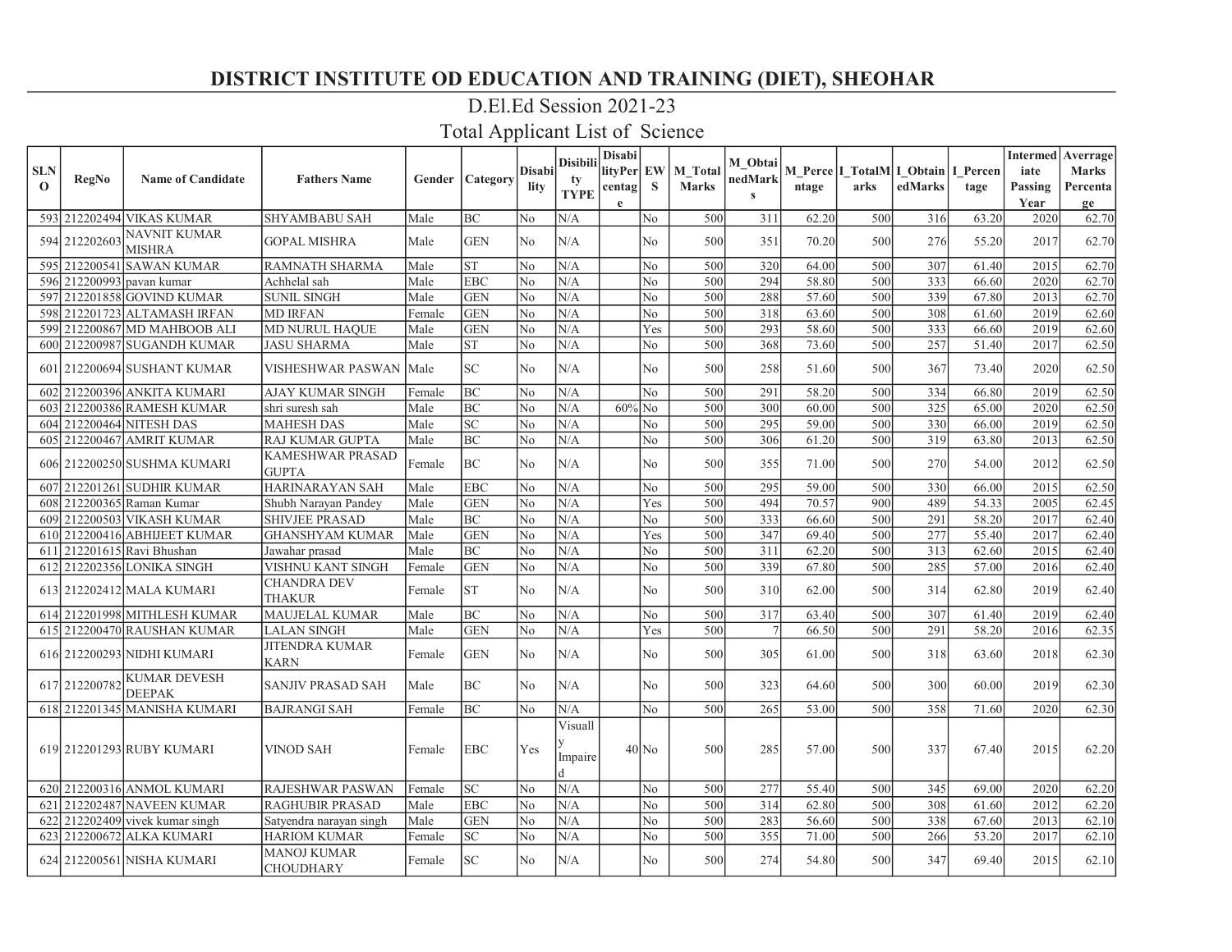# DISTRICT INSTITUTE OD EDUCATION AND TRAINING (DIET), SHEOHAR

## D.El.Ed Session 2021-23

## Total Applicant List of Science

| SLNO | RegNo | Name of Candidate | Fathers Name | Gender | Category | Disability | Disibility TYPE | DisabilityPercentage | EWS | M_Total Marks | M_ObtainedMarks | M_Percentage | I_TotalMarks | I_ObtainedMarks | I_Percentage | Intermediate Passing Year | Averrage Marks Percentage |
|---|---|---|---|---|---|---|---|---|---|---|---|---|---|---|---|---|---|
| 593 | 212202494 | VIKAS KUMAR | SHYAMBABU SAH | Male | BC | No | N/A | | No | 500 | 311 | 62.20 | 500 | 316 | 63.20 | 2020 | 62.70 |
| 594 | 212202603 | NAVNIT KUMAR MISHRA | GOPAL MISHRA | Male | GEN | No | N/A | | No | 500 | 351 | 70.20 | 500 | 276 | 55.20 | 2017 | 62.70 |
| 595 | 212200541 | SAWAN KUMAR | RAMNATH SHARMA | Male | ST | No | N/A | | No | 500 | 320 | 64.00 | 500 | 307 | 61.40 | 2015 | 62.70 |
| 596 | 212200993 | pavan kumar | Achhelal sah | Male | EBC | No | N/A | | No | 500 | 294 | 58.80 | 500 | 333 | 66.60 | 2020 | 62.70 |
| 597 | 212201858 | GOVIND KUMAR | SUNIL SINGH | Male | GEN | No | N/A | | No | 500 | 288 | 57.60 | 500 | 339 | 67.80 | 2013 | 62.70 |
| 598 | 212201723 | ALTAMASH IRFAN | MD IRFAN | Female | GEN | No | N/A | | No | 500 | 318 | 63.60 | 500 | 308 | 61.60 | 2019 | 62.60 |
| 599 | 212200867 | MD MAHBOOB ALI | MD NURUL HAQUE | Male | GEN | No | N/A | | Yes | 500 | 293 | 58.60 | 500 | 333 | 66.60 | 2019 | 62.60 |
| 600 | 212200987 | SUGANDH KUMAR | JASU SHARMA | Male | ST | No | N/A | | No | 500 | 368 | 73.60 | 500 | 257 | 51.40 | 2017 | 62.50 |
| 601 | 212200694 | SUSHANT KUMAR | VISHESHWAR PASWAN | Male | SC | No | N/A | | No | 500 | 258 | 51.60 | 500 | 367 | 73.40 | 2020 | 62.50 |
| 602 | 212200396 | ANKITA KUMARI | AJAY KUMAR SINGH | Female | BC | No | N/A | | No | 500 | 291 | 58.20 | 500 | 334 | 66.80 | 2019 | 62.50 |
| 603 | 212200386 | RAMESH KUMAR | shri suresh sah | Male | BC | No | N/A | 60% | No | 500 | 300 | 60.00 | 500 | 325 | 65.00 | 2020 | 62.50 |
| 604 | 212200464 | NITESH DAS | MAHESH DAS | Male | SC | No | N/A | | No | 500 | 295 | 59.00 | 500 | 330 | 66.00 | 2019 | 62.50 |
| 605 | 212200467 | AMRIT KUMAR | RAJ KUMAR GUPTA | Male | BC | No | N/A | | No | 500 | 306 | 61.20 | 500 | 319 | 63.80 | 2013 | 62.50 |
| 606 | 212200250 | SUSHMA KUMARI | KAMESHWAR PRASAD GUPTA | Female | BC | No | N/A | | No | 500 | 355 | 71.00 | 500 | 270 | 54.00 | 2012 | 62.50 |
| 607 | 212201261 | SUDHIR KUMAR | HARINARAYAN SAH | Male | EBC | No | N/A | | No | 500 | 295 | 59.00 | 500 | 330 | 66.00 | 2015 | 62.50 |
| 608 | 212200365 | Raman Kumar | Shubh Narayan Pandey | Male | GEN | No | N/A | | Yes | 500 | 494 | 70.57 | 900 | 489 | 54.33 | 2005 | 62.45 |
| 609 | 212200503 | VIKASH KUMAR | SHIVJEE PRASAD | Male | BC | No | N/A | | No | 500 | 333 | 66.60 | 500 | 291 | 58.20 | 2017 | 62.40 |
| 610 | 212200416 | ABHIJEET KUMAR | GHANSHYAM KUMAR | Male | GEN | No | N/A | | Yes | 500 | 347 | 69.40 | 500 | 277 | 55.40 | 2017 | 62.40 |
| 611 | 212201615 | Ravi Bhushan | Jawahar prasad | Male | BC | No | N/A | | No | 500 | 311 | 62.20 | 500 | 313 | 62.60 | 2015 | 62.40 |
| 612 | 212202356 | LONIKA SINGH | VISHNU KANT SINGH | Female | GEN | No | N/A | | No | 500 | 339 | 67.80 | 500 | 285 | 57.00 | 2016 | 62.40 |
| 613 | 212202412 | MALA KUMARI | CHANDRA DEV THAKUR | Female | ST | No | N/A | | No | 500 | 310 | 62.00 | 500 | 314 | 62.80 | 2019 | 62.40 |
| 614 | 212201998 | MITHLESH KUMAR | MAUJELAL KUMAR | Male | BC | No | N/A | | No | 500 | 317 | 63.40 | 500 | 307 | 61.40 | 2019 | 62.40 |
| 615 | 212200470 | RAUSHAN KUMAR | LALAN SINGH | Male | GEN | No | N/A | | Yes | 500 | 7 | 66.50 | 500 | 291 | 58.20 | 2016 | 62.35 |
| 616 | 212200293 | NIDHI KUMARI | JITENDRA KUMAR KARN | Female | GEN | No | N/A | | No | 500 | 305 | 61.00 | 500 | 318 | 63.60 | 2018 | 62.30 |
| 617 | 212200782 | KUMAR DEVESH DEEPAK | SANJIV PRASAD SAH | Male | BC | No | N/A | | No | 500 | 323 | 64.60 | 500 | 300 | 60.00 | 2019 | 62.30 |
| 618 | 212201345 | MANISHA KUMARI | BAJRANGI SAH | Female | BC | No | N/A | | No | 500 | 265 | 53.00 | 500 | 358 | 71.60 | 2020 | 62.30 |
| 619 | 212201293 | RUBY KUMARI | VINOD SAH | Female | EBC | Yes | Visually Impaired | 40 | No | 500 | 285 | 57.00 | 500 | 337 | 67.40 | 2015 | 62.20 |
| 620 | 212200316 | ANMOL KUMARI | RAJESHWAR PASWAN | Female | SC | No | N/A | | No | 500 | 277 | 55.40 | 500 | 345 | 69.00 | 2020 | 62.20 |
| 621 | 212202487 | NAVEEN KUMAR | RAGHUBIR PRASAD | Male | EBC | No | N/A | | No | 500 | 314 | 62.80 | 500 | 308 | 61.60 | 2012 | 62.20 |
| 622 | 212202409 | vivek kumar singh | Satyendra narayan singh | Male | GEN | No | N/A | | No | 500 | 283 | 56.60 | 500 | 338 | 67.60 | 2013 | 62.10 |
| 623 | 212200672 | ALKA KUMARI | HARIOM KUMAR | Female | SC | No | N/A | | No | 500 | 355 | 71.00 | 500 | 266 | 53.20 | 2017 | 62.10 |
| 624 | 212200561 | NISHA KUMARI | MANOJ KUMAR CHOUDHARY | Female | SC | No | N/A | | No | 500 | 274 | 54.80 | 500 | 347 | 69.40 | 2015 | 62.10 |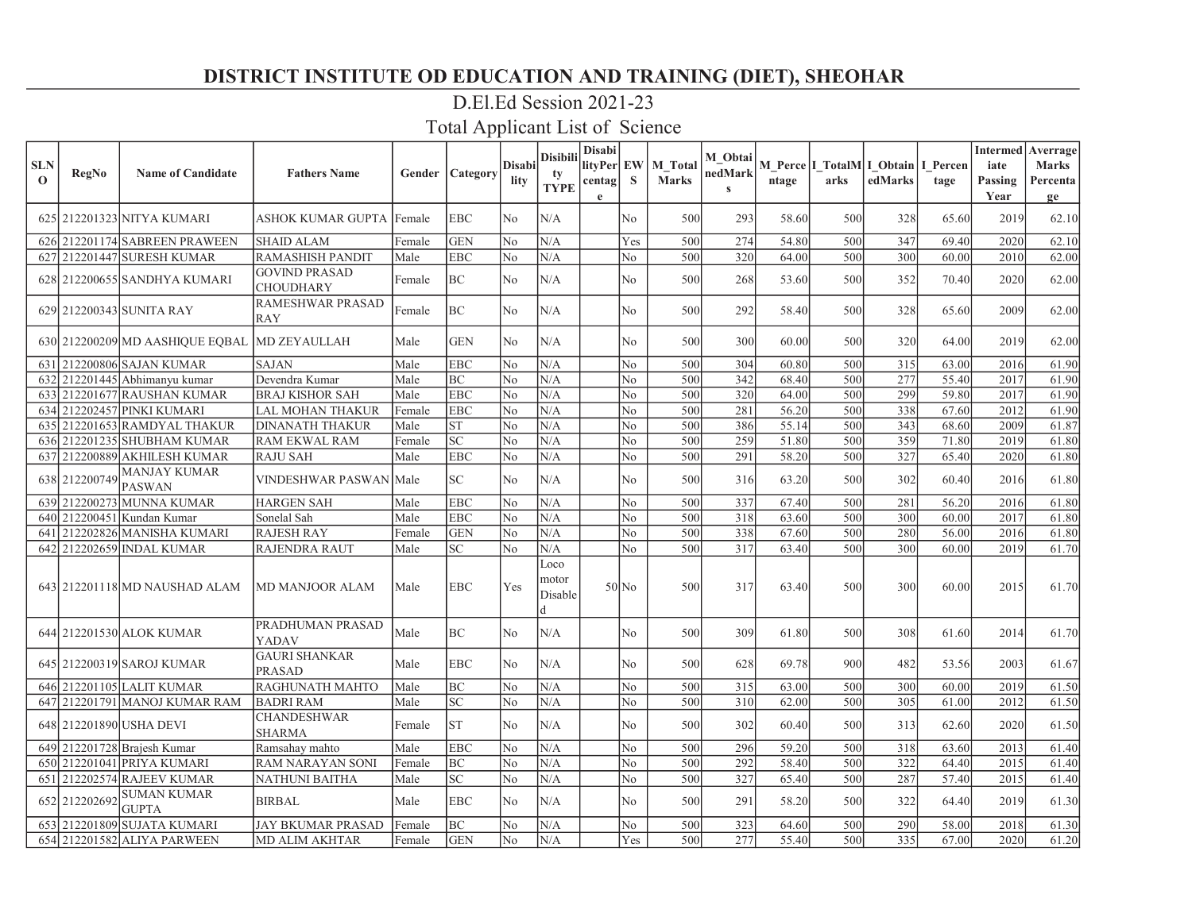# DISTRICT INSTITUTE OD EDUCATION AND TRAINING (DIET), SHEOHAR

## D.El.Ed Session 2021-23

## Total Applicant List of Science

| SLNO | RegNo | Name of Candidate | Fathers Name | Gender | Category | Disability | Disibility TYPE | DisabilityPercentage | EWS | M_Total Marks | M_ObtainedMarks | M_Percentage | I_TotalMarks | I_ObtainedMarks | I_Percentage | Intermediate Passing Year | Averrage Marks Percentage |
|---|---|---|---|---|---|---|---|---|---|---|---|---|---|---|---|---|---|
| 625 | 212201323 | NITYA KUMARI | ASHOK KUMAR GUPTA | Female | EBC | No | N/A | | No | 500 | 293 | 58.60 | 500 | 328 | 65.60 | 2019 | 62.10 |
| 626 | 212201174 | SABREEN PRAWEEN | SHAID ALAM | Female | GEN | No | N/A | | Yes | 500 | 274 | 54.80 | 500 | 347 | 69.40 | 2020 | 62.10 |
| 627 | 212201447 | SURESH KUMAR | RAMASHISH PANDIT | Male | EBC | No | N/A | | No | 500 | 320 | 64.00 | 500 | 300 | 60.00 | 2010 | 62.00 |
| 628 | 212200655 | SANDHYA KUMARI | GOVIND PRASAD CHOUDHARY | Female | BC | No | N/A | | No | 500 | 268 | 53.60 | 500 | 352 | 70.40 | 2020 | 62.00 |
| 629 | 212200343 | SUNITA RAY | RAMESHWAR PRASAD RAY | Female | BC | No | N/A | | No | 500 | 292 | 58.40 | 500 | 328 | 65.60 | 2009 | 62.00 |
| 630 | 212200209 | MD AASHIQUE EQBAL | MD ZEYAULLAH | Male | GEN | No | N/A | | No | 500 | 300 | 60.00 | 500 | 320 | 64.00 | 2019 | 62.00 |
| 631 | 212200806 | SAJAN KUMAR | SAJAN | Male | EBC | No | N/A | | No | 500 | 304 | 60.80 | 500 | 315 | 63.00 | 2016 | 61.90 |
| 632 | 212201445 | Abhimanyu kumar | Devendra Kumar | Male | BC | No | N/A | | No | 500 | 342 | 68.40 | 500 | 277 | 55.40 | 2017 | 61.90 |
| 633 | 212201677 | RAUSHAN KUMAR | BRAJ KISHOR SAH | Male | EBC | No | N/A | | No | 500 | 320 | 64.00 | 500 | 299 | 59.80 | 2017 | 61.90 |
| 634 | 212202457 | PINKI KUMARI | LAL MOHAN THAKUR | Female | EBC | No | N/A | | No | 500 | 281 | 56.20 | 500 | 338 | 67.60 | 2012 | 61.90 |
| 635 | 212201653 | RAMDYAL THAKUR | DINANATH THAKUR | Male | ST | No | N/A | | No | 500 | 386 | 55.14 | 500 | 343 | 68.60 | 2009 | 61.87 |
| 636 | 212201235 | SHUBHAM KUMAR | RAM EKWAL RAM | Female | SC | No | N/A | | No | 500 | 259 | 51.80 | 500 | 359 | 71.80 | 2019 | 61.80 |
| 637 | 212200889 | AKHILESH KUMAR | RAJU SAH | Male | EBC | No | N/A | | No | 500 | 291 | 58.20 | 500 | 327 | 65.40 | 2020 | 61.80 |
| 638 | 212200749 | MANJAY KUMAR PASWAN | VINDESHWAR PASWAN | Male | SC | No | N/A | | No | 500 | 316 | 63.20 | 500 | 302 | 60.40 | 2016 | 61.80 |
| 639 | 212200273 | MUNNA KUMAR | HARGEN SAH | Male | EBC | No | N/A | | No | 500 | 337 | 67.40 | 500 | 281 | 56.20 | 2016 | 61.80 |
| 640 | 212200451 | Kundan Kumar | Sonelal Sah | Male | EBC | No | N/A | | No | 500 | 318 | 63.60 | 500 | 300 | 60.00 | 2017 | 61.80 |
| 641 | 212202826 | MANISHA KUMARI | RAJESH RAY | Female | GEN | No | N/A | | No | 500 | 338 | 67.60 | 500 | 280 | 56.00 | 2016 | 61.80 |
| 642 | 212202659 | INDAL KUMAR | RAJENDRA RAUT | Male | SC | No | N/A | | No | 500 | 317 | 63.40 | 500 | 300 | 60.00 | 2019 | 61.70 |
| 643 | 212201118 | MD NAUSHAD ALAM | MD MANJOOR ALAM | Male | EBC | Yes | Loco motor Disabled | 50 | No | 500 | 317 | 63.40 | 500 | 300 | 60.00 | 2015 | 61.70 |
| 644 | 212201530 | ALOK KUMAR | PRADHUMAN PRASAD YADAV | Male | BC | No | N/A | | No | 500 | 309 | 61.80 | 500 | 308 | 61.60 | 2014 | 61.70 |
| 645 | 212200319 | SAROJ KUMAR | GAURI SHANKAR PRASAD | Male | EBC | No | N/A | | No | 500 | 628 | 69.78 | 900 | 482 | 53.56 | 2003 | 61.67 |
| 646 | 212201105 | LALIT KUMAR | RAGHUNATH MAHTO | Male | BC | No | N/A | | No | 500 | 315 | 63.00 | 500 | 300 | 60.00 | 2019 | 61.50 |
| 647 | 212201791 | MANOJ KUMAR RAM | BADRI RAM | Male | SC | No | N/A | | No | 500 | 310 | 62.00 | 500 | 305 | 61.00 | 2012 | 61.50 |
| 648 | 212201890 | USHA DEVI | CHANDESHWAR SHARMA | Female | ST | No | N/A | | No | 500 | 302 | 60.40 | 500 | 313 | 62.60 | 2020 | 61.50 |
| 649 | 212201728 | Brajesh Kumar | Ramsahay mahto | Male | EBC | No | N/A | | No | 500 | 296 | 59.20 | 500 | 318 | 63.60 | 2013 | 61.40 |
| 650 | 212201041 | PRIYA KUMARI | RAM NARAYAN SONI | Female | BC | No | N/A | | No | 500 | 292 | 58.40 | 500 | 322 | 64.40 | 2015 | 61.40 |
| 651 | 212202574 | RAJEEV KUMAR | NATHUNI BAITHA | Male | SC | No | N/A | | No | 500 | 327 | 65.40 | 500 | 287 | 57.40 | 2015 | 61.40 |
| 652 | 212202692 | SUMAN KUMAR GUPTA | BIRBAL | Male | EBC | No | N/A | | No | 500 | 291 | 58.20 | 500 | 322 | 64.40 | 2019 | 61.30 |
| 653 | 212201809 | SUJATA KUMARI | JAY BKUMAR PRASAD | Female | BC | No | N/A | | No | 500 | 323 | 64.60 | 500 | 290 | 58.00 | 2018 | 61.30 |
| 654 | 212201582 | ALIYA PARWEEN | MD ALIM AKHTAR | Female | GEN | No | N/A | | Yes | 500 | 277 | 55.40 | 500 | 335 | 67.00 | 2020 | 61.20 |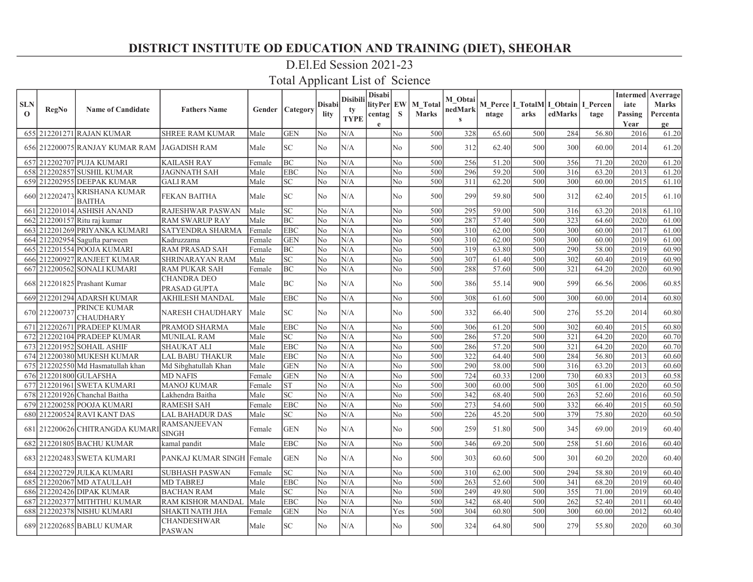# DISTRICT INSTITUTE OD EDUCATION AND TRAINING (DIET), SHEOHAR

## D.El.Ed Session 2021-23

## Total Applicant List of Science

| SLNO | RegNo | Name of Candidate | Fathers Name | Gender | Category | Disability | Disibility TYPE | DisabilityPercentage | EWS | M_Total Marks | M_ObtainedMarks | M_Percentage | I_TotalMarks | I_ObtainedMarks | I_Percentage | Intermediate Passing Year | Averrage Marks Percentage |
|---|---|---|---|---|---|---|---|---|---|---|---|---|---|---|---|---|---|
| 655 | 212201271 | RAJAN KUMAR | SHREE RAM KUMAR | Male | GEN | No | N/A | | No | 500 | 328 | 65.60 | 500 | 284 | 56.80 | 2016 | 61.20 |
| 656 | 212200075 | RANJAY KUMAR RAM | JAGADISH RAM | Male | SC | No | N/A | | No | 500 | 312 | 62.40 | 500 | 300 | 60.00 | 2014 | 61.20 |
| 657 | 212202707 | PUJA KUMARI | KAILASH RAY | Female | BC | No | N/A | | No | 500 | 256 | 51.20 | 500 | 356 | 71.20 | 2020 | 61.20 |
| 658 | 212202857 | SUSHIL KUMAR | JAGNNATH SAH | Male | EBC | No | N/A | | No | 500 | 296 | 59.20 | 500 | 316 | 63.20 | 2013 | 61.20 |
| 659 | 212202955 | DEEPAK KUMAR | GALI RAM | Male | SC | No | N/A | | No | 500 | 311 | 62.20 | 500 | 300 | 60.00 | 2015 | 61.10 |
| 660 | 212202473 | KRISHANA KUMAR BAITHA | FEKAN BAITHA | Male | SC | No | N/A | | No | 500 | 299 | 59.80 | 500 | 312 | 62.40 | 2015 | 61.10 |
| 661 | 212201014 | ASHISH ANAND | RAJESHWAR PASWAN | Male | SC | No | N/A | | No | 500 | 295 | 59.00 | 500 | 316 | 63.20 | 2018 | 61.10 |
| 662 | 212200157 | Ritu raj kumar | RAM SWARUP RAY | Male | BC | No | N/A | | No | 500 | 287 | 57.40 | 500 | 323 | 64.60 | 2020 | 61.00 |
| 663 | 212201269 | PRIYANKA KUMARI | SATYENDRA SHARMA | Female | EBC | No | N/A | | No | 500 | 310 | 62.00 | 500 | 300 | 60.00 | 2017 | 61.00 |
| 664 | 212202954 | Sagufta parween | Kadruzzama | Female | GEN | No | N/A | | No | 500 | 310 | 62.00 | 500 | 300 | 60.00 | 2019 | 61.00 |
| 665 | 212201554 | POOJA KUMARI | RAM PRASAD SAH | Female | BC | No | N/A | | No | 500 | 319 | 63.80 | 500 | 290 | 58.00 | 2019 | 60.90 |
| 666 | 212200927 | RANJEET KUMAR | SHRINARAYAN RAM | Male | SC | No | N/A | | No | 500 | 307 | 61.40 | 500 | 302 | 60.40 | 2019 | 60.90 |
| 667 | 212200562 | SONALI KUMARI | RAM PUKAR SAH | Female | BC | No | N/A | | No | 500 | 288 | 57.60 | 500 | 321 | 64.20 | 2020 | 60.90 |
| 668 | 212201825 | Prashant Kumar | CHANDRA DEO PRASAD GUPTA | Male | BC | No | N/A | | No | 500 | 386 | 55.14 | 900 | 599 | 66.56 | 2006 | 60.85 |
| 669 | 212201294 | ADARSH KUMAR | AKHILESH MANDAL | Male | EBC | No | N/A | | No | 500 | 308 | 61.60 | 500 | 300 | 60.00 | 2014 | 60.80 |
| 670 | 212200737 | PRINCE KUMAR CHAUDHARY | NARESH CHAUDHARY | Male | SC | No | N/A | | No | 500 | 332 | 66.40 | 500 | 276 | 55.20 | 2014 | 60.80 |
| 671 | 212202671 | PRADEEP KUMAR | PRAMOD SHARMA | Male | EBC | No | N/A | | No | 500 | 306 | 61.20 | 500 | 302 | 60.40 | 2015 | 60.80 |
| 672 | 212202104 | PRADEEP KUMAR | MUNILAL RAM | Male | SC | No | N/A | | No | 500 | 286 | 57.20 | 500 | 321 | 64.20 | 2020 | 60.70 |
| 673 | 212201952 | SOHAIL ASHIF | SHAUKAT ALI | Male | EBC | No | N/A | | No | 500 | 286 | 57.20 | 500 | 321 | 64.20 | 2020 | 60.70 |
| 674 | 212200380 | MUKESH KUMAR | LAL BABU THAKUR | Male | EBC | No | N/A | | No | 500 | 322 | 64.40 | 500 | 284 | 56.80 | 2013 | 60.60 |
| 675 | 212202550 | Md Hasmatullah khan | Md Sibghatullah Khan | Male | GEN | No | N/A | | No | 500 | 290 | 58.00 | 500 | 316 | 63.20 | 2013 | 60.60 |
| 676 | 212201800 | GULAFSHA | MD NAFIS | Female | GEN | No | N/A | | No | 500 | 724 | 60.33 | 1200 | 730 | 60.83 | 2013 | 60.58 |
| 677 | 212201961 | SWETA KUMARI | MANOJ KUMAR | Female | ST | No | N/A | | No | 500 | 300 | 60.00 | 500 | 305 | 61.00 | 2020 | 60.50 |
| 678 | 212201926 | Chanchal Baitha | Lakhendra Baitha | Male | SC | No | N/A | | No | 500 | 342 | 68.40 | 500 | 263 | 52.60 | 2016 | 60.50 |
| 679 | 212200258 | POOJA KUMARI | RAMESH SAH | Female | EBC | No | N/A | | No | 500 | 273 | 54.60 | 500 | 332 | 66.40 | 2015 | 60.50 |
| 680 | 212200524 | RAVI KANT DAS | LAL BAHADUR DAS | Male | SC | No | N/A | | No | 500 | 226 | 45.20 | 500 | 379 | 75.80 | 2020 | 60.50 |
| 681 | 212200626 | CHITRANGDA KUMARI | RAMSANJEEVAN SINGH | Female | GEN | No | N/A | | No | 500 | 259 | 51.80 | 500 | 345 | 69.00 | 2019 | 60.40 |
| 682 | 212201805 | BACHU KUMAR | kamal pandit | Male | EBC | No | N/A | | No | 500 | 346 | 69.20 | 500 | 258 | 51.60 | 2016 | 60.40 |
| 683 | 212202483 | SWETA KUMARI | PANKAJ KUMAR SINGH | Female | GEN | No | N/A | | No | 500 | 303 | 60.60 | 500 | 301 | 60.20 | 2020 | 60.40 |
| 684 | 212202729 | JULKA KUMARI | SUBHASH PASWAN | Female | SC | No | N/A | | No | 500 | 310 | 62.00 | 500 | 294 | 58.80 | 2019 | 60.40 |
| 685 | 212202067 | MD ATAULLAH | MD TABREJ | Male | EBC | No | N/A | | No | 500 | 263 | 52.60 | 500 | 341 | 68.20 | 2019 | 60.40 |
| 686 | 212202426 | DIPAK KUMAR | BACHAN RAM | Male | SC | No | N/A | | No | 500 | 249 | 49.80 | 500 | 355 | 71.00 | 2019 | 60.40 |
| 687 | 212202377 | MITHTHU KUMAR | RAM KISHOR MANDAL | Male | EBC | No | N/A | | No | 500 | 342 | 68.40 | 500 | 262 | 52.40 | 2011 | 60.40 |
| 688 | 212202378 | NISHU KUMARI | SHAKTI NATH JHA | Female | GEN | No | N/A | | Yes | 500 | 304 | 60.80 | 500 | 300 | 60.00 | 2012 | 60.40 |
| 689 | 212202685 | BABLU KUMAR | CHANDESHWAR PASWAN | Male | SC | No | N/A | | No | 500 | 324 | 64.80 | 500 | 279 | 55.80 | 2020 | 60.30 |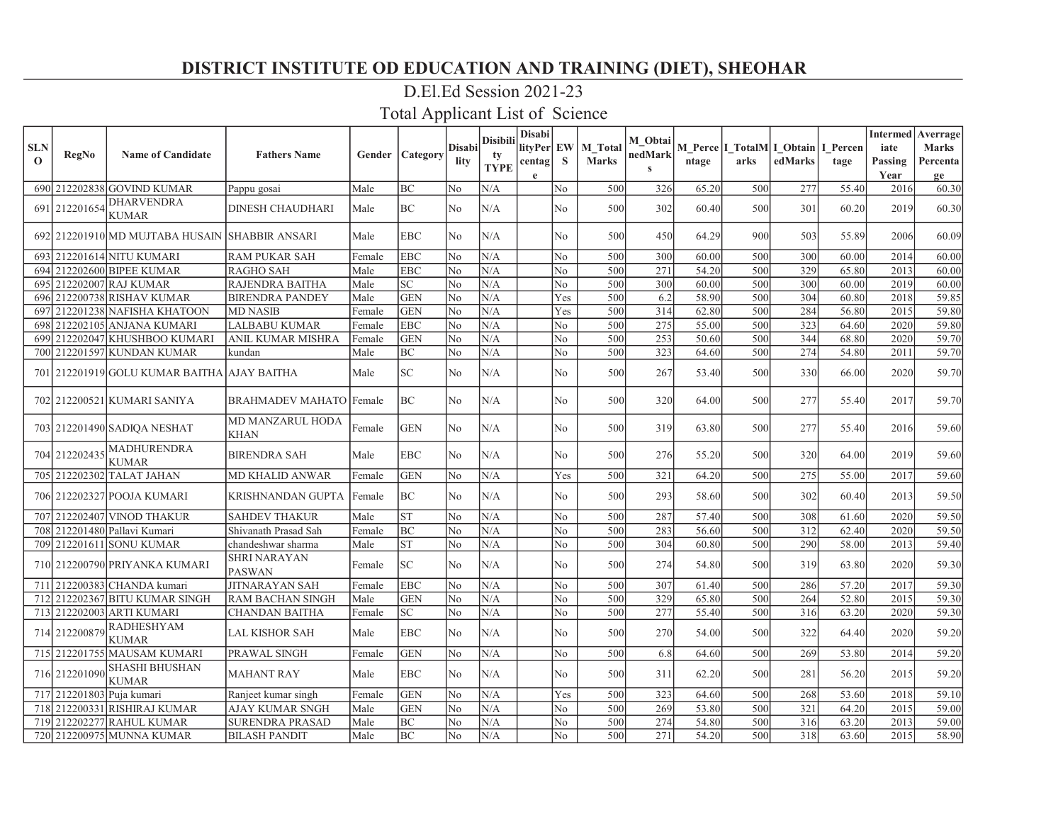# DISTRICT INSTITUTE OD EDUCATION AND TRAINING (DIET), SHEOHAR

## D.El.Ed Session 2021-23

## Total Applicant List of Science

| SLNO | RegNo | Name of Candidate | Fathers Name | Gender | Category | Disability | Disibility TYPE | DisabilityPercentage | EWS | M_Total Marks | M_ObtainedMarks | M_Percentage | I_TotalMarks | I_ObtainedMarks | I_Percentage | Intermediate Passing Year | Averrage Marks Percentage |
|---|---|---|---|---|---|---|---|---|---|---|---|---|---|---|---|---|---|
| 690 | 212202838 | GOVIND KUMAR | Pappu gosai | Male | BC | No | N/A | | No | 500 | 326 | 65.20 | 500 | 277 | 55.40 | 2016 | 60.30 |
| 691 | 212201654 | DHARVENDRA KUMAR | DINESH CHAUDHARI | Male | BC | No | N/A | | No | 500 | 302 | 60.40 | 500 | 301 | 60.20 | 2019 | 60.30 |
| 692 | 212201910 | MD MUJTABA HUSAIN | SHABBIR ANSARI | Male | EBC | No | N/A | | No | 500 | 450 | 64.29 | 900 | 503 | 55.89 | 2006 | 60.09 |
| 693 | 212201614 | NITU KUMARI | RAM PUKAR SAH | Female | EBC | No | N/A | | No | 500 | 300 | 60.00 | 500 | 300 | 60.00 | 2014 | 60.00 |
| 694 | 212202600 | BIPEE KUMAR | RAGHO SAH | Male | EBC | No | N/A | | No | 500 | 271 | 54.20 | 500 | 329 | 65.80 | 2013 | 60.00 |
| 695 | 212202007 | RAJ KUMAR | RAJENDRA BAITHA | Male | SC | No | N/A | | No | 500 | 300 | 60.00 | 500 | 300 | 60.00 | 2019 | 60.00 |
| 696 | 212200738 | RISHAV KUMAR | BIRENDRA PANDEY | Male | GEN | No | N/A | | Yes | 500 | 6.2 | 58.90 | 500 | 304 | 60.80 | 2018 | 59.85 |
| 697 | 212201238 | NAFISHA KHATOON | MD NASIB | Female | GEN | No | N/A | | Yes | 500 | 314 | 62.80 | 500 | 284 | 56.80 | 2015 | 59.80 |
| 698 | 212202105 | ANJANA KUMARI | LALBABU KUMAR | Female | EBC | No | N/A | | No | 500 | 275 | 55.00 | 500 | 323 | 64.60 | 2020 | 59.80 |
| 699 | 212202047 | KHUSHBOO KUMARI | ANIL KUMAR MISHRA | Female | GEN | No | N/A | | No | 500 | 253 | 50.60 | 500 | 344 | 68.80 | 2020 | 59.70 |
| 700 | 212201597 | KUNDAN KUMAR | kundan | Male | BC | No | N/A | | No | 500 | 323 | 64.60 | 500 | 274 | 54.80 | 2011 | 59.70 |
| 701 | 212201919 | GOLU KUMAR BAITHA | AJAY BAITHA | Male | SC | No | N/A | | No | 500 | 267 | 53.40 | 500 | 330 | 66.00 | 2020 | 59.70 |
| 702 | 212200521 | KUMARI SANIYA | BRAHMADEV MAHATO | Female | BC | No | N/A | | No | 500 | 320 | 64.00 | 500 | 277 | 55.40 | 2017 | 59.70 |
| 703 | 212201490 | SADIQA NESHAT | MD MANZARUL HODA KHAN | Female | GEN | No | N/A | | No | 500 | 319 | 63.80 | 500 | 277 | 55.40 | 2016 | 59.60 |
| 704 | 212202435 | MADHURENDRA KUMAR | BIRENDRA SAH | Male | EBC | No | N/A | | No | 500 | 276 | 55.20 | 500 | 320 | 64.00 | 2019 | 59.60 |
| 705 | 212202302 | TALAT JAHAN | MD KHALID ANWAR | Female | GEN | No | N/A | | Yes | 500 | 321 | 64.20 | 500 | 275 | 55.00 | 2017 | 59.60 |
| 706 | 212202327 | POOJA KUMARI | KRISHNANDAN GUPTA | Female | BC | No | N/A | | No | 500 | 293 | 58.60 | 500 | 302 | 60.40 | 2013 | 59.50 |
| 707 | 212202407 | VINOD THAKUR | SAHDEV THAKUR | Male | ST | No | N/A | | No | 500 | 287 | 57.40 | 500 | 308 | 61.60 | 2020 | 59.50 |
| 708 | 212201480 | Pallavi Kumari | Shivanath Prasad Sah | Female | BC | No | N/A | | No | 500 | 283 | 56.60 | 500 | 312 | 62.40 | 2020 | 59.50 |
| 709 | 212201611 | SONU KUMAR | chandeshwar sharma | Male | ST | No | N/A | | No | 500 | 304 | 60.80 | 500 | 290 | 58.00 | 2013 | 59.40 |
| 710 | 212200790 | PRIYANKA KUMARI | SHRI NARAYAN PASWAN | Female | SC | No | N/A | | No | 500 | 274 | 54.80 | 500 | 319 | 63.80 | 2020 | 59.30 |
| 711 | 212200383 | CHANDA kumari | JITNARAYAN SAH | Female | EBC | No | N/A | | No | 500 | 307 | 61.40 | 500 | 286 | 57.20 | 2017 | 59.30 |
| 712 | 212202367 | BITU KUMAR SINGH | RAM BACHAN SINGH | Male | GEN | No | N/A | | No | 500 | 329 | 65.80 | 500 | 264 | 52.80 | 2015 | 59.30 |
| 713 | 212202003 | ARTI KUMARI | CHANDAN BAITHA | Female | SC | No | N/A | | No | 500 | 277 | 55.40 | 500 | 316 | 63.20 | 2020 | 59.30 |
| 714 | 212200879 | RADHESHYAM KUMAR | LAL KISHOR SAH | Male | EBC | No | N/A | | No | 500 | 270 | 54.00 | 500 | 322 | 64.40 | 2020 | 59.20 |
| 715 | 212201755 | MAUSAM KUMARI | PRAWAL SINGH | Female | GEN | No | N/A | | No | 500 | 6.8 | 64.60 | 500 | 269 | 53.80 | 2014 | 59.20 |
| 716 | 212201090 | SHASHI BHUSHAN KUMAR | MAHANT RAY | Male | EBC | No | N/A | | No | 500 | 311 | 62.20 | 500 | 281 | 56.20 | 2015 | 59.20 |
| 717 | 212201803 | Puja kumari | Ranjeet kumar singh | Female | GEN | No | N/A | | Yes | 500 | 323 | 64.60 | 500 | 268 | 53.60 | 2018 | 59.10 |
| 718 | 212200331 | RISHIRAJ KUMAR | AJAY KUMAR SNGH | Male | GEN | No | N/A | | No | 500 | 269 | 53.80 | 500 | 321 | 64.20 | 2015 | 59.00 |
| 719 | 212202277 | RAHUL KUMAR | SURENDRA PRASAD | Male | BC | No | N/A | | No | 500 | 274 | 54.80 | 500 | 316 | 63.20 | 2013 | 59.00 |
| 720 | 212200975 | MUNNA KUMAR | BILASH PANDIT | Male | BC | No | N/A | | No | 500 | 271 | 54.20 | 500 | 318 | 63.60 | 2015 | 58.90 |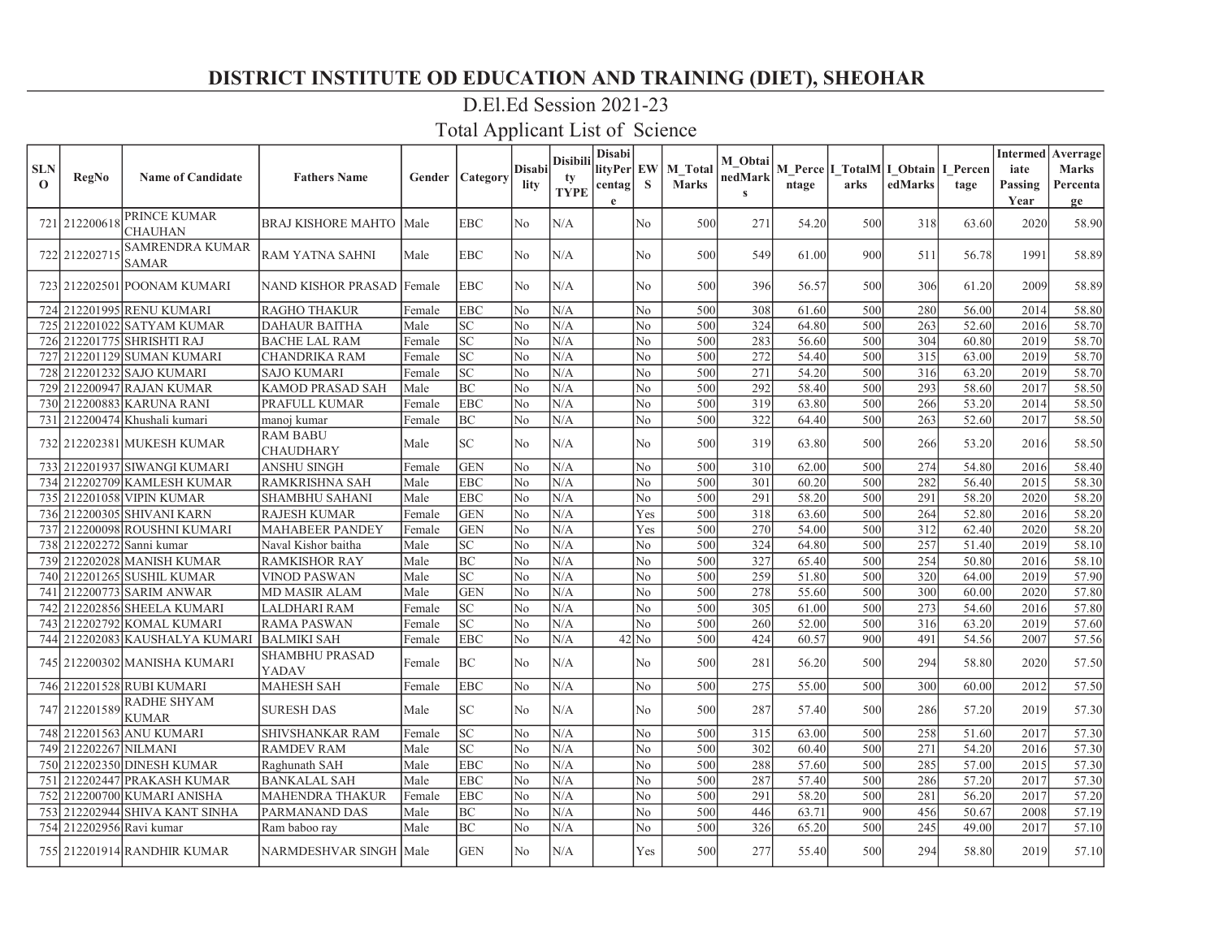# DISTRICT INSTITUTE OD EDUCATION AND TRAINING (DIET), SHEOHAR

## D.El.Ed Session 2021-23

## Total Applicant List of Science

| SLNO | RegNo | Name of Candidate | Fathers Name | Gender | Category | Disability | Disibility TYPE | Disability Percentage | EWS | M_Total Marks | M_ObtainedMarks | M_Percentage | I_TotalMarks | I_ObtainedMarks | I_Percentage | Intermediate Passing Year | Averrage Marks Percentage |
|---|---|---|---|---|---|---|---|---|---|---|---|---|---|---|---|---|---|
| 721 | 212200618 | PRINCE KUMAR CHAUHAN | BRAJ KISHORE MAHTO | Male | EBC | No | N/A | | No | 500 | 271 | 54.20 | 500 | 318 | 63.60 | 2020 | 58.90 |
| 722 | 212202715 | SAMRENDRA KUMAR SAMAR | RAM YATNA SAHNI | Male | EBC | No | N/A | | No | 500 | 549 | 61.00 | 900 | 511 | 56.78 | 1991 | 58.89 |
| 723 | 212202501 | POONAM KUMARI | NAND KISHOR PRASAD | Female | EBC | No | N/A | | No | 500 | 396 | 56.57 | 500 | 306 | 61.20 | 2009 | 58.89 |
| 724 | 212201995 | RENU KUMARI | RAGHO THAKUR | Female | EBC | No | N/A | | No | 500 | 308 | 61.60 | 500 | 280 | 56.00 | 2014 | 58.80 |
| 725 | 212201022 | SATYAM KUMAR | DAHAUR BAITHA | Male | SC | No | N/A | | No | 500 | 324 | 64.80 | 500 | 263 | 52.60 | 2016 | 58.70 |
| 726 | 212201775 | SHRISHTI RAJ | BACHE LAL RAM | Female | SC | No | N/A | | No | 500 | 283 | 56.60 | 500 | 304 | 60.80 | 2019 | 58.70 |
| 727 | 212201129 | SUMAN KUMARI | CHANDRIKA RAM | Female | SC | No | N/A | | No | 500 | 272 | 54.40 | 500 | 315 | 63.00 | 2019 | 58.70 |
| 728 | 212201232 | SAJO KUMARI | SAJO KUMARI | Female | SC | No | N/A | | No | 500 | 271 | 54.20 | 500 | 316 | 63.20 | 2019 | 58.70 |
| 729 | 212200947 | RAJAN KUMAR | KAMOD PRASAD SAH | Male | BC | No | N/A | | No | 500 | 292 | 58.40 | 500 | 293 | 58.60 | 2017 | 58.50 |
| 730 | 212200883 | KARUNA RANI | PRAFULL KUMAR | Female | EBC | No | N/A | | No | 500 | 319 | 63.80 | 500 | 266 | 53.20 | 2014 | 58.50 |
| 731 | 212200474 | Khushali kumari | manoj kumar | Female | BC | No | N/A | | No | 500 | 322 | 64.40 | 500 | 263 | 52.60 | 2017 | 58.50 |
| 732 | 212202381 | MUKESH KUMAR | RAM BABU CHAUDHARY | Male | SC | No | N/A | | No | 500 | 319 | 63.80 | 500 | 266 | 53.20 | 2016 | 58.50 |
| 733 | 212201937 | SIWANGI KUMARI | ANSHU SINGH | Female | GEN | No | N/A | | No | 500 | 310 | 62.00 | 500 | 274 | 54.80 | 2016 | 58.40 |
| 734 | 212202709 | KAMLESH KUMAR | RAMKRISHNA SAH | Male | EBC | No | N/A | | No | 500 | 301 | 60.20 | 500 | 282 | 56.40 | 2015 | 58.30 |
| 735 | 212201058 | VIPIN KUMAR | SHAMBHU SAHANI | Male | EBC | No | N/A | | No | 500 | 291 | 58.20 | 500 | 291 | 58.20 | 2020 | 58.20 |
| 736 | 212200305 | SHIVANI KARN | RAJESH KUMAR | Female | GEN | No | N/A | | Yes | 500 | 318 | 63.60 | 500 | 264 | 52.80 | 2016 | 58.20 |
| 737 | 212200098 | ROUSHNI KUMARI | MAHABEER PANDEY | Female | GEN | No | N/A | | Yes | 500 | 270 | 54.00 | 500 | 312 | 62.40 | 2020 | 58.20 |
| 738 | 212202272 | Sanni kumar | Naval Kishor baitha | Male | SC | No | N/A | | No | 500 | 324 | 64.80 | 500 | 257 | 51.40 | 2019 | 58.10 |
| 739 | 212202028 | MANISH KUMAR | RAMKISHOR RAY | Male | BC | No | N/A | | No | 500 | 327 | 65.40 | 500 | 254 | 50.80 | 2016 | 58.10 |
| 740 | 212201265 | SUSHIL KUMAR | VINOD PASWAN | Male | SC | No | N/A | | No | 500 | 259 | 51.80 | 500 | 320 | 64.00 | 2019 | 57.90 |
| 741 | 212200773 | SARIM ANWAR | MD MASIR ALAM | Male | GEN | No | N/A | | No | 500 | 278 | 55.60 | 500 | 300 | 60.00 | 2020 | 57.80 |
| 742 | 212202856 | SHEELA KUMARI | LALDHARI RAM | Female | SC | No | N/A | | No | 500 | 305 | 61.00 | 500 | 273 | 54.60 | 2016 | 57.80 |
| 743 | 212202792 | KOMAL KUMARI | RAMA PASWAN | Female | SC | No | N/A | | No | 500 | 260 | 52.00 | 500 | 316 | 63.20 | 2019 | 57.60 |
| 744 | 212202083 | KAUSHALYA KUMARI | BALMIKI SAH | Female | EBC | No | N/A | 42 | No | 500 | 424 | 60.57 | 900 | 491 | 54.56 | 2007 | 57.56 |
| 745 | 212200302 | MANISHA KUMARI | SHAMBHU PRASAD YADAV | Female | BC | No | N/A | | No | 500 | 281 | 56.20 | 500 | 294 | 58.80 | 2020 | 57.50 |
| 746 | 212201528 | RUBI KUMARI | MAHESH SAH | Female | EBC | No | N/A | | No | 500 | 275 | 55.00 | 500 | 300 | 60.00 | 2012 | 57.50 |
| 747 | 212201589 | RADHE SHYAM KUMAR | SURESH DAS | Male | SC | No | N/A | | No | 500 | 287 | 57.40 | 500 | 286 | 57.20 | 2019 | 57.30 |
| 748 | 212201563 | ANU KUMARI | SHIVSHANKAR RAM | Female | SC | No | N/A | | No | 500 | 315 | 63.00 | 500 | 258 | 51.60 | 2017 | 57.30 |
| 749 | 212202267 | NILMANI | RAMDEV RAM | Male | SC | No | N/A | | No | 500 | 302 | 60.40 | 500 | 271 | 54.20 | 2016 | 57.30 |
| 750 | 212202350 | DINESH KUMAR | Raghunath SAH | Male | EBC | No | N/A | | No | 500 | 288 | 57.60 | 500 | 285 | 57.00 | 2015 | 57.30 |
| 751 | 212202447 | PRAKASH KUMAR | BANKALAL SAH | Male | EBC | No | N/A | | No | 500 | 287 | 57.40 | 500 | 286 | 57.20 | 2017 | 57.30 |
| 752 | 212200700 | KUMARI ANISHA | MAHENDRA THAKUR | Female | EBC | No | N/A | | No | 500 | 291 | 58.20 | 500 | 281 | 56.20 | 2017 | 57.20 |
| 753 | 212202944 | SHIVA KANT SINHA | PARMANAND DAS | Male | BC | No | N/A | | No | 500 | 446 | 63.71 | 900 | 456 | 50.67 | 2008 | 57.19 |
| 754 | 212202956 | Ravi kumar | Ram baboo ray | Male | BC | No | N/A | | No | 500 | 326 | 65.20 | 500 | 245 | 49.00 | 2017 | 57.10 |
| 755 | 212201914 | RANDHIR KUMAR | NARMDESHVAR SINGH | Male | GEN | No | N/A | | Yes | 500 | 277 | 55.40 | 500 | 294 | 58.80 | 2019 | 57.10 |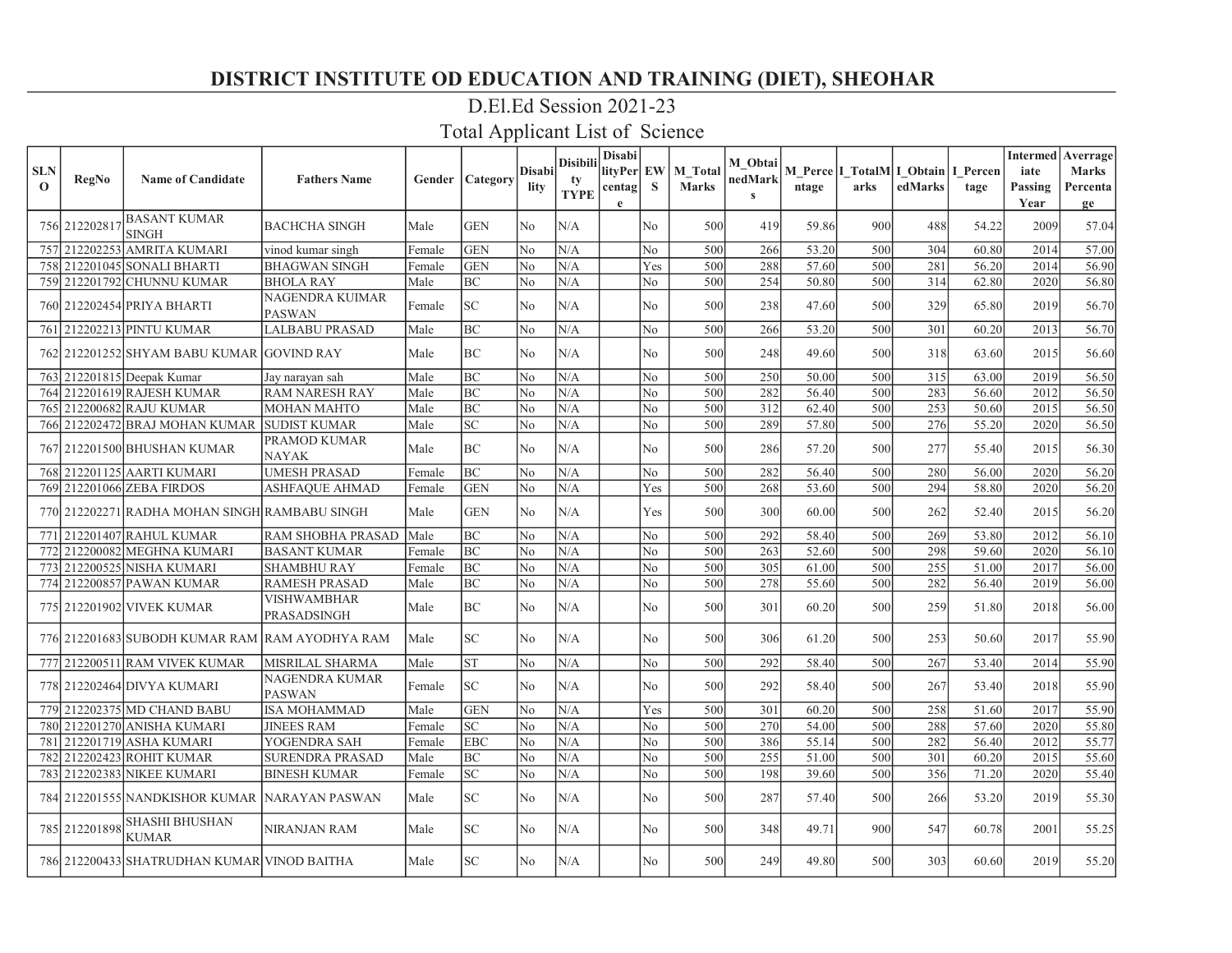# DISTRICT INSTITUTE OD EDUCATION AND TRAINING (DIET), SHEOHAR

## D.El.Ed Session 2021-23

## Total Applicant List of Science

| SLNO | RegNo | Name of Candidate | Fathers Name | Gender | Category | Disability | Disibility TYPE | DisabilityPercentage | EWS | M_Total Marks | M_ObtainedMarks | M_Percentage | I_TotalMarks | I_ObtainedMarks | I_Percentage | Intermediate Passing Year | Averrage Marks Percentage |
|---|---|---|---|---|---|---|---|---|---|---|---|---|---|---|---|---|---|
| 756 | 212202817 | BASANT KUMAR SINGH | BACHCHA SINGH | Male | GEN | No | N/A | | No | 500 | 419 | 59.86 | 900 | 488 | 54.22 | 2009 | 57.04 |
| 757 | 212202253 | AMRITA KUMARI | vinod kumar singh | Female | GEN | No | N/A | | No | 500 | 266 | 53.20 | 500 | 304 | 60.80 | 2014 | 57.00 |
| 758 | 212201045 | SONALI BHARTI | BHAGWAN SINGH | Female | GEN | No | N/A | | Yes | 500 | 288 | 57.60 | 500 | 281 | 56.20 | 2014 | 56.90 |
| 759 | 212201792 | CHUNNU KUMAR | BHOLA RAY | Male | BC | No | N/A | | No | 500 | 254 | 50.80 | 500 | 314 | 62.80 | 2020 | 56.80 |
| 760 | 212202454 | PRIYA BHARTI | NAGENDRA KUIMAR PASWAN | Female | SC | No | N/A | | No | 500 | 238 | 47.60 | 500 | 329 | 65.80 | 2019 | 56.70 |
| 761 | 212202213 | PINTU KUMAR | LALBABU PRASAD | Male | BC | No | N/A | | No | 500 | 266 | 53.20 | 500 | 301 | 60.20 | 2013 | 56.70 |
| 762 | 212201252 | SHYAM BABU KUMAR | GOVIND RAY | Male | BC | No | N/A | | No | 500 | 248 | 49.60 | 500 | 318 | 63.60 | 2015 | 56.60 |
| 763 | 212201815 | Deepak Kumar | Jay narayan sah | Male | BC | No | N/A | | No | 500 | 250 | 50.00 | 500 | 315 | 63.00 | 2019 | 56.50 |
| 764 | 212201619 | RAJESH KUMAR | RAM NARESH RAY | Male | BC | No | N/A | | No | 500 | 282 | 56.40 | 500 | 283 | 56.60 | 2012 | 56.50 |
| 765 | 212200682 | RAJU KUMAR | MOHAN MAHTO | Male | BC | No | N/A | | No | 500 | 312 | 62.40 | 500 | 253 | 50.60 | 2015 | 56.50 |
| 766 | 212202472 | BRAJ MOHAN KUMAR | SUDIST KUMAR | Male | SC | No | N/A | | No | 500 | 289 | 57.80 | 500 | 276 | 55.20 | 2020 | 56.50 |
| 767 | 212201500 | BHUSHAN KUMAR | PRAMOD KUMAR NAYAK | Male | BC | No | N/A | | No | 500 | 286 | 57.20 | 500 | 277 | 55.40 | 2015 | 56.30 |
| 768 | 212201125 | AARTI KUMARI | UMESH PRASAD | Female | BC | No | N/A | | No | 500 | 282 | 56.40 | 500 | 280 | 56.00 | 2020 | 56.20 |
| 769 | 212201066 | ZEBA FIRDOS | ASHFAQUE AHMAD | Female | GEN | No | N/A | | Yes | 500 | 268 | 53.60 | 500 | 294 | 58.80 | 2020 | 56.20 |
| 770 | 212202271 | RADHA MOHAN SINGH | RAMBABU SINGH | Male | GEN | No | N/A | | Yes | 500 | 300 | 60.00 | 500 | 262 | 52.40 | 2015 | 56.20 |
| 771 | 212201407 | RAHUL KUMAR | RAM SHOBHA PRASAD | Male | BC | No | N/A | | No | 500 | 292 | 58.40 | 500 | 269 | 53.80 | 2012 | 56.10 |
| 772 | 212200082 | MEGHNA KUMARI | BASANT KUMAR | Female | BC | No | N/A | | No | 500 | 263 | 52.60 | 500 | 298 | 59.60 | 2020 | 56.10 |
| 773 | 212200525 | NISHA KUMARI | SHAMBHU RAY | Female | BC | No | N/A | | No | 500 | 305 | 61.00 | 500 | 255 | 51.00 | 2017 | 56.00 |
| 774 | 212200857 | PAWAN KUMAR | RAMESH PRASAD | Male | BC | No | N/A | | No | 500 | 278 | 55.60 | 500 | 282 | 56.40 | 2019 | 56.00 |
| 775 | 212201902 | VIVEK KUMAR | VISHWAMBHAR PRASADSINGH | Male | BC | No | N/A | | No | 500 | 301 | 60.20 | 500 | 259 | 51.80 | 2018 | 56.00 |
| 776 | 212201683 | SUBODH KUMAR RAM | RAM AYODHYA RAM | Male | SC | No | N/A | | No | 500 | 306 | 61.20 | 500 | 253 | 50.60 | 2017 | 55.90 |
| 777 | 212200511 | RAM VIVEK KUMAR | MISRILAL SHARMA | Male | ST | No | N/A | | No | 500 | 292 | 58.40 | 500 | 267 | 53.40 | 2014 | 55.90 |
| 778 | 212202464 | DIVYA KUMARI | NAGENDRA KUMAR PASWAN | Female | SC | No | N/A | | No | 500 | 292 | 58.40 | 500 | 267 | 53.40 | 2018 | 55.90 |
| 779 | 212202375 | MD CHAND BABU | ISA MOHAMMAD | Male | GEN | No | N/A | | Yes | 500 | 301 | 60.20 | 500 | 258 | 51.60 | 2017 | 55.90 |
| 780 | 212201270 | ANISHA KUMARI | JINEES RAM | Female | SC | No | N/A | | No | 500 | 270 | 54.00 | 500 | 288 | 57.60 | 2020 | 55.80 |
| 781 | 212201719 | ASHA KUMARI | YOGENDRA SAH | Female | EBC | No | N/A | | No | 500 | 386 | 55.14 | 500 | 282 | 56.40 | 2012 | 55.77 |
| 782 | 212202423 | ROHIT KUMAR | SURENDRA PRASAD | Male | BC | No | N/A | | No | 500 | 255 | 51.00 | 500 | 301 | 60.20 | 2015 | 55.60 |
| 783 | 212202383 | NIKEE KUMARI | BINESH KUMAR | Female | SC | No | N/A | | No | 500 | 198 | 39.60 | 500 | 356 | 71.20 | 2020 | 55.40 |
| 784 | 212201555 | NANDKISHOR KUMAR | NARAYAN PASWAN | Male | SC | No | N/A | | No | 500 | 287 | 57.40 | 500 | 266 | 53.20 | 2019 | 55.30 |
| 785 | 212201898 | SHASHI BHUSHAN KUMAR | NIRANJAN RAM | Male | SC | No | N/A | | No | 500 | 348 | 49.71 | 900 | 547 | 60.78 | 2001 | 55.25 |
| 786 | 212200433 | SHATRUDHAN KUMAR | VINOD BAITHA | Male | SC | No | N/A | | No | 500 | 249 | 49.80 | 500 | 303 | 60.60 | 2019 | 55.20 |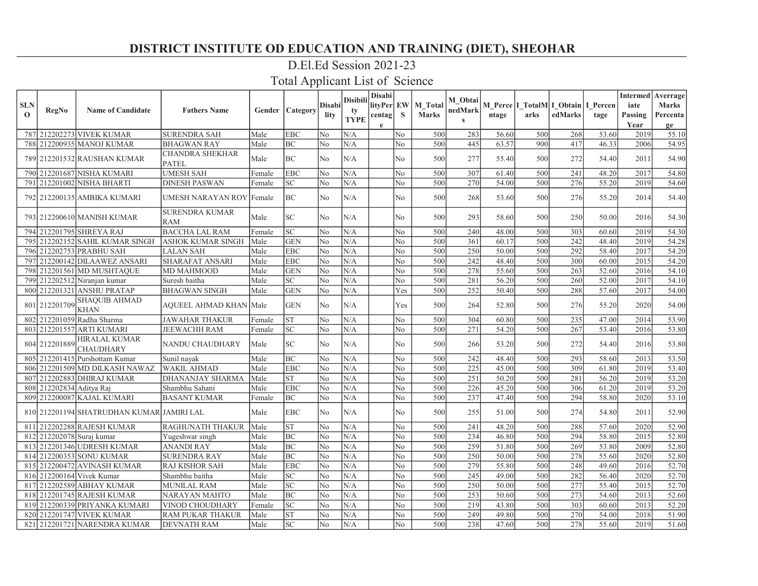# DISTRICT INSTITUTE OD EDUCATION AND TRAINING (DIET), SHEOHAR

## D.El.Ed Session 2021-23

## Total Applicant List of Science

| SLNO | RegNo | Name of Candidate | Fathers Name | Gender | Category | Disability | Disibility TYPE | DisabilityPercentage | EWS | M_Total Marks | M_ObtainedMarks | M_Percentage | I_TotalMarks | I_ObtainedMarks | I_Percentage | Intermediate Passing Year | Averrage Marks Percentage |
|---|---|---|---|---|---|---|---|---|---|---|---|---|---|---|---|---|---|
| 787 | 212202273 | VIVEK KUMAR | SURENDRA SAH | Male | EBC | No | N/A | | No | 500 | 283 | 56.60 | 500 | 268 | 53.60 | 2019 | 55.10 |
| 788 | 212200935 | MANOJ KUMAR | BHAGWAN RAY | Male | BC | No | N/A | | No | 500 | 445 | 63.57 | 900 | 417 | 46.33 | 2006 | 54.95 |
| 789 | 212201532 | RAUSHAN KUMAR | CHANDRA SHEKHAR PATEL | Male | BC | No | N/A | | No | 500 | 277 | 55.40 | 500 | 272 | 54.40 | 2011 | 54.90 |
| 790 | 212201687 | NISHA KUMARI | UMESH SAH | Female | EBC | No | N/A | | No | 500 | 307 | 61.40 | 500 | 241 | 48.20 | 2017 | 54.80 |
| 791 | 212201002 | NISHA BHARTI | DINESH PASWAN | Female | SC | No | N/A | | No | 500 | 270 | 54.00 | 500 | 276 | 55.20 | 2019 | 54.60 |
| 792 | 212200135 | AMBIKA KUMARI | UMESH NARAYAN ROY | Female | BC | No | N/A | | No | 500 | 268 | 53.60 | 500 | 276 | 55.20 | 2014 | 54.40 |
| 793 | 212200610 | MANISH KUMAR | SURENDRA KUMAR RAM | Male | SC | No | N/A | | No | 500 | 293 | 58.60 | 500 | 250 | 50.00 | 2016 | 54.30 |
| 794 | 212201795 | SHREYA RAJ | BACCHA LAL RAM | Female | SC | No | N/A | | No | 500 | 240 | 48.00 | 500 | 303 | 60.60 | 2019 | 54.30 |
| 795 | 212202152 | SAHIL KUMAR SINGH | ASHOK KUMAR SINGH | Male | GEN | No | N/A | | No | 500 | 361 | 60.17 | 500 | 242 | 48.40 | 2019 | 54.28 |
| 796 | 212202753 | PRABHU SAH | LALAN SAH | Male | EBC | No | N/A | | No | 500 | 250 | 50.00 | 500 | 292 | 58.40 | 2017 | 54.20 |
| 797 | 212200142 | DILAAWEZ ANSARI | SHARAFAT ANSARI | Male | EBC | No | N/A | | No | 500 | 242 | 48.40 | 500 | 300 | 60.00 | 2015 | 54.20 |
| 798 | 212201561 | MD MUSHTAQUE | MD MAHMOOD | Male | GEN | No | N/A | | No | 500 | 278 | 55.60 | 500 | 263 | 52.60 | 2016 | 54.10 |
| 799 | 212202512 | Niranjan kumar | Suresh baitha | Male | SC | No | N/A | | No | 500 | 281 | 56.20 | 500 | 260 | 52.00 | 2017 | 54.10 |
| 800 | 212201321 | ANSHU PRATAP | BHAGWAN SINGH | Male | GEN | No | N/A | | Yes | 500 | 252 | 50.40 | 500 | 288 | 57.60 | 2017 | 54.00 |
| 801 | 212201709 | SHAQUIB AHMAD KHAN | AQUEEL AHMAD KHAN | Male | GEN | No | N/A | | Yes | 500 | 264 | 52.80 | 500 | 276 | 55.20 | 2020 | 54.00 |
| 802 | 212201059 | Radha Sharma | JAWAHAR THAKUR | Female | ST | No | N/A | | No | 500 | 304 | 60.80 | 500 | 235 | 47.00 | 2014 | 53.90 |
| 803 | 212201557 | ARTI KUMARI | JEEWACHH RAM | Female | SC | No | N/A | | No | 500 | 271 | 54.20 | 500 | 267 | 53.40 | 2016 | 53.80 |
| 804 | 212201889 | HIRALAL KUMAR CHAUDHARY | NANDU CHAUDHARY | Male | SC | No | N/A | | No | 500 | 266 | 53.20 | 500 | 272 | 54.40 | 2016 | 53.80 |
| 805 | 212201415 | Purshottam Kumar | Sunil nayak | Male | BC | No | N/A | | No | 500 | 242 | 48.40 | 500 | 293 | 58.60 | 2013 | 53.50 |
| 806 | 212201509 | MD DILKASH NAWAZ | WAKIL AHMAD | Male | EBC | No | N/A | | No | 500 | 225 | 45.00 | 500 | 309 | 61.80 | 2019 | 53.40 |
| 807 | 212202883 | DHIRAJ KUMAR | DHANANJAY SHARMA | Male | ST | No | N/A | | No | 500 | 251 | 50.20 | 500 | 281 | 56.20 | 2019 | 53.20 |
| 808 | 212202834 | Aditya Raj | Shambhu Sahani | Male | EBC | No | N/A | | No | 500 | 226 | 45.20 | 500 | 306 | 61.20 | 2019 | 53.20 |
| 809 | 212200087 | KAJAL KUMARI | BASANT KUMAR | Female | BC | No | N/A | | No | 500 | 237 | 47.40 | 500 | 294 | 58.80 | 2020 | 53.10 |
| 810 | 212201194 | SHATRUDHAN KUMAR | JAMIRI LAL | Male | EBC | No | N/A | | No | 500 | 255 | 51.00 | 500 | 274 | 54.80 | 2011 | 52.90 |
| 811 | 212202288 | RAJESH KUMAR | RAGHUNATH THAKUR | Male | ST | No | N/A | | No | 500 | 241 | 48.20 | 500 | 288 | 57.60 | 2020 | 52.90 |
| 812 | 212202078 | Suraj kumar | Yugeshwar singh | Male | BC | No | N/A | | No | 500 | 234 | 46.80 | 500 | 294 | 58.80 | 2015 | 52.80 |
| 813 | 212201346 | UDRESH KUMAR | ANANDI RAY | Male | BC | No | N/A | | No | 500 | 259 | 51.80 | 500 | 269 | 53.80 | 2009 | 52.80 |
| 814 | 212200353 | SONU KUMAR | SURENDRA RAY | Male | BC | No | N/A | | No | 500 | 250 | 50.00 | 500 | 278 | 55.60 | 2020 | 52.80 |
| 815 | 212200472 | AVINASH KUMAR | RAJ KISHOR SAH | Male | EBC | No | N/A | | No | 500 | 279 | 55.80 | 500 | 248 | 49.60 | 2016 | 52.70 |
| 816 | 212200164 | Vivek Kumar | Shambhu baitha | Male | SC | No | N/A | | No | 500 | 245 | 49.00 | 500 | 282 | 56.40 | 2020 | 52.70 |
| 817 | 212202589 | ABHAY KUMAR | MUNILAL RAM | Male | SC | No | N/A | | No | 500 | 250 | 50.00 | 500 | 277 | 55.40 | 2015 | 52.70 |
| 818 | 212201745 | RAJESH KUMAR | NARAYAN MAHTO | Male | BC | No | N/A | | No | 500 | 253 | 50.60 | 500 | 273 | 54.60 | 2013 | 52.60 |
| 819 | 212200339 | PRIYANKA KUMARI | VINOD CHOUDHARY | Female | SC | No | N/A | | No | 500 | 219 | 43.80 | 500 | 303 | 60.60 | 2013 | 52.20 |
| 820 | 212201747 | VIVEK KUMAR | RAM PUKAR THAKUR | Male | ST | No | N/A | | No | 500 | 249 | 49.80 | 500 | 270 | 54.00 | 2018 | 51.90 |
| 821 | 212201721 | NARENDRA KUMAR | DEVNATH RAM | Male | SC | No | N/A | | No | 500 | 238 | 47.60 | 500 | 278 | 55.60 | 2019 | 51.60 |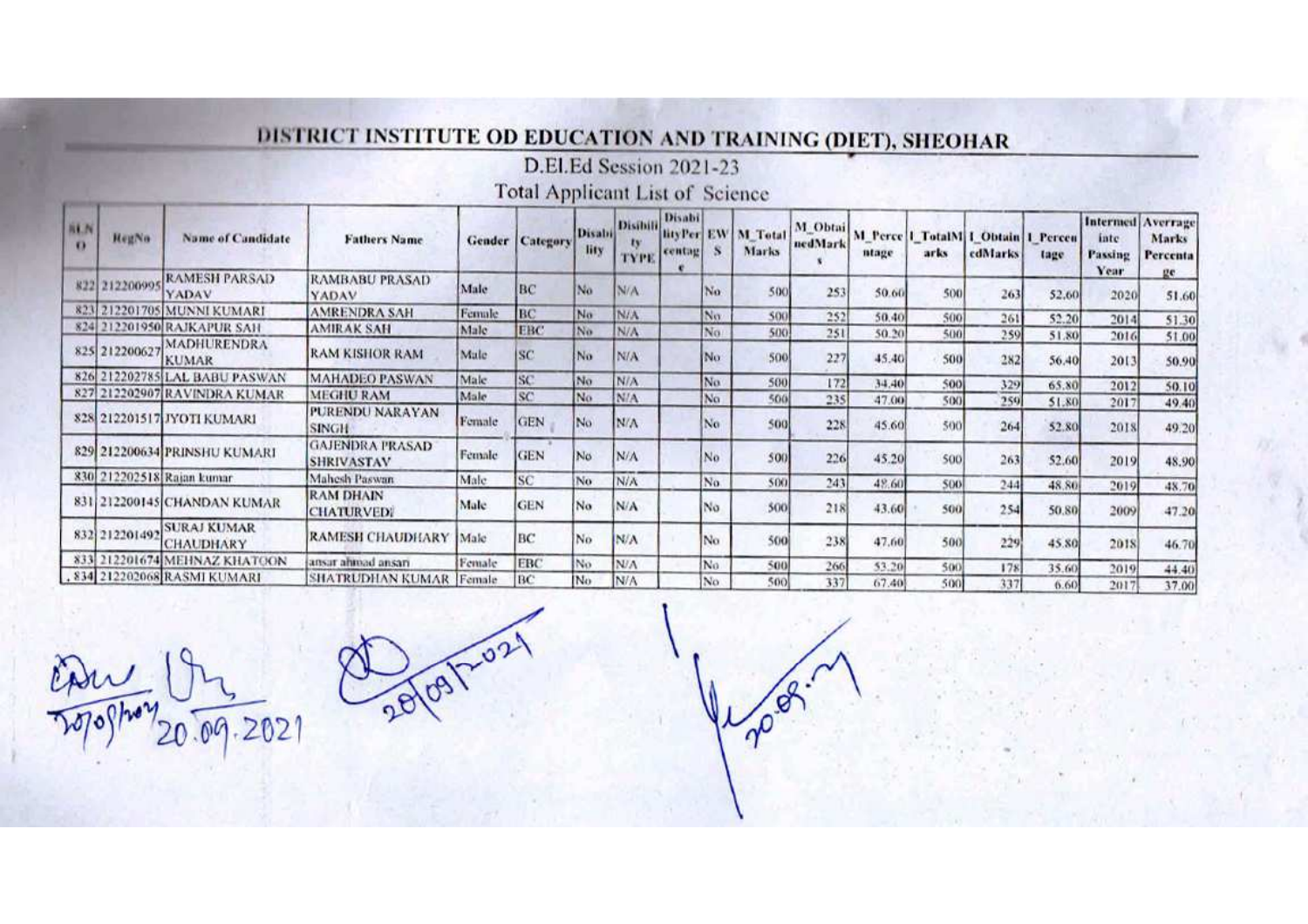# DISTRICT INSTITUTE OD EDUCATION AND TRAINING (DIET), SHEOHAR

## D.El.Ed Session 2021-23

### Total Applicant List of Science

| SLNO | RegNo | Name of Candidate | Fathers Name | Gender | Category | Disability | Disibility TYPE | DisabilityPercentage | EWS | M_Total Marks | M_ObtainedMarks | M_Percentage | I_TotalMarks | I_ObtaincdMarks | I_Percentage | Intermediate Passing Year | Averrage Marks Percentage |
|---|---|---|---|---|---|---|---|---|---|---|---|---|---|---|---|---|---|
| 822 | 212200995 | RAMESH PARSAD YADAV | RAMBABU PRASAD YADAV | Male | BC | No | N/A | | No | 500 | 253 | 50.60 | 500 | 263 | 52.60 | 2020 | 51.60 |
| 823 | 212201705 | MUNNI KUMARI | AMRENDRA SAH | Female | BC | No | N/A | | No | 500 | 252 | 50.40 | 500 | 261 | 52.20 | 2014 | 51.30 |
| 824 | 212201950 | RAJKAPUR SAH | AMIRAK SAH | Male | EBC | No | N/A | | No | 500 | 251 | 50.20 | 500 | 259 | 51.80 | 2016 | 51.00 |
| 825 | 212200627 | MADHURENDRA KUMAR | RAM KISHOR RAM | Male | SC | No | N/A | | No | 500 | 227 | 45.40 | 500 | 282 | 56.40 | 2013 | 50.90 |
| 826 | 212202785 | LAL BABU PASWAN | MAHADEO PASWAN | Male | SC | No | N/A | | No | 500 | 172 | 34.40 | 500 | 329 | 65.80 | 2012 | 50.10 |
| 827 | 212202907 | RAVINDRA KUMAR | MEGHU RAM | Male | SC | No | N/A | | No | 500 | 235 | 47.00 | 500 | 259 | 51.80 | 2017 | 49.40 |
| 828 | 212201517 | JYOTI KUMARI | PURENDU NARAYAN SINGH | Female | GEN | No | N/A | | No | 500 | 228 | 45.60 | 500 | 264 | 52.80 | 2018 | 49.20 |
| 829 | 212200634 | PRINSHU KUMARI | GAJENDRA PRASAD SHRIVASTAV | Female | GEN | No | N/A | | No | 500 | 226 | 45.20 | 500 | 263 | 52.60 | 2019 | 48.90 |
| 830 | 212202518 | Rajan kumar | Mahesh Paswan | Male | SC | No | N/A | | No | 500 | 243 | 48.60 | 500 | 244 | 48.80 | 2019 | 48.70 |
| 831 | 212200145 | CHANDAN KUMAR | RAM DHAIN CHATURVEDI | Male | GEN | No | N/A | | No | 500 | 218 | 43.60 | 500 | 254 | 50.80 | 2009 | 47.20 |
| 832 | 212201492 | SURAJ KUMAR CHAUDHARY | RAMESH CHAUDHARY | Male | BC | No | N/A | | No | 500 | 238 | 47.60 | 500 | 229 | 45.80 | 2018 | 46.70 |
| 833 | 212201674 | MEHNAZ KHATOON | ansar ahmad ansari | Female | EBC | No | N/A | | No | 500 | 266 | 53.20 | 500 | 178 | 35.60 | 2019 | 44.40 |
| 834 | 212202068 | RASMI KUMARI | SHATRUDHAN KUMAR | Female | BC | No | N/A | | No | 500 | 337 | 67.40 | 500 | 337 | 6.60 | 2017 | 37.00 |

20/09/2021 20.09.2021 20/09/2021 20.09.21